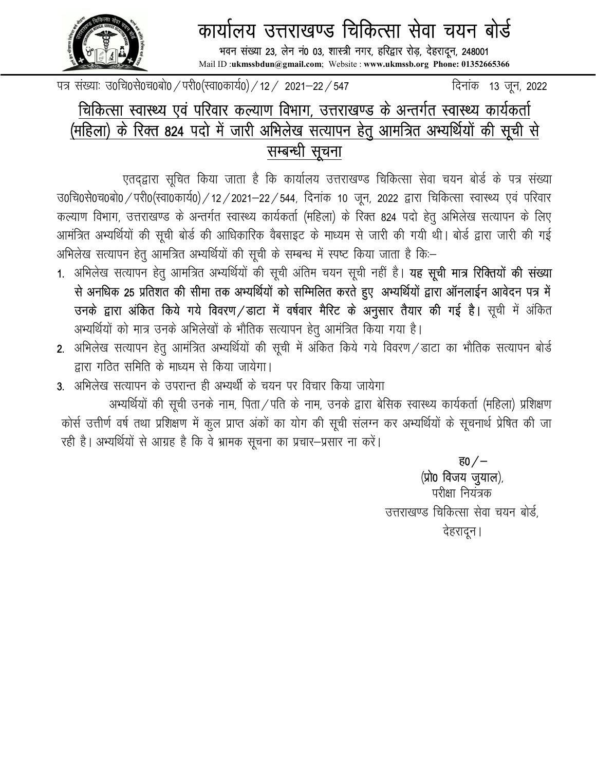# कार्यालय उत्तराखण्ड चिकित्सा सेवा चयन बोर्ड

भवन संख्या 23, लेन नं0 03, शास्त्री नगर, हरिद्वार रोड़, देहरादून, 248001
Mail ID :**ukmssbdun@gmail.com**; Website : **www.ukmssb.org** **Phone: 01352665366**

पत्र संख्याः उ0चि0से0च0बो0 / परी0(स्वा0कार्य0) / 12 / 2021–22 / 547 दिनांक 13 जून, 2022

## चिकित्सा स्वास्थ्य एवं परिवार कल्याण विभाग, उत्तराखण्ड के अन्तर्गत स्वास्थ्य कार्यकर्ता (महिला) के रिक्त 824 पदो में जारी अभिलेख सत्यापन हेतु आमन्त्रित अभ्यर्थियों की सूची से सम्बन्धी सूचना

एतद्द्वारा सूचित किया जाता है कि कार्यालय उत्तराखण्ड चिकित्सा सेवा चयन बोर्ड के पत्र संख्या उ0चि0से0च0बो0 / परी0(स्वा0कार्य0) / 12 / 2021–22 / 544, दिनांक 10 जून, 2022 द्वारा चिकित्सा स्वास्थ्य एवं परिवार कल्याण विभाग, उत्तराखण्ड के अन्तर्गत स्वास्थ्य कार्यकर्ता (महिला) के रिक्त 824 पदो हेतु अभिलेख सत्यापन के लिए आमंत्रित अभ्यर्थियों की सूची बोर्ड की आधिकारिक वैबसाइट के माध्यम से जारी की गयी थी। बोर्ड द्वारा जारी की गई अभिलेख सत्यापन हेतु आमन्त्रित अभ्यर्थियों की सूची के सम्बन्ध में स्पष्ट किया जाता है कि:–

1. अभिलेख सत्यापन हेतु आमन्त्रित अभ्यर्थियों की सूची अंतिम चयन सूची नहीं है। **यह सूची मात्र रिक्तियों की संख्या से अनधिक 25 प्रतिशत की सीमा तक अभ्यर्थियों को सम्मिलित करते हुए अभ्यर्थियों द्वारा ऑनलाईन आवेदन पत्र में उनके द्वारा अंकित किये गये विवरण / डाटा में वर्षवार मैरिट के अनुसार तैयार की गई है।** सूची में अंकित अभ्यर्थियों को मात्र उनके अभिलेखों के भौतिक सत्यापन हेतु आमंत्रित किया गया है।
2. अभिलेख सत्यापन हेतु आमंत्रित अभ्यर्थियों की सूची में अंकित किये गये विवरण / डाटा का भौतिक सत्यापन बोर्ड द्वारा गठित समिति के माध्यम से किया जायेगा।
3. अभिलेख सत्यापन के उपरान्त ही अभ्यर्थी के चयन पर विचार किया जायेगा

अभ्यर्थियों की सूची उनके नाम, पिता / पति के नाम, उनके द्वारा बेसिक स्वास्थ्य कार्यकर्ता (महिला) प्रशिक्षण कोर्स उत्तीर्ण वर्ष तथा प्रशिक्षण में कुल प्राप्त अंकों का योग की सूची संलग्न कर अभ्यर्थियों के सूचनार्थ प्रेषित की जा रही है। अभ्यर्थियों से आग्रह है कि वे भ्रामक सूचना का प्रचार–प्रसार ना करें।

ह0 / –
(प्रो0 विजय जुयाल),
परीक्षा नियंत्रक
उत्तराखण्ड चिकित्सा सेवा चयन बोर्ड,
देहरादून।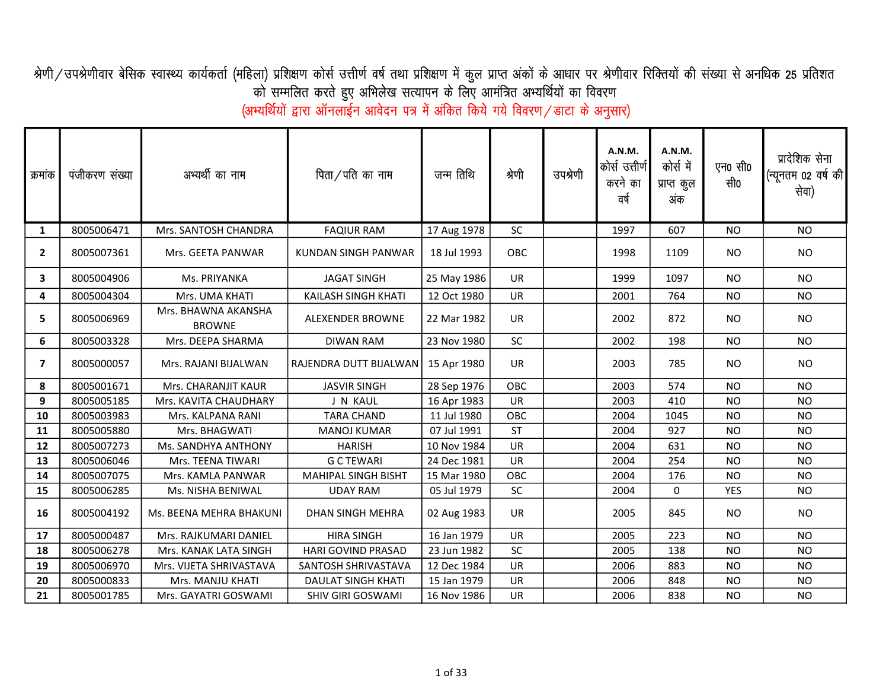# श्रेणी/उपश्रेणीवार बेसिक स्वास्थ्य कार्यकर्ता (महिला) प्रशिक्षण कोर्स उत्तीर्ण वर्ष तथा प्रशिक्षण में कुल प्राप्त अंकों के आधार पर श्रेणीवार रिक्तियों की संख्या से अनधिक 25 प्रतिशत को सम्मिलित करते हुए अभिलेख सत्यापन के लिए आमंत्रित अभ्यर्थियों का विवरण

(अभ्यर्थियों द्वारा ऑनलाईन आवेदन पत्र में अंकित किये गये विवरण/डाटा के अनुसार)

| क्रमांक | पंजीकरण संख्या | अभ्यर्थी का नाम | पिता/पति का नाम | जन्म तिथि | श्रेणी | उपश्रेणी | A.N.M. कोर्स उत्तीर्ण करने का वर्ष | A.N.M. कोर्स में प्राप्त कुल अंक | एन0 सी0 सी0 | प्रादेशिक सेना (न्यूनतम 02 वर्ष की सेवा) |
|---|---|---|---|---|---|---|---|---|---|---|
| 1 | 8005006471 | Mrs. SANTOSH CHANDRA | FAQIUR RAM | 17 Aug 1978 | SC | | 1997 | 607 | NO | NO |
| 2 | 8005007361 | Mrs. GEETA PANWAR | KUNDAN SINGH PANWAR | 18 Jul 1993 | OBC | | 1998 | 1109 | NO | NO |
| 3 | 8005004906 | Ms. PRIYANKA | JAGAT SINGH | 25 May 1986 | UR | | 1999 | 1097 | NO | NO |
| 4 | 8005004304 | Mrs. UMA KHATI | KAILASH SINGH KHATI | 12 Oct 1980 | UR | | 2001 | 764 | NO | NO |
| 5 | 8005006969 | Mrs. BHAWNA AKANSHA BROWNE | ALEXENDER BROWNE | 22 Mar 1982 | UR | | 2002 | 872 | NO | NO |
| 6 | 8005003328 | Mrs. DEEPA SHARMA | DIWAN RAM | 23 Nov 1980 | SC | | 2002 | 198 | NO | NO |
| 7 | 8005000057 | Mrs. RAJANI BIJALWAN | RAJENDRA DUTT BIJALWAN | 15 Apr 1980 | UR | | 2003 | 785 | NO | NO |
| 8 | 8005001671 | Mrs. CHARANJIT KAUR | JASVIR SINGH | 28 Sep 1976 | OBC | | 2003 | 574 | NO | NO |
| 9 | 8005005185 | Mrs. KAVITA CHAUDHARY | J N KAUL | 16 Apr 1983 | UR | | 2003 | 410 | NO | NO |
| 10 | 8005003983 | Mrs. KALPANA RANI | TARA CHAND | 11 Jul 1980 | OBC | | 2004 | 1045 | NO | NO |
| 11 | 8005005880 | Mrs. BHAGWATI | MANOJ KUMAR | 07 Jul 1991 | ST | | 2004 | 927 | NO | NO |
| 12 | 8005007273 | Ms. SANDHYA ANTHONY | HARISH | 10 Nov 1984 | UR | | 2004 | 631 | NO | NO |
| 13 | 8005006046 | Mrs. TEENA TIWARI | G C TEWARI | 24 Dec 1981 | UR | | 2004 | 254 | NO | NO |
| 14 | 8005007075 | Mrs. KAMLA PANWAR | MAHIPAL SINGH BISHT | 15 Mar 1980 | OBC | | 2004 | 176 | NO | NO |
| 15 | 8005006285 | Ms. NISHA BENIWAL | UDAY RAM | 05 Jul 1979 | SC | | 2004 | 0 | YES | NO |
| 16 | 8005004192 | Ms. BEENA MEHRA BHAKUNI | DHAN SINGH MEHRA | 02 Aug 1983 | UR | | 2005 | 845 | NO | NO |
| 17 | 8005000487 | Mrs. RAJKUMARI DANIEL | HIRA SINGH | 16 Jan 1979 | UR | | 2005 | 223 | NO | NO |
| 18 | 8005006278 | Mrs. KANAK LATA SINGH | HARI GOVIND PRASAD | 23 Jun 1982 | SC | | 2005 | 138 | NO | NO |
| 19 | 8005006970 | Mrs. VIJETA SHRIVASTAVA | SANTOSH SHRIVASTAVA | 12 Dec 1984 | UR | | 2006 | 883 | NO | NO |
| 20 | 8005000833 | Mrs. MANJU KHATI | DAULAT SINGH KHATI | 15 Jan 1979 | UR | | 2006 | 848 | NO | NO |
| 21 | 8005001785 | Mrs. GAYATRI GOSWAMI | SHIV GIRI GOSWAMI | 16 Nov 1986 | UR | | 2006 | 838 | NO | NO |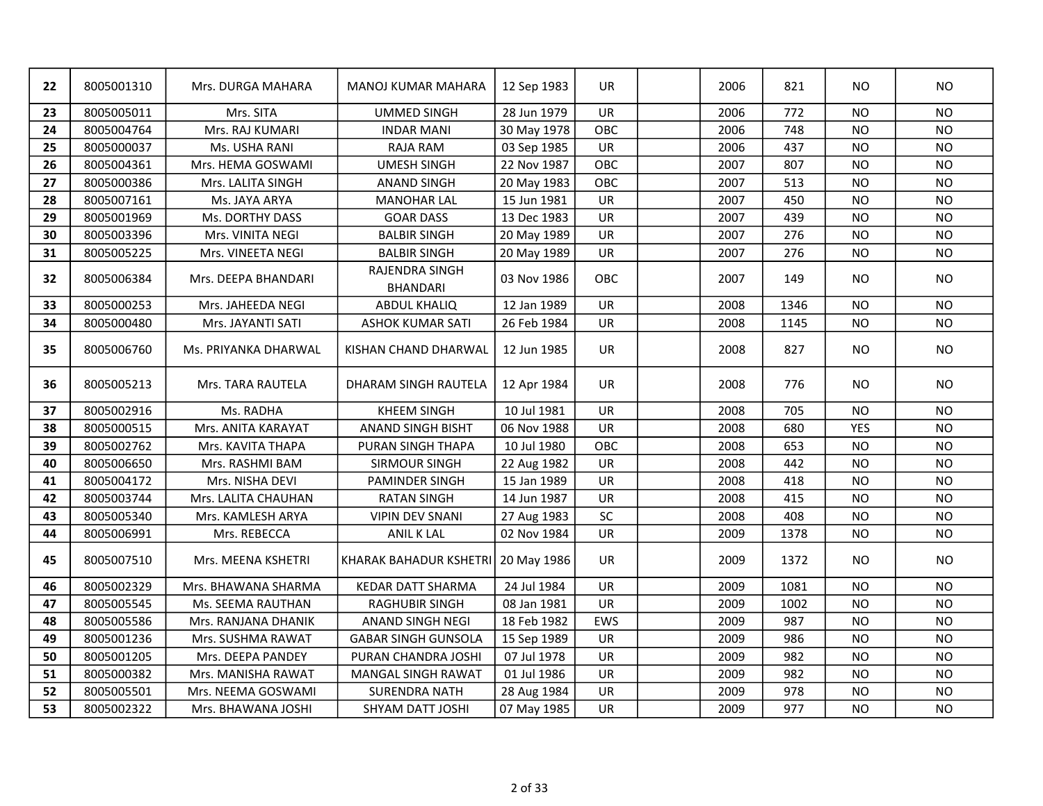| | | | | | | | | | | |
|---|---|---|---|---|---|---|---|---|---|---|
| **22** | 8005001310 | Mrs. DURGA MAHARA | MANOJ KUMAR MAHARA | 12 Sep 1983 | UR | | 2006 | 821 | NO | NO |
| **23** | 8005005011 | Mrs. SITA | UMMED SINGH | 28 Jun 1979 | UR | | 2006 | 772 | NO | NO |
| **24** | 8005004764 | Mrs. RAJ KUMARI | INDAR MANI | 30 May 1978 | OBC | | 2006 | 748 | NO | NO |
| **25** | 8005000037 | Ms. USHA RANI | RAJA RAM | 03 Sep 1985 | UR | | 2006 | 437 | NO | NO |
| **26** | 8005004361 | Mrs. HEMA GOSWAMI | UMESH SINGH | 22 Nov 1987 | OBC | | 2007 | 807 | NO | NO |
| **27** | 8005000386 | Mrs. LALITA SINGH | ANAND SINGH | 20 May 1983 | OBC | | 2007 | 513 | NO | NO |
| **28** | 8005007161 | Ms. JAYA ARYA | MANOHAR LAL | 15 Jun 1981 | UR | | 2007 | 450 | NO | NO |
| **29** | 8005001969 | Ms. DORTHY DASS | GOAR DASS | 13 Dec 1983 | UR | | 2007 | 439 | NO | NO |
| **30** | 8005003396 | Mrs. VINITA NEGI | BALBIR SINGH | 20 May 1989 | UR | | 2007 | 276 | NO | NO |
| **31** | 8005005225 | Mrs. VINEETA NEGI | BALBIR SINGH | 20 May 1989 | UR | | 2007 | 276 | NO | NO |
| **32** | 8005006384 | Mrs. DEEPA BHANDARI | RAJENDRA SINGH BHANDARI | 03 Nov 1986 | OBC | | 2007 | 149 | NO | NO |
| **33** | 8005000253 | Mrs. JAHEEDA NEGI | ABDUL KHALIQ | 12 Jan 1989 | UR | | 2008 | 1346 | NO | NO |
| **34** | 8005000480 | Mrs. JAYANTI SATI | ASHOK KUMAR SATI | 26 Feb 1984 | UR | | 2008 | 1145 | NO | NO |
| **35** | 8005006760 | Ms. PRIYANKA DHARWAL | KISHAN CHAND DHARWAL | 12 Jun 1985 | UR | | 2008 | 827 | NO | NO |
| **36** | 8005005213 | Mrs. TARA RAUTELA | DHARAM SINGH RAUTELA | 12 Apr 1984 | UR | | 2008 | 776 | NO | NO |
| **37** | 8005002916 | Ms. RADHA | KHEEM SINGH | 10 Jul 1981 | UR | | 2008 | 705 | NO | NO |
| **38** | 8005000515 | Mrs. ANITA KARAYAT | ANAND SINGH BISHT | 06 Nov 1988 | UR | | 2008 | 680 | YES | NO |
| **39** | 8005002762 | Mrs. KAVITA THAPA | PURAN SINGH THAPA | 10 Jul 1980 | OBC | | 2008 | 653 | NO | NO |
| **40** | 8005006650 | Mrs. RASHMI BAM | SIRMOUR SINGH | 22 Aug 1982 | UR | | 2008 | 442 | NO | NO |
| **41** | 8005004172 | Mrs. NISHA DEVI | PAMINDER SINGH | 15 Jan 1989 | UR | | 2008 | 418 | NO | NO |
| **42** | 8005003744 | Mrs. LALITA CHAUHAN | RATAN SINGH | 14 Jun 1987 | UR | | 2008 | 415 | NO | NO |
| **43** | 8005005340 | Mrs. KAMLESH ARYA | VIPIN DEV SNANI | 27 Aug 1983 | SC | | 2008 | 408 | NO | NO |
| **44** | 8005006991 | Mrs. REBECCA | ANIL K LAL | 02 Nov 1984 | UR | | 2009 | 1378 | NO | NO |
| **45** | 8005007510 | Mrs. MEENA KSHETRI | KHARAK BAHADUR KSHETRI | 20 May 1986 | UR | | 2009 | 1372 | NO | NO |
| **46** | 8005002329 | Mrs. BHAWANA SHARMA | KEDAR DATT SHARMA | 24 Jul 1984 | UR | | 2009 | 1081 | NO | NO |
| **47** | 8005005545 | Ms. SEEMA RAUTHAN | RAGHUBIR SINGH | 08 Jan 1981 | UR | | 2009 | 1002 | NO | NO |
| **48** | 8005005586 | Mrs. RANJANA DHANIK | ANAND SINGH NEGI | 18 Feb 1982 | EWS | | 2009 | 987 | NO | NO |
| **49** | 8005001236 | Mrs. SUSHMA RAWAT | GABAR SINGH GUNSOLA | 15 Sep 1989 | UR | | 2009 | 986 | NO | NO |
| **50** | 8005001205 | Mrs. DEEPA PANDEY | PURAN CHANDRA JOSHI | 07 Jul 1978 | UR | | 2009 | 982 | NO | NO |
| **51** | 8005000382 | Mrs. MANISHA RAWAT | MANGAL SINGH RAWAT | 01 Jul 1986 | UR | | 2009 | 982 | NO | NO |
| **52** | 8005005501 | Mrs. NEEMA GOSWAMI | SURENDRA NATH | 28 Aug 1984 | UR | | 2009 | 978 | NO | NO |
| **53** | 8005002322 | Mrs. BHAWANA JOSHI | SHYAM DATT JOSHI | 07 May 1985 | UR | | 2009 | 977 | NO | NO |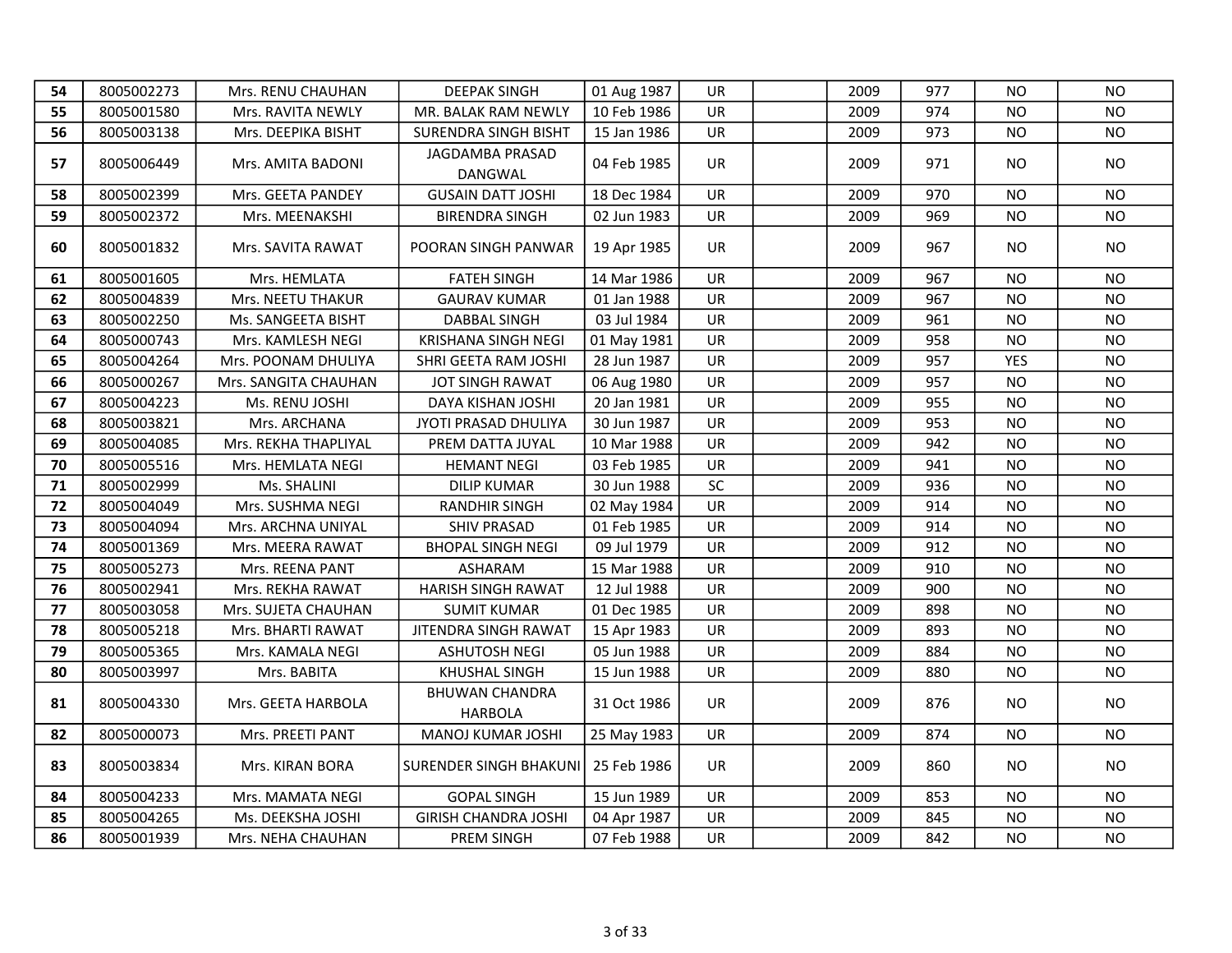| | | | | | | | | | | |
|---|---|---|---|---|---|---|---|---|---|---|
| 54 | 8005002273 | Mrs. RENU CHAUHAN | DEEPAK SINGH | 01 Aug 1987 | UR | | 2009 | 977 | NO | NO |
| 55 | 8005001580 | Mrs. RAVITA NEWLY | MR. BALAK RAM NEWLY | 10 Feb 1986 | UR | | 2009 | 974 | NO | NO |
| 56 | 8005003138 | Mrs. DEEPIKA BISHT | SURENDRA SINGH BISHT | 15 Jan 1986 | UR | | 2009 | 973 | NO | NO |
| 57 | 8005006449 | Mrs. AMITA BADONI | JAGDAMBA PRASAD DANGWAL | 04 Feb 1985 | UR | | 2009 | 971 | NO | NO |
| 58 | 8005002399 | Mrs. GEETA PANDEY | GUSAIN DATT JOSHI | 18 Dec 1984 | UR | | 2009 | 970 | NO | NO |
| 59 | 8005002372 | Mrs. MEENAKSHI | BIRENDRA SINGH | 02 Jun 1983 | UR | | 2009 | 969 | NO | NO |
| 60 | 8005001832 | Mrs. SAVITA RAWAT | POORAN SINGH PANWAR | 19 Apr 1985 | UR | | 2009 | 967 | NO | NO |
| 61 | 8005001605 | Mrs. HEMLATA | FATEH SINGH | 14 Mar 1986 | UR | | 2009 | 967 | NO | NO |
| 62 | 8005004839 | Mrs. NEETU THAKUR | GAURAV KUMAR | 01 Jan 1988 | UR | | 2009 | 967 | NO | NO |
| 63 | 8005002250 | Ms. SANGEETA BISHT | DABBAL SINGH | 03 Jul 1984 | UR | | 2009 | 961 | NO | NO |
| 64 | 8005000743 | Mrs. KAMLESH NEGI | KRISHANA SINGH NEGI | 01 May 1981 | UR | | 2009 | 958 | NO | NO |
| 65 | 8005004264 | Mrs. POONAM DHULIYA | SHRI GEETA RAM JOSHI | 28 Jun 1987 | UR | | 2009 | 957 | YES | NO |
| 66 | 8005000267 | Mrs. SANGITA CHAUHAN | JOT SINGH RAWAT | 06 Aug 1980 | UR | | 2009 | 957 | NO | NO |
| 67 | 8005004223 | Ms. RENU JOSHI | DAYA KISHAN JOSHI | 20 Jan 1981 | UR | | 2009 | 955 | NO | NO |
| 68 | 8005003821 | Mrs. ARCHANA | JYOTI PRASAD DHULIYA | 30 Jun 1987 | UR | | 2009 | 953 | NO | NO |
| 69 | 8005004085 | Mrs. REKHA THAPLIYAL | PREM DATTA JUYAL | 10 Mar 1988 | UR | | 2009 | 942 | NO | NO |
| 70 | 8005005516 | Mrs. HEMLATA NEGI | HEMANT NEGI | 03 Feb 1985 | UR | | 2009 | 941 | NO | NO |
| 71 | 8005002999 | Ms. SHALINI | DILIP KUMAR | 30 Jun 1988 | SC | | 2009 | 936 | NO | NO |
| 72 | 8005004049 | Mrs. SUSHMA NEGI | RANDHIR SINGH | 02 May 1984 | UR | | 2009 | 914 | NO | NO |
| 73 | 8005004094 | Mrs. ARCHNA UNIYAL | SHIV PRASAD | 01 Feb 1985 | UR | | 2009 | 914 | NO | NO |
| 74 | 8005001369 | Mrs. MEERA RAWAT | BHOPAL SINGH NEGI | 09 Jul 1979 | UR | | 2009 | 912 | NO | NO |
| 75 | 8005005273 | Mrs. REENA PANT | ASHARAM | 15 Mar 1988 | UR | | 2009 | 910 | NO | NO |
| 76 | 8005002941 | Mrs. REKHA RAWAT | HARISH SINGH RAWAT | 12 Jul 1988 | UR | | 2009 | 900 | NO | NO |
| 77 | 8005003058 | Mrs. SUJETA CHAUHAN | SUMIT KUMAR | 01 Dec 1985 | UR | | 2009 | 898 | NO | NO |
| 78 | 8005005218 | Mrs. BHARTI RAWAT | JITENDRA SINGH RAWAT | 15 Apr 1983 | UR | | 2009 | 893 | NO | NO |
| 79 | 8005005365 | Mrs. KAMALA NEGI | ASHUTOSH NEGI | 05 Jun 1988 | UR | | 2009 | 884 | NO | NO |
| 80 | 8005003997 | Mrs. BABITA | KHUSHAL SINGH | 15 Jun 1988 | UR | | 2009 | 880 | NO | NO |
| 81 | 8005004330 | Mrs. GEETA HARBOLA | BHUWAN CHANDRA HARBOLA | 31 Oct 1986 | UR | | 2009 | 876 | NO | NO |
| 82 | 8005000073 | Mrs. PREETI PANT | MANOJ KUMAR JOSHI | 25 May 1983 | UR | | 2009 | 874 | NO | NO |
| 83 | 8005003834 | Mrs. KIRAN BORA | SURENDER SINGH BHAKUNI | 25 Feb 1986 | UR | | 2009 | 860 | NO | NO |
| 84 | 8005004233 | Mrs. MAMATA NEGI | GOPAL SINGH | 15 Jun 1989 | UR | | 2009 | 853 | NO | NO |
| 85 | 8005004265 | Ms. DEEKSHA JOSHI | GIRISH CHANDRA JOSHI | 04 Apr 1987 | UR | | 2009 | 845 | NO | NO |
| 86 | 8005001939 | Mrs. NEHA CHAUHAN | PREM SINGH | 07 Feb 1988 | UR | | 2009 | 842 | NO | NO |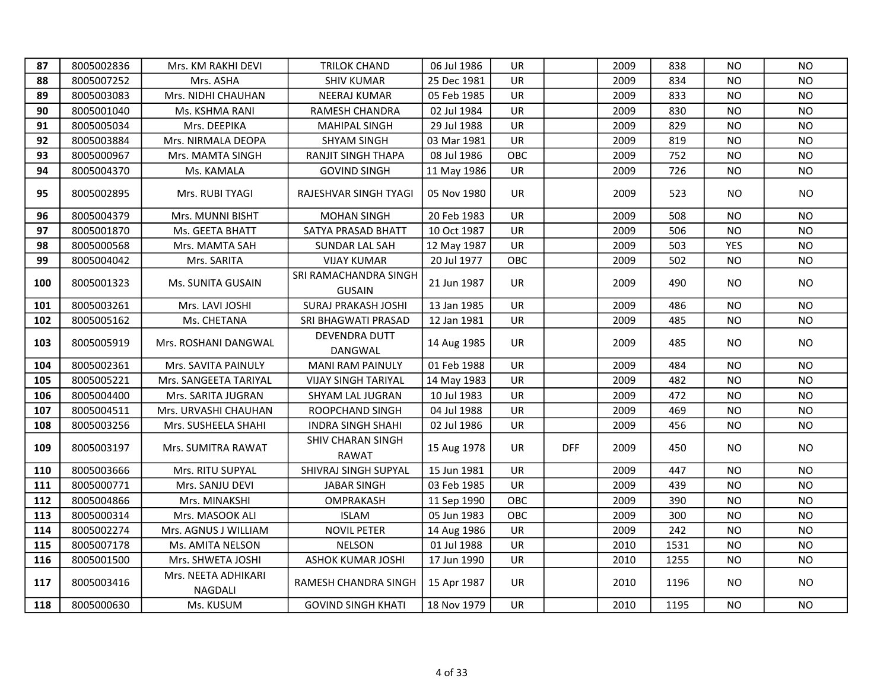| | | | | | | | | | | |
|---|---|---|---|---|---|---|---|---|---|---|
| **87** | 8005002836 | Mrs. KM RAKHI DEVI | TRILOK CHAND | 06 Jul 1986 | UR | | 2009 | 838 | NO | NO |
| **88** | 8005007252 | Mrs. ASHA | SHIV KUMAR | 25 Dec 1981 | UR | | 2009 | 834 | NO | NO |
| **89** | 8005003083 | Mrs. NIDHI CHAUHAN | NEERAJ KUMAR | 05 Feb 1985 | UR | | 2009 | 833 | NO | NO |
| **90** | 8005001040 | Ms. KSHMA RANI | RAMESH CHANDRA | 02 Jul 1984 | UR | | 2009 | 830 | NO | NO |
| **91** | 8005005034 | Mrs. DEEPIKA | MAHIPAL SINGH | 29 Jul 1988 | UR | | 2009 | 829 | NO | NO |
| **92** | 8005003884 | Mrs. NIRMALA DEOPA | SHYAM SINGH | 03 Mar 1981 | UR | | 2009 | 819 | NO | NO |
| **93** | 8005000967 | Mrs. MAMTA SINGH | RANJIT SINGH THAPA | 08 Jul 1986 | OBC | | 2009 | 752 | NO | NO |
| **94** | 8005004370 | Ms. KAMALA | GOVIND SINGH | 11 May 1986 | UR | | 2009 | 726 | NO | NO |
| **95** | 8005002895 | Mrs. RUBI TYAGI | RAJESHVAR SINGH TYAGI | 05 Nov 1980 | UR | | 2009 | 523 | NO | NO |
| **96** | 8005004379 | Mrs. MUNNI BISHT | MOHAN SINGH | 20 Feb 1983 | UR | | 2009 | 508 | NO | NO |
| **97** | 8005001870 | Ms. GEETA BHATT | SATYA PRASAD BHATT | 10 Oct 1987 | UR | | 2009 | 506 | NO | NO |
| **98** | 8005000568 | Mrs. MAMTA SAH | SUNDAR LAL SAH | 12 May 1987 | UR | | 2009 | 503 | YES | NO |
| **99** | 8005004042 | Mrs. SARITA | VIJAY KUMAR | 20 Jul 1977 | OBC | | 2009 | 502 | NO | NO |
| **100** | 8005001323 | Ms. SUNITA GUSAIN | SRI RAMACHANDRA SINGH GUSAIN | 21 Jun 1987 | UR | | 2009 | 490 | NO | NO |
| **101** | 8005003261 | Mrs. LAVI JOSHI | SURAJ PRAKASH JOSHI | 13 Jan 1985 | UR | | 2009 | 486 | NO | NO |
| **102** | 8005005162 | Ms. CHETANA | SRI BHAGWATI PRASAD | 12 Jan 1981 | UR | | 2009 | 485 | NO | NO |
| **103** | 8005005919 | Mrs. ROSHANI DANGWAL | DEVENDRA DUTT DANGWAL | 14 Aug 1985 | UR | | 2009 | 485 | NO | NO |
| **104** | 8005002361 | Mrs. SAVITA PAINULY | MANI RAM PAINULY | 01 Feb 1988 | UR | | 2009 | 484 | NO | NO |
| **105** | 8005005221 | Mrs. SANGEETA TARIYAL | VIJAY SINGH TARIYAL | 14 May 1983 | UR | | 2009 | 482 | NO | NO |
| **106** | 8005004400 | Mrs. SARITA JUGRAN | SHYAM LAL JUGRAN | 10 Jul 1983 | UR | | 2009 | 472 | NO | NO |
| **107** | 8005004511 | Mrs. URVASHI CHAUHAN | ROOPCHAND SINGH | 04 Jul 1988 | UR | | 2009 | 469 | NO | NO |
| **108** | 8005003256 | Mrs. SUSHEELA SHAHI | INDRA SINGH SHAHI | 02 Jul 1986 | UR | | 2009 | 456 | NO | NO |
| **109** | 8005003197 | Mrs. SUMITRA RAWAT | SHIV CHARAN SINGH RAWAT | 15 Aug 1978 | UR | DFF | 2009 | 450 | NO | NO |
| **110** | 8005003666 | Mrs. RITU SUPYAL | SHIVRAJ SINGH SUPYAL | 15 Jun 1981 | UR | | 2009 | 447 | NO | NO |
| **111** | 8005000771 | Mrs. SANJU DEVI | JABAR SINGH | 03 Feb 1985 | UR | | 2009 | 439 | NO | NO |
| **112** | 8005004866 | Mrs. MINAKSHI | OMPRAKASH | 11 Sep 1990 | OBC | | 2009 | 390 | NO | NO |
| **113** | 8005000314 | Mrs. MASOOK ALI | ISLAM | 05 Jun 1983 | OBC | | 2009 | 300 | NO | NO |
| **114** | 8005002274 | Mrs. AGNUS J WILLIAM | NOVIL PETER | 14 Aug 1986 | UR | | 2009 | 242 | NO | NO |
| **115** | 8005007178 | Ms. AMITA NELSON | NELSON | 01 Jul 1988 | UR | | 2010 | 1531 | NO | NO |
| **116** | 8005001500 | Mrs. SHWETA JOSHI | ASHOK KUMAR JOSHI | 17 Jun 1990 | UR | | 2010 | 1255 | NO | NO |
| **117** | 8005003416 | Mrs. NEETA ADHIKARI NAGDALI | RAMESH CHANDRA SINGH | 15 Apr 1987 | UR | | 2010 | 1196 | NO | NO |
| **118** | 8005000630 | Ms. KUSUM | GOVIND SINGH KHATI | 18 Nov 1979 | UR | | 2010 | 1195 | NO | NO |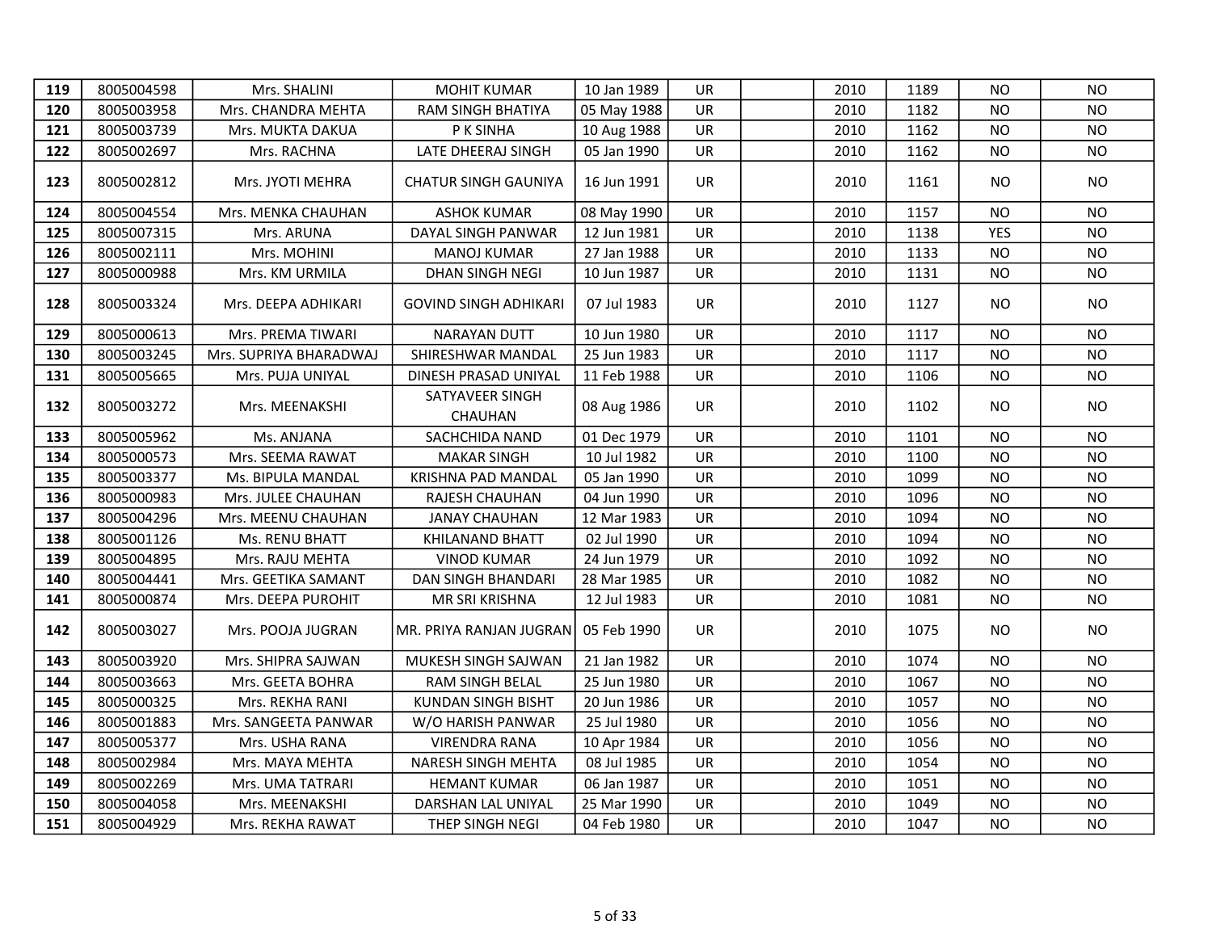| 119 | 8005004598 | Mrs. SHALINI | MOHIT KUMAR | 10 Jan 1989 | UR | | 2010 | 1189 | NO | NO |
|---|---|---|---|---|---|---|---|---|---|---|
| 120 | 8005003958 | Mrs. CHANDRA MEHTA | RAM SINGH BHATIYA | 05 May 1988 | UR | | 2010 | 1182 | NO | NO |
| 121 | 8005003739 | Mrs. MUKTA DAKUA | P K SINHA | 10 Aug 1988 | UR | | 2010 | 1162 | NO | NO |
| 122 | 8005002697 | Mrs. RACHNA | LATE DHEERAJ SINGH | 05 Jan 1990 | UR | | 2010 | 1162 | NO | NO |
| 123 | 8005002812 | Mrs. JYOTI MEHRA | CHATUR SINGH GAUNIYA | 16 Jun 1991 | UR | | 2010 | 1161 | NO | NO |
| 124 | 8005004554 | Mrs. MENKA CHAUHAN | ASHOK KUMAR | 08 May 1990 | UR | | 2010 | 1157 | NO | NO |
| 125 | 8005007315 | Mrs. ARUNA | DAYAL SINGH PANWAR | 12 Jun 1981 | UR | | 2010 | 1138 | YES | NO |
| 126 | 8005002111 | Mrs. MOHINI | MANOJ KUMAR | 27 Jan 1988 | UR | | 2010 | 1133 | NO | NO |
| 127 | 8005000988 | Mrs. KM URMILA | DHAN SINGH NEGI | 10 Jun 1987 | UR | | 2010 | 1131 | NO | NO |
| 128 | 8005003324 | Mrs. DEEPA ADHIKARI | GOVIND SINGH ADHIKARI | 07 Jul 1983 | UR | | 2010 | 1127 | NO | NO |
| 129 | 8005000613 | Mrs. PREMA TIWARI | NARAYAN DUTT | 10 Jun 1980 | UR | | 2010 | 1117 | NO | NO |
| 130 | 8005003245 | Mrs. SUPRIYA BHARADWAJ | SHIRESHWAR MANDAL | 25 Jun 1983 | UR | | 2010 | 1117 | NO | NO |
| 131 | 8005005665 | Mrs. PUJA UNIYAL | DINESH PRASAD UNIYAL | 11 Feb 1988 | UR | | 2010 | 1106 | NO | NO |
| 132 | 8005003272 | Mrs. MEENAKSHI | SATYAVEER SINGH CHAUHAN | 08 Aug 1986 | UR | | 2010 | 1102 | NO | NO |
| 133 | 8005005962 | Ms. ANJANA | SACHCHIDA NAND | 01 Dec 1979 | UR | | 2010 | 1101 | NO | NO |
| 134 | 8005000573 | Mrs. SEEMA RAWAT | MAKAR SINGH | 10 Jul 1982 | UR | | 2010 | 1100 | NO | NO |
| 135 | 8005003377 | Ms. BIPULA MANDAL | KRISHNA PAD MANDAL | 05 Jan 1990 | UR | | 2010 | 1099 | NO | NO |
| 136 | 8005000983 | Mrs. JULEE CHAUHAN | RAJESH CHAUHAN | 04 Jun 1990 | UR | | 2010 | 1096 | NO | NO |
| 137 | 8005004296 | Mrs. MEENU CHAUHAN | JANAY CHAUHAN | 12 Mar 1983 | UR | | 2010 | 1094 | NO | NO |
| 138 | 8005001126 | Ms. RENU BHATT | KHILANAND BHATT | 02 Jul 1990 | UR | | 2010 | 1094 | NO | NO |
| 139 | 8005004895 | Mrs. RAJU MEHTA | VINOD KUMAR | 24 Jun 1979 | UR | | 2010 | 1092 | NO | NO |
| 140 | 8005004441 | Mrs. GEETIKA SAMANT | DAN SINGH BHANDARI | 28 Mar 1985 | UR | | 2010 | 1082 | NO | NO |
| 141 | 8005000874 | Mrs. DEEPA PUROHIT | MR SRI KRISHNA | 12 Jul 1983 | UR | | 2010 | 1081 | NO | NO |
| 142 | 8005003027 | Mrs. POOJA JUGRAN | MR. PRIYA RANJAN JUGRAN | 05 Feb 1990 | UR | | 2010 | 1075 | NO | NO |
| 143 | 8005003920 | Mrs. SHIPRA SAJWAN | MUKESH SINGH SAJWAN | 21 Jan 1982 | UR | | 2010 | 1074 | NO | NO |
| 144 | 8005003663 | Mrs. GEETA BOHRA | RAM SINGH BELAL | 25 Jun 1980 | UR | | 2010 | 1067 | NO | NO |
| 145 | 8005000325 | Mrs. REKHA RANI | KUNDAN SINGH BISHT | 20 Jun 1986 | UR | | 2010 | 1057 | NO | NO |
| 146 | 8005001883 | Mrs. SANGEETA PANWAR | W/O HARISH PANWAR | 25 Jul 1980 | UR | | 2010 | 1056 | NO | NO |
| 147 | 8005005377 | Mrs. USHA RANA | VIRENDRA RANA | 10 Apr 1984 | UR | | 2010 | 1056 | NO | NO |
| 148 | 8005002984 | Mrs. MAYA MEHTA | NARESH SINGH MEHTA | 08 Jul 1985 | UR | | 2010 | 1054 | NO | NO |
| 149 | 8005002269 | Mrs. UMA TATRARI | HEMANT KUMAR | 06 Jan 1987 | UR | | 2010 | 1051 | NO | NO |
| 150 | 8005004058 | Mrs. MEENAKSHI | DARSHAN LAL UNIYAL | 25 Mar 1990 | UR | | 2010 | 1049 | NO | NO |
| 151 | 8005004929 | Mrs. REKHA RAWAT | THEP SINGH NEGI | 04 Feb 1980 | UR | | 2010 | 1047 | NO | NO |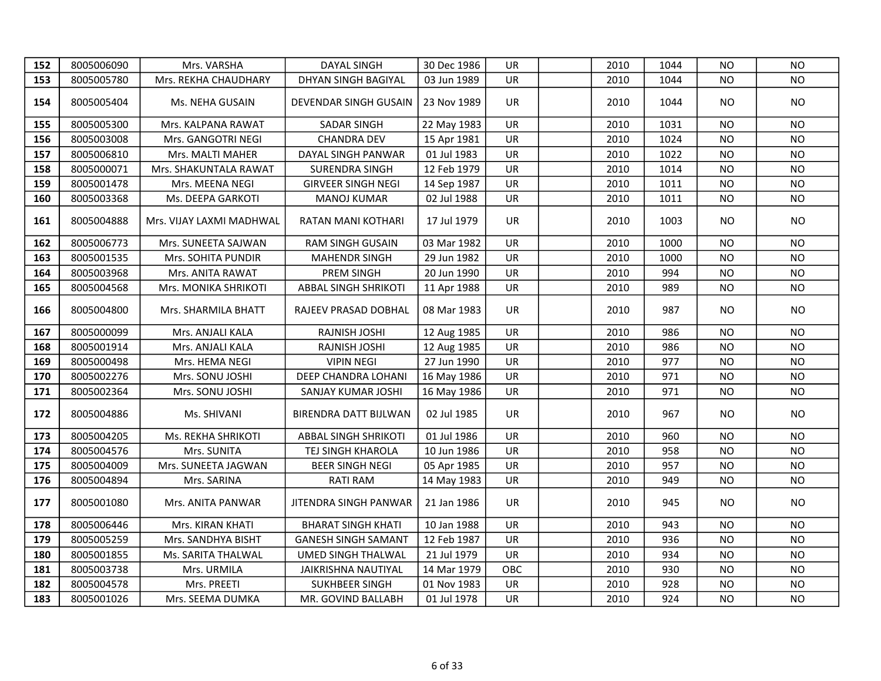| 152 | 8005006090 | Mrs. VARSHA | DAYAL SINGH | 30 Dec 1986 | UR | | 2010 | 1044 | NO | NO |
|---|---|---|---|---|---|---|---|---|---|---|
| 153 | 8005005780 | Mrs. REKHA CHAUDHARY | DHYAN SINGH BAGIYAL | 03 Jun 1989 | UR | | 2010 | 1044 | NO | NO |
| 154 | 8005005404 | Ms. NEHA GUSAIN | DEVENDAR SINGH GUSAIN | 23 Nov 1989 | UR | | 2010 | 1044 | NO | NO |
| 155 | 8005005300 | Mrs. KALPANA RAWAT | SADAR SINGH | 22 May 1983 | UR | | 2010 | 1031 | NO | NO |
| 156 | 8005003008 | Mrs. GANGOTRI NEGI | CHANDRA DEV | 15 Apr 1981 | UR | | 2010 | 1024 | NO | NO |
| 157 | 8005006810 | Mrs. MALTI MAHER | DAYAL SINGH PANWAR | 01 Jul 1983 | UR | | 2010 | 1022 | NO | NO |
| 158 | 8005000071 | Mrs. SHAKUNTALA RAWAT | SURENDRA SINGH | 12 Feb 1979 | UR | | 2010 | 1014 | NO | NO |
| 159 | 8005001478 | Mrs. MEENA NEGI | GIRVEER SINGH NEGI | 14 Sep 1987 | UR | | 2010 | 1011 | NO | NO |
| 160 | 8005003368 | Ms. DEEPA GARKOTI | MANOJ KUMAR | 02 Jul 1988 | UR | | 2010 | 1011 | NO | NO |
| 161 | 8005004888 | Mrs. VIJAY LAXMI MADHWAL | RATAN MANI KOTHARI | 17 Jul 1979 | UR | | 2010 | 1003 | NO | NO |
| 162 | 8005006773 | Mrs. SUNEETA SAJWAN | RAM SINGH GUSAIN | 03 Mar 1982 | UR | | 2010 | 1000 | NO | NO |
| 163 | 8005001535 | Mrs. SOHITA PUNDIR | MAHENDR SINGH | 29 Jun 1982 | UR | | 2010 | 1000 | NO | NO |
| 164 | 8005003968 | Mrs. ANITA RAWAT | PREM SINGH | 20 Jun 1990 | UR | | 2010 | 994 | NO | NO |
| 165 | 8005004568 | Mrs. MONIKA SHRIKOTI | ABBAL SINGH SHRIKOTI | 11 Apr 1988 | UR | | 2010 | 989 | NO | NO |
| 166 | 8005004800 | Mrs. SHARMILA BHATT | RAJEEV PRASAD DOBHAL | 08 Mar 1983 | UR | | 2010 | 987 | NO | NO |
| 167 | 8005000099 | Mrs. ANJALI KALA | RAJNISH JOSHI | 12 Aug 1985 | UR | | 2010 | 986 | NO | NO |
| 168 | 8005001914 | Mrs. ANJALI KALA | RAJNISH JOSHI | 12 Aug 1985 | UR | | 2010 | 986 | NO | NO |
| 169 | 8005000498 | Mrs. HEMA NEGI | VIPIN NEGI | 27 Jun 1990 | UR | | 2010 | 977 | NO | NO |
| 170 | 8005002276 | Mrs. SONU JOSHI | DEEP CHANDRA LOHANI | 16 May 1986 | UR | | 2010 | 971 | NO | NO |
| 171 | 8005002364 | Mrs. SONU JOSHI | SANJAY KUMAR JOSHI | 16 May 1986 | UR | | 2010 | 971 | NO | NO |
| 172 | 8005004886 | Ms. SHIVANI | BIRENDRA DATT BIJLWAN | 02 Jul 1985 | UR | | 2010 | 967 | NO | NO |
| 173 | 8005004205 | Ms. REKHA SHRIKOTI | ABBAL SINGH SHRIKOTI | 01 Jul 1986 | UR | | 2010 | 960 | NO | NO |
| 174 | 8005004576 | Mrs. SUNITA | TEJ SINGH KHAROLA | 10 Jun 1986 | UR | | 2010 | 958 | NO | NO |
| 175 | 8005004009 | Mrs. SUNEETA JAGWAN | BEER SINGH NEGI | 05 Apr 1985 | UR | | 2010 | 957 | NO | NO |
| 176 | 8005004894 | Mrs. SARINA | RATI RAM | 14 May 1983 | UR | | 2010 | 949 | NO | NO |
| 177 | 8005001080 | Mrs. ANITA PANWAR | JITENDRA SINGH PANWAR | 21 Jan 1986 | UR | | 2010 | 945 | NO | NO |
| 178 | 8005006446 | Mrs. KIRAN KHATI | BHARAT SINGH KHATI | 10 Jan 1988 | UR | | 2010 | 943 | NO | NO |
| 179 | 8005005259 | Mrs. SANDHYA BISHT | GANESH SINGH SAMANT | 12 Feb 1987 | UR | | 2010 | 936 | NO | NO |
| 180 | 8005001855 | Ms. SARITA THALWAL | UMED SINGH THALWAL | 21 Jul 1979 | UR | | 2010 | 934 | NO | NO |
| 181 | 8005003738 | Mrs. URMILA | JAIKRISHNA NAUTIYAL | 14 Mar 1979 | OBC | | 2010 | 930 | NO | NO |
| 182 | 8005004578 | Mrs. PREETI | SUKHBEER SINGH | 01 Nov 1983 | UR | | 2010 | 928 | NO | NO |
| 183 | 8005001026 | Mrs. SEEMA DUMKA | MR. GOVIND BALLABH | 01 Jul 1978 | UR | | 2010 | 924 | NO | NO |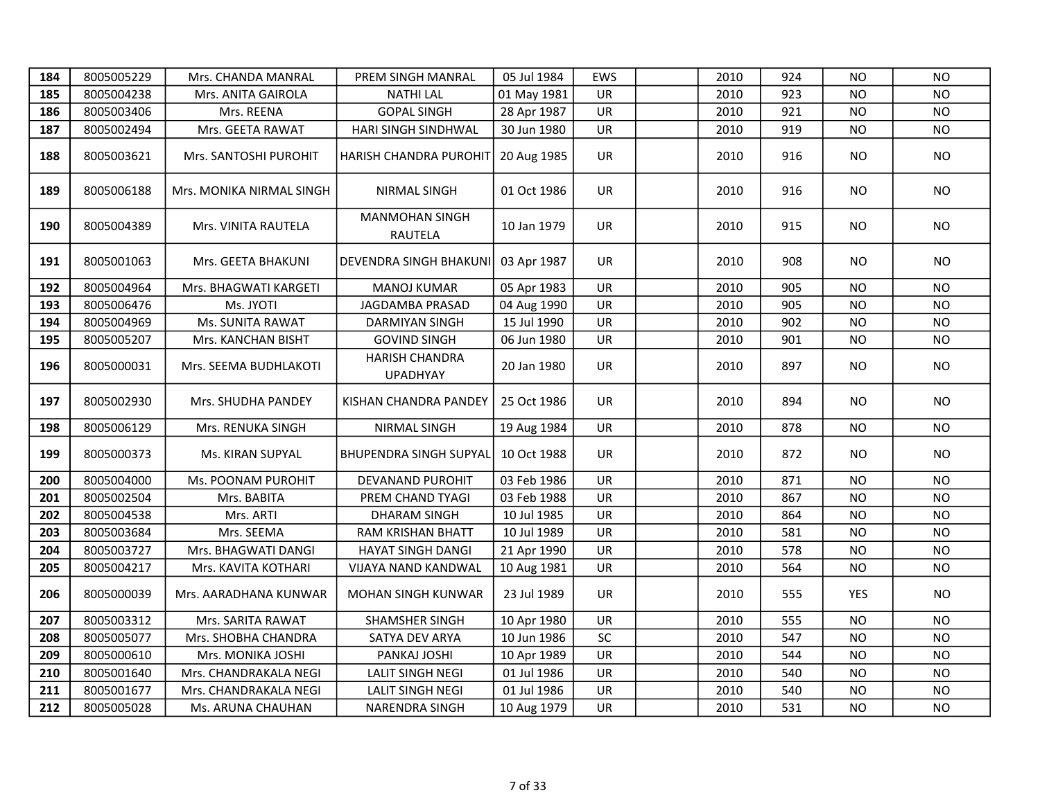| 184 | 8005005229 | Mrs. CHANDA MANRAL | PREM SINGH MANRAL | 05 Jul 1984 | EWS | | 2010 | 924 | NO | NO |
|---|---|---|---|---|---|---|---|---|---|---|
| 185 | 8005004238 | Mrs. ANITA GAIROLA | NATHI LAL | 01 May 1981 | UR | | 2010 | 923 | NO | NO |
| 186 | 8005003406 | Mrs. REENA | GOPAL SINGH | 28 Apr 1987 | UR | | 2010 | 921 | NO | NO |
| 187 | 8005002494 | Mrs. GEETA RAWAT | HARI SINGH SINDHWAL | 30 Jun 1980 | UR | | 2010 | 919 | NO | NO |
| 188 | 8005003621 | Mrs. SANTOSHI PUROHIT | HARISH CHANDRA PUROHIT | 20 Aug 1985 | UR | | 2010 | 916 | NO | NO |
| 189 | 8005006188 | Mrs. MONIKA NIRMAL SINGH | NIRMAL SINGH | 01 Oct 1986 | UR | | 2010 | 916 | NO | NO |
| 190 | 8005004389 | Mrs. VINITA RAUTELA | MANMOHAN SINGH RAUTELA | 10 Jan 1979 | UR | | 2010 | 915 | NO | NO |
| 191 | 8005001063 | Mrs. GEETA BHAKUNI | DEVENDRA SINGH BHAKUNI | 03 Apr 1987 | UR | | 2010 | 908 | NO | NO |
| 192 | 8005004964 | Mrs. BHAGWATI KARGETI | MANOJ KUMAR | 05 Apr 1983 | UR | | 2010 | 905 | NO | NO |
| 193 | 8005006476 | Ms. JYOTI | JAGDAMBA PRASAD | 04 Aug 1990 | UR | | 2010 | 905 | NO | NO |
| 194 | 8005004969 | Ms. SUNITA RAWAT | DARMIYAN SINGH | 15 Jul 1990 | UR | | 2010 | 902 | NO | NO |
| 195 | 8005005207 | Mrs. KANCHAN BISHT | GOVIND SINGH | 06 Jun 1980 | UR | | 2010 | 901 | NO | NO |
| 196 | 8005000031 | Mrs. SEEMA BUDHLAKOTI | HARISH CHANDRA UPADHYAY | 20 Jan 1980 | UR | | 2010 | 897 | NO | NO |
| 197 | 8005002930 | Mrs. SHUDHA PANDEY | KISHAN CHANDRA PANDEY | 25 Oct 1986 | UR | | 2010 | 894 | NO | NO |
| 198 | 8005006129 | Mrs. RENUKA SINGH | NIRMAL SINGH | 19 Aug 1984 | UR | | 2010 | 878 | NO | NO |
| 199 | 8005000373 | Ms. KIRAN SUPYAL | BHUPENDRA SINGH SUPYAL | 10 Oct 1988 | UR | | 2010 | 872 | NO | NO |
| 200 | 8005004000 | Ms. POONAM PUROHIT | DEVANAND PUROHIT | 03 Feb 1986 | UR | | 2010 | 871 | NO | NO |
| 201 | 8005002504 | Mrs. BABITA | PREM CHAND TYAGI | 03 Feb 1988 | UR | | 2010 | 867 | NO | NO |
| 202 | 8005004538 | Mrs. ARTI | DHARAM SINGH | 10 Jul 1985 | UR | | 2010 | 864 | NO | NO |
| 203 | 8005003684 | Mrs. SEEMA | RAM KRISHAN BHATT | 10 Jul 1989 | UR | | 2010 | 581 | NO | NO |
| 204 | 8005003727 | Mrs. BHAGWATI DANGI | HAYAT SINGH DANGI | 21 Apr 1990 | UR | | 2010 | 578 | NO | NO |
| 205 | 8005004217 | Mrs. KAVITA KOTHARI | VIJAYA NAND KANDWAL | 10 Aug 1981 | UR | | 2010 | 564 | NO | NO |
| 206 | 8005000039 | Mrs. AARADHANA KUNWAR | MOHAN SINGH KUNWAR | 23 Jul 1989 | UR | | 2010 | 555 | YES | NO |
| 207 | 8005003312 | Mrs. SARITA RAWAT | SHAMSHER SINGH | 10 Apr 1980 | UR | | 2010 | 555 | NO | NO |
| 208 | 8005005077 | Mrs. SHOBHA CHANDRA | SATYA DEV ARYA | 10 Jun 1986 | SC | | 2010 | 547 | NO | NO |
| 209 | 8005000610 | Mrs. MONIKA JOSHI | PANKAJ JOSHI | 10 Apr 1989 | UR | | 2010 | 544 | NO | NO |
| 210 | 8005001640 | Mrs. CHANDRAKALA NEGI | LALIT SINGH NEGI | 01 Jul 1986 | UR | | 2010 | 540 | NO | NO |
| 211 | 8005001677 | Mrs. CHANDRAKALA NEGI | LALIT SINGH NEGI | 01 Jul 1986 | UR | | 2010 | 540 | NO | NO |
| 212 | 8005005028 | Ms. ARUNA CHAUHAN | NARENDRA SINGH | 10 Aug 1979 | UR | | 2010 | 531 | NO | NO |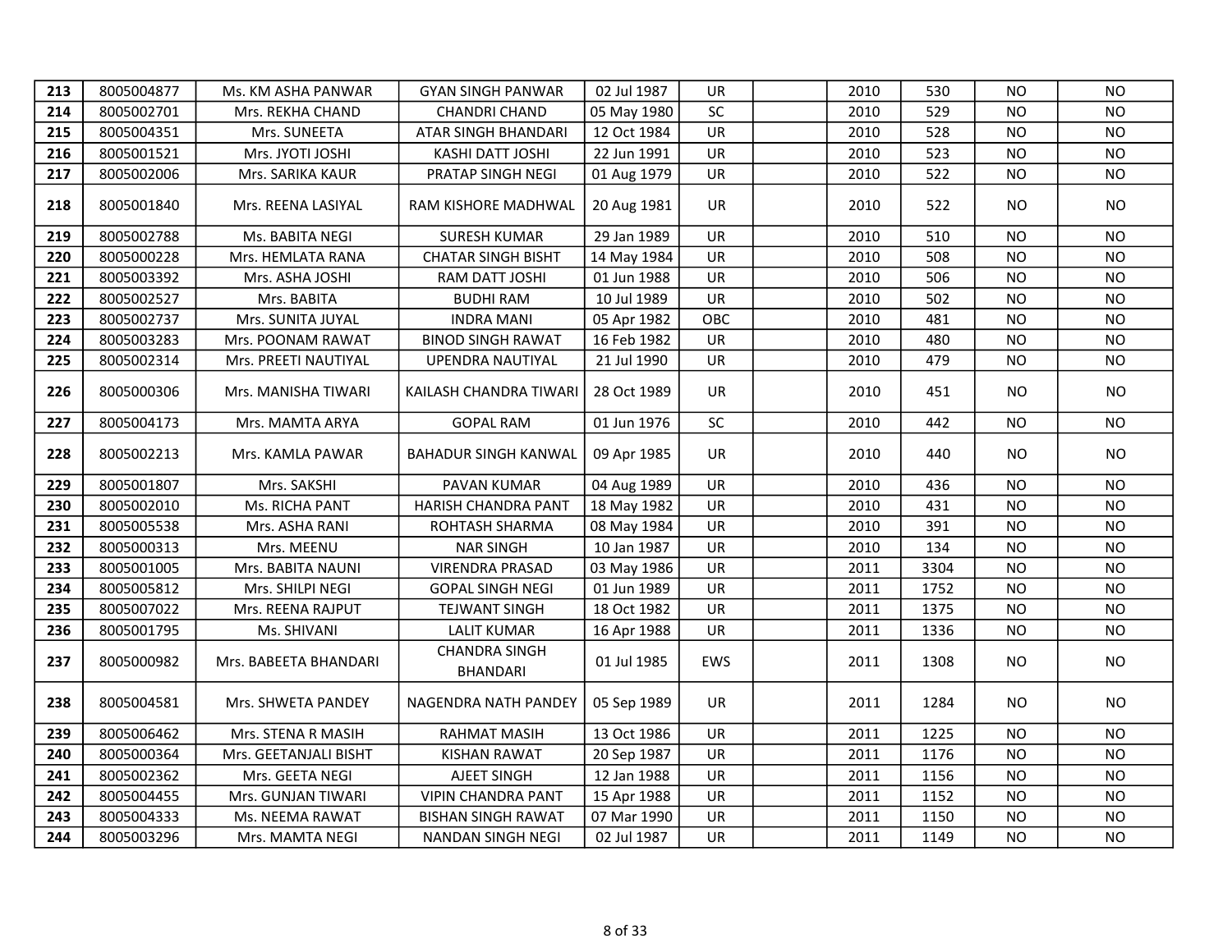| 213 | 8005004877 | Ms. KM ASHA PANWAR | GYAN SINGH PANWAR | 02 Jul 1987 | UR | | 2010 | 530 | NO | NO |
|---|---|---|---|---|---|---|---|---|---|---|
| 214 | 8005002701 | Mrs. REKHA CHAND | CHANDRI CHAND | 05 May 1980 | SC | | 2010 | 529 | NO | NO |
| 215 | 8005004351 | Mrs. SUNEETA | ATAR SINGH BHANDARI | 12 Oct 1984 | UR | | 2010 | 528 | NO | NO |
| 216 | 8005001521 | Mrs. JYOTI JOSHI | KASHI DATT JOSHI | 22 Jun 1991 | UR | | 2010 | 523 | NO | NO |
| 217 | 8005002006 | Mrs. SARIKA KAUR | PRATAP SINGH NEGI | 01 Aug 1979 | UR | | 2010 | 522 | NO | NO |
| 218 | 8005001840 | Mrs. REENA LASIYAL | RAM KISHORE MADHWAL | 20 Aug 1981 | UR | | 2010 | 522 | NO | NO |
| 219 | 8005002788 | Ms. BABITA NEGI | SURESH KUMAR | 29 Jan 1989 | UR | | 2010 | 510 | NO | NO |
| 220 | 8005000228 | Mrs. HEMLATA RANA | CHATAR SINGH BISHT | 14 May 1984 | UR | | 2010 | 508 | NO | NO |
| 221 | 8005003392 | Mrs. ASHA JOSHI | RAM DATT JOSHI | 01 Jun 1988 | UR | | 2010 | 506 | NO | NO |
| 222 | 8005002527 | Mrs. BABITA | BUDHI RAM | 10 Jul 1989 | UR | | 2010 | 502 | NO | NO |
| 223 | 8005002737 | Mrs. SUNITA JUYAL | INDRA MANI | 05 Apr 1982 | OBC | | 2010 | 481 | NO | NO |
| 224 | 8005003283 | Mrs. POONAM RAWAT | BINOD SINGH RAWAT | 16 Feb 1982 | UR | | 2010 | 480 | NO | NO |
| 225 | 8005002314 | Mrs. PREETI NAUTIYAL | UPENDRA NAUTIYAL | 21 Jul 1990 | UR | | 2010 | 479 | NO | NO |
| 226 | 8005000306 | Mrs. MANISHA TIWARI | KAILASH CHANDRA TIWARI | 28 Oct 1989 | UR | | 2010 | 451 | NO | NO |
| 227 | 8005004173 | Mrs. MAMTA ARYA | GOPAL RAM | 01 Jun 1976 | SC | | 2010 | 442 | NO | NO |
| 228 | 8005002213 | Mrs. KAMLA PAWAR | BAHADUR SINGH KANWAL | 09 Apr 1985 | UR | | 2010 | 440 | NO | NO |
| 229 | 8005001807 | Mrs. SAKSHI | PAVAN KUMAR | 04 Aug 1989 | UR | | 2010 | 436 | NO | NO |
| 230 | 8005002010 | Ms. RICHA PANT | HARISH CHANDRA PANT | 18 May 1982 | UR | | 2010 | 431 | NO | NO |
| 231 | 8005005538 | Mrs. ASHA RANI | ROHTASH SHARMA | 08 May 1984 | UR | | 2010 | 391 | NO | NO |
| 232 | 8005000313 | Mrs. MEENU | NAR SINGH | 10 Jan 1987 | UR | | 2010 | 134 | NO | NO |
| 233 | 8005001005 | Mrs. BABITA NAUNI | VIRENDRA PRASAD | 03 May 1986 | UR | | 2011 | 3304 | NO | NO |
| 234 | 8005005812 | Mrs. SHILPI NEGI | GOPAL SINGH NEGI | 01 Jun 1989 | UR | | 2011 | 1752 | NO | NO |
| 235 | 8005007022 | Mrs. REENA RAJPUT | TEJWANT SINGH | 18 Oct 1982 | UR | | 2011 | 1375 | NO | NO |
| 236 | 8005001795 | Ms. SHIVANI | LALIT KUMAR | 16 Apr 1988 | UR | | 2011 | 1336 | NO | NO |
| 237 | 8005000982 | Mrs. BABEETA BHANDARI | CHANDRA SINGH BHANDARI | 01 Jul 1985 | EWS | | 2011 | 1308 | NO | NO |
| 238 | 8005004581 | Mrs. SHWETA PANDEY | NAGENDRA NATH PANDEY | 05 Sep 1989 | UR | | 2011 | 1284 | NO | NO |
| 239 | 8005006462 | Mrs. STENA R MASIH | RAHMAT MASIH | 13 Oct 1986 | UR | | 2011 | 1225 | NO | NO |
| 240 | 8005000364 | Mrs. GEETANJALI BISHT | KISHAN RAWAT | 20 Sep 1987 | UR | | 2011 | 1176 | NO | NO |
| 241 | 8005002362 | Mrs. GEETA NEGI | AJEET SINGH | 12 Jan 1988 | UR | | 2011 | 1156 | NO | NO |
| 242 | 8005004455 | Mrs. GUNJAN TIWARI | VIPIN CHANDRA PANT | 15 Apr 1988 | UR | | 2011 | 1152 | NO | NO |
| 243 | 8005004333 | Ms. NEEMA RAWAT | BISHAN SINGH RAWAT | 07 Mar 1990 | UR | | 2011 | 1150 | NO | NO |
| 244 | 8005003296 | Mrs. MAMTA NEGI | NANDAN SINGH NEGI | 02 Jul 1987 | UR | | 2011 | 1149 | NO | NO |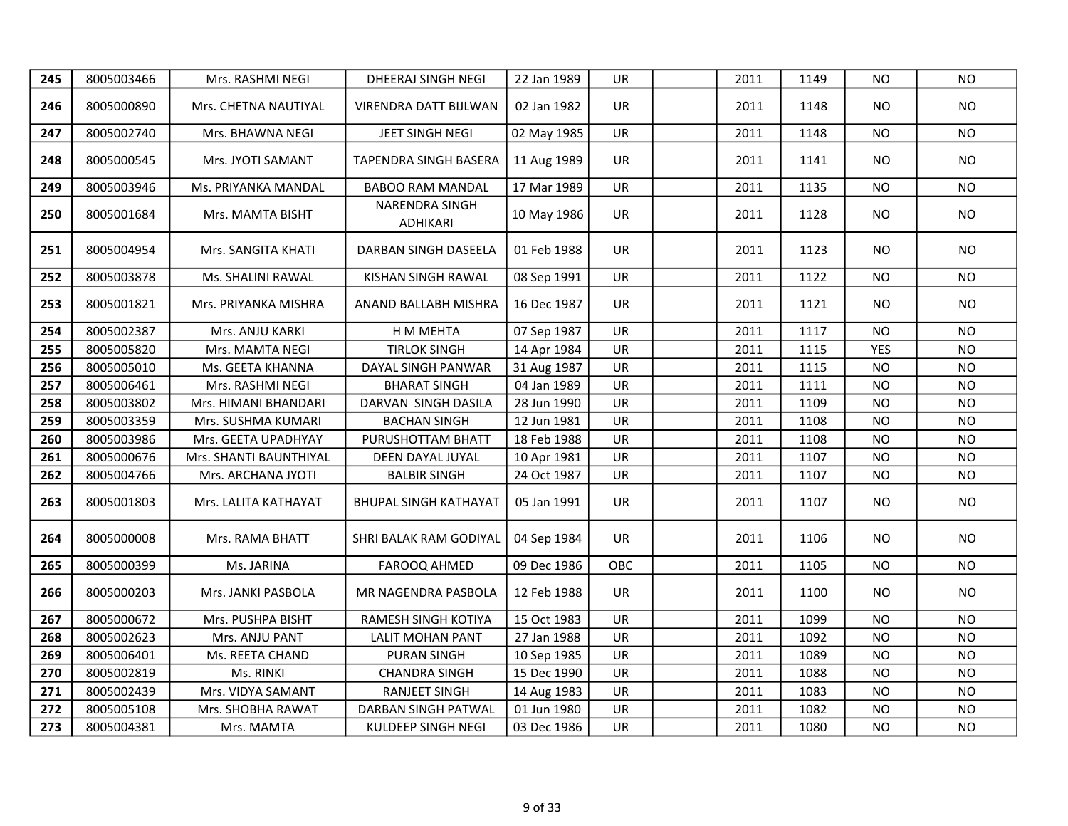| | | | | | | | | | | |
|---|---|---|---|---|---|---|---|---|---|---|
| **245** | 8005003466 | Mrs. RASHMI NEGI | DHEERAJ SINGH NEGI | 22 Jan 1989 | UR | | 2011 | 1149 | NO | NO |
| **246** | 8005000890 | Mrs. CHETNA NAUTIYAL | VIRENDRA DATT BIJLWAN | 02 Jan 1982 | UR | | 2011 | 1148 | NO | NO |
| **247** | 8005002740 | Mrs. BHAWNA NEGI | JEET SINGH NEGI | 02 May 1985 | UR | | 2011 | 1148 | NO | NO |
| **248** | 8005000545 | Mrs. JYOTI SAMANT | TAPENDRA SINGH BASERA | 11 Aug 1989 | UR | | 2011 | 1141 | NO | NO |
| **249** | 8005003946 | Ms. PRIYANKA MANDAL | BABOO RAM MANDAL | 17 Mar 1989 | UR | | 2011 | 1135 | NO | NO |
| **250** | 8005001684 | Mrs. MAMTA BISHT | NARENDRA SINGH ADHIKARI | 10 May 1986 | UR | | 2011 | 1128 | NO | NO |
| **251** | 8005004954 | Mrs. SANGITA KHATI | DARBAN SINGH DASEELA | 01 Feb 1988 | UR | | 2011 | 1123 | NO | NO |
| **252** | 8005003878 | Ms. SHALINI RAWAL | KISHAN SINGH RAWAL | 08 Sep 1991 | UR | | 2011 | 1122 | NO | NO |
| **253** | 8005001821 | Mrs. PRIYANKA MISHRA | ANAND BALLABH MISHRA | 16 Dec 1987 | UR | | 2011 | 1121 | NO | NO |
| **254** | 8005002387 | Mrs. ANJU KARKI | H M MEHTA | 07 Sep 1987 | UR | | 2011 | 1117 | NO | NO |
| **255** | 8005005820 | Mrs. MAMTA NEGI | TIRLOK SINGH | 14 Apr 1984 | UR | | 2011 | 1115 | YES | NO |
| **256** | 8005005010 | Ms. GEETA KHANNA | DAYAL SINGH PANWAR | 31 Aug 1987 | UR | | 2011 | 1115 | NO | NO |
| **257** | 8005006461 | Mrs. RASHMI NEGI | BHARAT SINGH | 04 Jan 1989 | UR | | 2011 | 1111 | NO | NO |
| **258** | 8005003802 | Mrs. HIMANI BHANDARI | DARVAN SINGH DASILA | 28 Jun 1990 | UR | | 2011 | 1109 | NO | NO |
| **259** | 8005003359 | Mrs. SUSHMA KUMARI | BACHAN SINGH | 12 Jun 1981 | UR | | 2011 | 1108 | NO | NO |
| **260** | 8005003986 | Mrs. GEETA UPADHYAY | PURUSHOTTAM BHATT | 18 Feb 1988 | UR | | 2011 | 1108 | NO | NO |
| **261** | 8005000676 | Mrs. SHANTI BAUNTHIYAL | DEEN DAYAL JUYAL | 10 Apr 1981 | UR | | 2011 | 1107 | NO | NO |
| **262** | 8005004766 | Mrs. ARCHANA JYOTI | BALBIR SINGH | 24 Oct 1987 | UR | | 2011 | 1107 | NO | NO |
| **263** | 8005001803 | Mrs. LALITA KATHAYAT | BHUPAL SINGH KATHAYAT | 05 Jan 1991 | UR | | 2011 | 1107 | NO | NO |
| **264** | 8005000008 | Mrs. RAMA BHATT | SHRI BALAK RAM GODIYAL | 04 Sep 1984 | UR | | 2011 | 1106 | NO | NO |
| **265** | 8005000399 | Ms. JARINA | FAROOQ AHMED | 09 Dec 1986 | OBC | | 2011 | 1105 | NO | NO |
| **266** | 8005000203 | Mrs. JANKI PASBOLA | MR NAGENDRA PASBOLA | 12 Feb 1988 | UR | | 2011 | 1100 | NO | NO |
| **267** | 8005000672 | Mrs. PUSHPA BISHT | RAMESH SINGH KOTIYA | 15 Oct 1983 | UR | | 2011 | 1099 | NO | NO |
| **268** | 8005002623 | Mrs. ANJU PANT | LALIT MOHAN PANT | 27 Jan 1988 | UR | | 2011 | 1092 | NO | NO |
| **269** | 8005006401 | Ms. REETA CHAND | PURAN SINGH | 10 Sep 1985 | UR | | 2011 | 1089 | NO | NO |
| **270** | 8005002819 | Ms. RINKI | CHANDRA SINGH | 15 Dec 1990 | UR | | 2011 | 1088 | NO | NO |
| **271** | 8005002439 | Mrs. VIDYA SAMANT | RANJEET SINGH | 14 Aug 1983 | UR | | 2011 | 1083 | NO | NO |
| **272** | 8005005108 | Mrs. SHOBHA RAWAT | DARBAN SINGH PATWAL | 01 Jun 1980 | UR | | 2011 | 1082 | NO | NO |
| **273** | 8005004381 | Mrs. MAMTA | KULDEEP SINGH NEGI | 03 Dec 1986 | UR | | 2011 | 1080 | NO | NO |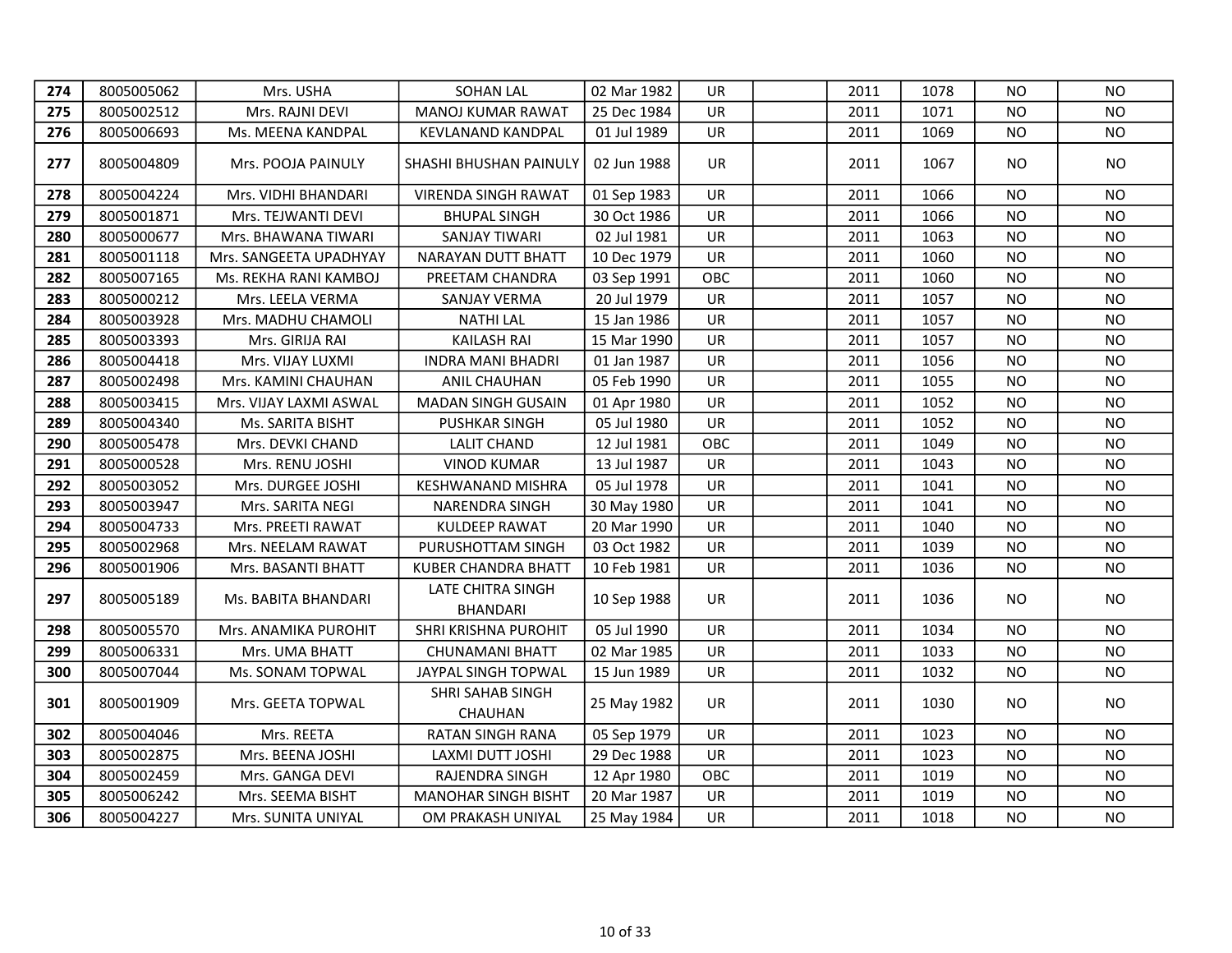| 274 | 8005005062 | Mrs. USHA | SOHAN LAL | 02 Mar 1982 | UR | | 2011 | 1078 | NO | NO |
|---|---|---|---|---|---|---|---|---|---|---|
| 275 | 8005002512 | Mrs. RAJNI DEVI | MANOJ KUMAR RAWAT | 25 Dec 1984 | UR | | 2011 | 1071 | NO | NO |
| 276 | 8005006693 | Ms. MEENA KANDPAL | KEVLANAND KANDPAL | 01 Jul 1989 | UR | | 2011 | 1069 | NO | NO |
| 277 | 8005004809 | Mrs. POOJA PAINULY | SHASHI BHUSHAN PAINULY | 02 Jun 1988 | UR | | 2011 | 1067 | NO | NO |
| 278 | 8005004224 | Mrs. VIDHI BHANDARI | VIRENDA SINGH RAWAT | 01 Sep 1983 | UR | | 2011 | 1066 | NO | NO |
| 279 | 8005001871 | Mrs. TEJWANTI DEVI | BHUPAL SINGH | 30 Oct 1986 | UR | | 2011 | 1066 | NO | NO |
| 280 | 8005000677 | Mrs. BHAWANA TIWARI | SANJAY TIWARI | 02 Jul 1981 | UR | | 2011 | 1063 | NO | NO |
| 281 | 8005001118 | Mrs. SANGEETA UPADHYAY | NARAYAN DUTT BHATT | 10 Dec 1979 | UR | | 2011 | 1060 | NO | NO |
| 282 | 8005007165 | Ms. REKHA RANI KAMBOJ | PREETAM CHANDRA | 03 Sep 1991 | OBC | | 2011 | 1060 | NO | NO |
| 283 | 8005000212 | Mrs. LEELA VERMA | SANJAY VERMA | 20 Jul 1979 | UR | | 2011 | 1057 | NO | NO |
| 284 | 8005003928 | Mrs. MADHU CHAMOLI | NATHI LAL | 15 Jan 1986 | UR | | 2011 | 1057 | NO | NO |
| 285 | 8005003393 | Mrs. GIRIJA RAI | KAILASH RAI | 15 Mar 1990 | UR | | 2011 | 1057 | NO | NO |
| 286 | 8005004418 | Mrs. VIJAY LUXMI | INDRA MANI BHADRI | 01 Jan 1987 | UR | | 2011 | 1056 | NO | NO |
| 287 | 8005002498 | Mrs. KAMINI CHAUHAN | ANIL CHAUHAN | 05 Feb 1990 | UR | | 2011 | 1055 | NO | NO |
| 288 | 8005003415 | Mrs. VIJAY LAXMI ASWAL | MADAN SINGH GUSAIN | 01 Apr 1980 | UR | | 2011 | 1052 | NO | NO |
| 289 | 8005004340 | Ms. SARITA BISHT | PUSHKAR SINGH | 05 Jul 1980 | UR | | 2011 | 1052 | NO | NO |
| 290 | 8005005478 | Mrs. DEVKI CHAND | LALIT CHAND | 12 Jul 1981 | OBC | | 2011 | 1049 | NO | NO |
| 291 | 8005000528 | Mrs. RENU JOSHI | VINOD KUMAR | 13 Jul 1987 | UR | | 2011 | 1043 | NO | NO |
| 292 | 8005003052 | Mrs. DURGEE JOSHI | KESHWANAND MISHRA | 05 Jul 1978 | UR | | 2011 | 1041 | NO | NO |
| 293 | 8005003947 | Mrs. SARITA NEGI | NARENDRA SINGH | 30 May 1980 | UR | | 2011 | 1041 | NO | NO |
| 294 | 8005004733 | Mrs. PREETI RAWAT | KULDEEP RAWAT | 20 Mar 1990 | UR | | 2011 | 1040 | NO | NO |
| 295 | 8005002968 | Mrs. NEELAM RAWAT | PURUSHOTTAM SINGH | 03 Oct 1982 | UR | | 2011 | 1039 | NO | NO |
| 296 | 8005001906 | Mrs. BASANTI BHATT | KUBER CHANDRA BHATT | 10 Feb 1981 | UR | | 2011 | 1036 | NO | NO |
| 297 | 8005005189 | Ms. BABITA BHANDARI | LATE CHITRA SINGH BHANDARI | 10 Sep 1988 | UR | | 2011 | 1036 | NO | NO |
| 298 | 8005005570 | Mrs. ANAMIKA PUROHIT | SHRI KRISHNA PUROHIT | 05 Jul 1990 | UR | | 2011 | 1034 | NO | NO |
| 299 | 8005006331 | Mrs. UMA BHATT | CHUNAMANI BHATT | 02 Mar 1985 | UR | | 2011 | 1033 | NO | NO |
| 300 | 8005007044 | Ms. SONAM TOPWAL | JAYPAL SINGH TOPWAL | 15 Jun 1989 | UR | | 2011 | 1032 | NO | NO |
| 301 | 8005001909 | Mrs. GEETA TOPWAL | SHRI SAHAB SINGH CHAUHAN | 25 May 1982 | UR | | 2011 | 1030 | NO | NO |
| 302 | 8005004046 | Mrs. REETA | RATAN SINGH RANA | 05 Sep 1979 | UR | | 2011 | 1023 | NO | NO |
| 303 | 8005002875 | Mrs. BEENA JOSHI | LAXMI DUTT JOSHI | 29 Dec 1988 | UR | | 2011 | 1023 | NO | NO |
| 304 | 8005002459 | Mrs. GANGA DEVI | RAJENDRA SINGH | 12 Apr 1980 | OBC | | 2011 | 1019 | NO | NO |
| 305 | 8005006242 | Mrs. SEEMA BISHT | MANOHAR SINGH BISHT | 20 Mar 1987 | UR | | 2011 | 1019 | NO | NO |
| 306 | 8005004227 | Mrs. SUNITA UNIYAL | OM PRAKASH UNIYAL | 25 May 1984 | UR | | 2011 | 1018 | NO | NO |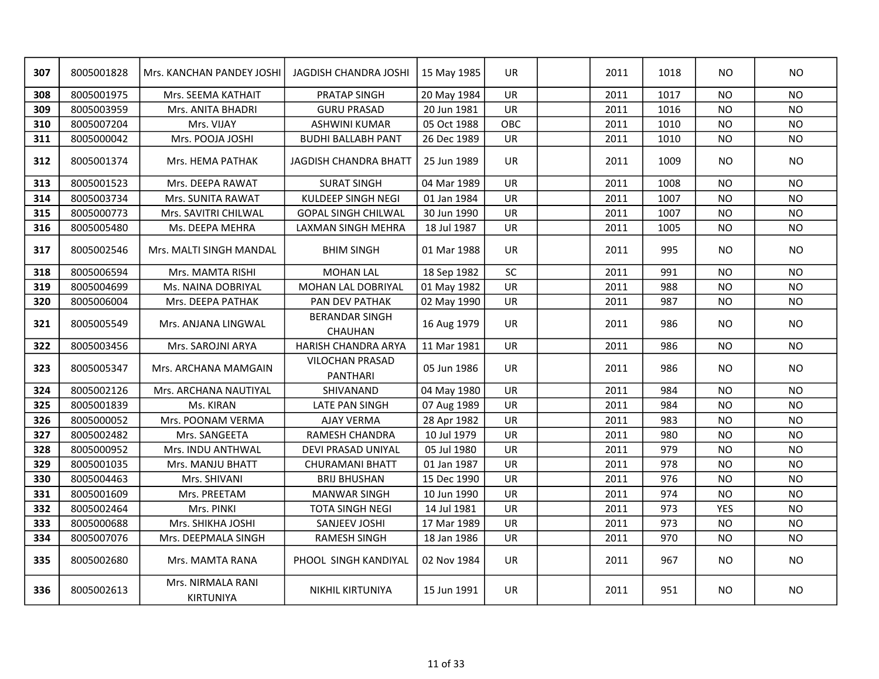| 307 | 8005001828 | Mrs. KANCHAN PANDEY JOSHI | JAGDISH CHANDRA JOSHI | 15 May 1985 | UR | | 2011 | 1018 | NO | NO |
|---|---|---|---|---|---|---|---|---|---|---|
| 308 | 8005001975 | Mrs. SEEMA KATHAIT | PRATAP SINGH | 20 May 1984 | UR | | 2011 | 1017 | NO | NO |
| 309 | 8005003959 | Mrs. ANITA BHADRI | GURU PRASAD | 20 Jun 1981 | UR | | 2011 | 1016 | NO | NO |
| 310 | 8005007204 | Mrs. VIJAY | ASHWINI KUMAR | 05 Oct 1988 | OBC | | 2011 | 1010 | NO | NO |
| 311 | 8005000042 | Mrs. POOJA JOSHI | BUDHI BALLABH PANT | 26 Dec 1989 | UR | | 2011 | 1010 | NO | NO |
| 312 | 8005001374 | Mrs. HEMA PATHAK | JAGDISH CHANDRA BHATT | 25 Jun 1989 | UR | | 2011 | 1009 | NO | NO |
| 313 | 8005001523 | Mrs. DEEPA RAWAT | SURAT SINGH | 04 Mar 1989 | UR | | 2011 | 1008 | NO | NO |
| 314 | 8005003734 | Mrs. SUNITA RAWAT | KULDEEP SINGH NEGI | 01 Jan 1984 | UR | | 2011 | 1007 | NO | NO |
| 315 | 8005000773 | Mrs. SAVITRI CHILWAL | GOPAL SINGH CHILWAL | 30 Jun 1990 | UR | | 2011 | 1007 | NO | NO |
| 316 | 8005005480 | Ms. DEEPA MEHRA | LAXMAN SINGH MEHRA | 18 Jul 1987 | UR | | 2011 | 1005 | NO | NO |
| 317 | 8005002546 | Mrs. MALTI SINGH MANDAL | BHIM SINGH | 01 Mar 1988 | UR | | 2011 | 995 | NO | NO |
| 318 | 8005006594 | Mrs. MAMTA RISHI | MOHAN LAL | 18 Sep 1982 | SC | | 2011 | 991 | NO | NO |
| 319 | 8005004699 | Ms. NAINA DOBRIYAL | MOHAN LAL DOBRIYAL | 01 May 1982 | UR | | 2011 | 988 | NO | NO |
| 320 | 8005006004 | Mrs. DEEPA PATHAK | PAN DEV PATHAK | 02 May 1990 | UR | | 2011 | 987 | NO | NO |
| 321 | 8005005549 | Mrs. ANJANA LINGWAL | BERANDAR SINGH CHAUHAN | 16 Aug 1979 | UR | | 2011 | 986 | NO | NO |
| 322 | 8005003456 | Mrs. SAROJNI ARYA | HARISH CHANDRA ARYA | 11 Mar 1981 | UR | | 2011 | 986 | NO | NO |
| 323 | 8005005347 | Mrs. ARCHANA MAMGAIN | VILOCHAN PRASAD PANTHARI | 05 Jun 1986 | UR | | 2011 | 986 | NO | NO |
| 324 | 8005002126 | Mrs. ARCHANA NAUTIYAL | SHIVANAND | 04 May 1980 | UR | | 2011 | 984 | NO | NO |
| 325 | 8005001839 | Ms. KIRAN | LATE PAN SINGH | 07 Aug 1989 | UR | | 2011 | 984 | NO | NO |
| 326 | 8005000052 | Mrs. POONAM VERMA | AJAY VERMA | 28 Apr 1982 | UR | | 2011 | 983 | NO | NO |
| 327 | 8005002482 | Mrs. SANGEETA | RAMESH CHANDRA | 10 Jul 1979 | UR | | 2011 | 980 | NO | NO |
| 328 | 8005000952 | Mrs. INDU ANTHWAL | DEVI PRASAD UNIYAL | 05 Jul 1980 | UR | | 2011 | 979 | NO | NO |
| 329 | 8005001035 | Mrs. MANJU BHATT | CHURAMANI BHATT | 01 Jan 1987 | UR | | 2011 | 978 | NO | NO |
| 330 | 8005004463 | Mrs. SHIVANI | BRIJ BHUSHAN | 15 Dec 1990 | UR | | 2011 | 976 | NO | NO |
| 331 | 8005001609 | Mrs. PREETAM | MANWAR SINGH | 10 Jun 1990 | UR | | 2011 | 974 | NO | NO |
| 332 | 8005002464 | Mrs. PINKI | TOTA SINGH NEGI | 14 Jul 1981 | UR | | 2011 | 973 | YES | NO |
| 333 | 8005000688 | Mrs. SHIKHA JOSHI | SANJEEV JOSHI | 17 Mar 1989 | UR | | 2011 | 973 | NO | NO |
| 334 | 8005007076 | Mrs. DEEPMALA SINGH | RAMESH SINGH | 18 Jan 1986 | UR | | 2011 | 970 | NO | NO |
| 335 | 8005002680 | Mrs. MAMTA RANA | PHOOL SINGH KANDIYAL | 02 Nov 1984 | UR | | 2011 | 967 | NO | NO |
| 336 | 8005002613 | Mrs. NIRMALA RANI KIRTUNIYA | NIKHIL KIRTUNIYA | 15 Jun 1991 | UR | | 2011 | 951 | NO | NO |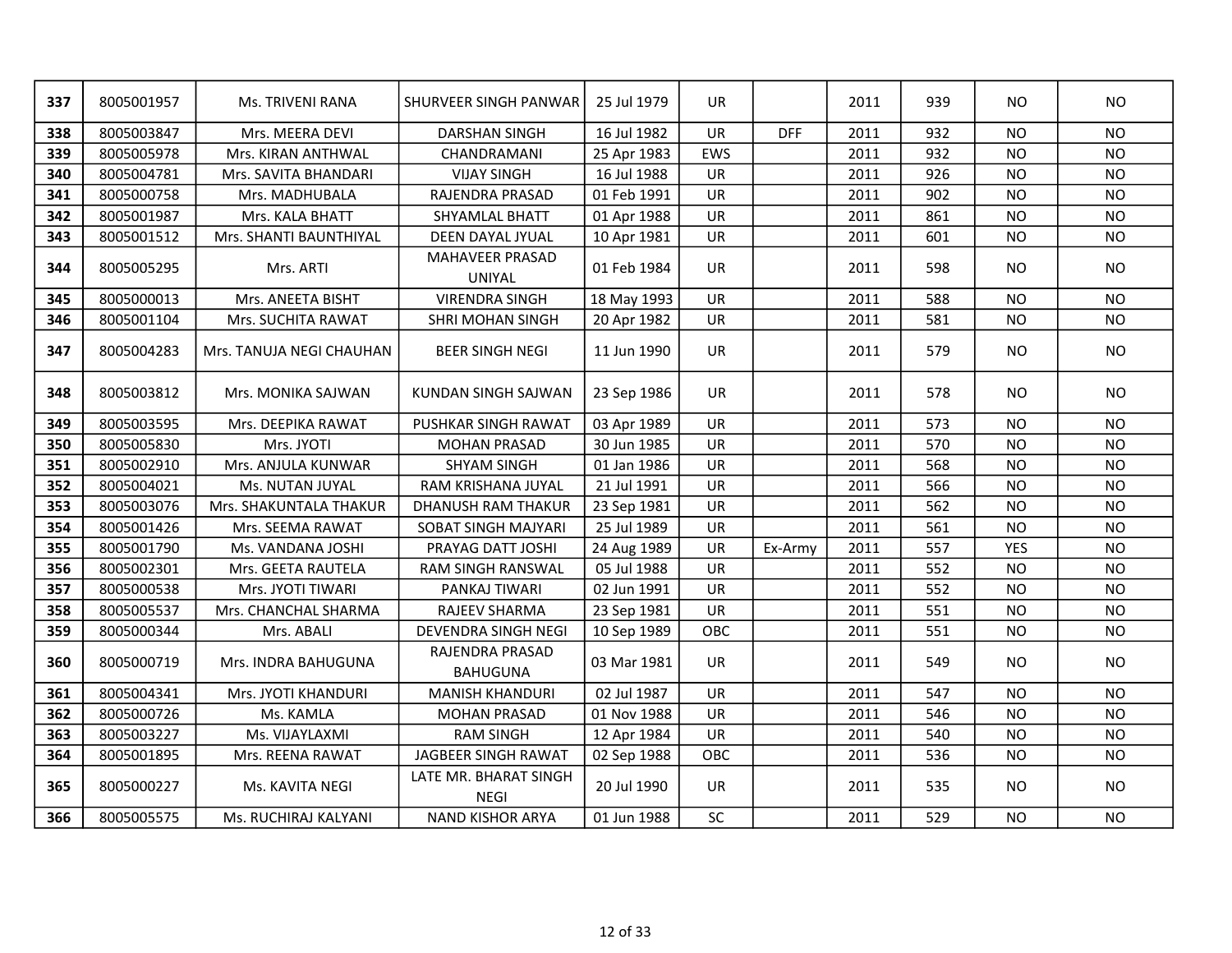| 337 | 8005001957 | Ms. TRIVENI RANA | SHURVEER SINGH PANWAR | 25 Jul 1979 | UR | | 2011 | 939 | NO | NO |
|---|---|---|---|---|---|---|---|---|---|---|
| 338 | 8005003847 | Mrs. MEERA DEVI | DARSHAN SINGH | 16 Jul 1982 | UR | DFF | 2011 | 932 | NO | NO |
| 339 | 8005005978 | Mrs. KIRAN ANTHWAL | CHANDRAMANI | 25 Apr 1983 | EWS | | 2011 | 932 | NO | NO |
| 340 | 8005004781 | Mrs. SAVITA BHANDARI | VIJAY SINGH | 16 Jul 1988 | UR | | 2011 | 926 | NO | NO |
| 341 | 8005000758 | Mrs. MADHUBALA | RAJENDRA PRASAD | 01 Feb 1991 | UR | | 2011 | 902 | NO | NO |
| 342 | 8005001987 | Mrs. KALA BHATT | SHYAMLAL BHATT | 01 Apr 1988 | UR | | 2011 | 861 | NO | NO |
| 343 | 8005001512 | Mrs. SHANTI BAUNTHIYAL | DEEN DAYAL JYUAL | 10 Apr 1981 | UR | | 2011 | 601 | NO | NO |
| 344 | 8005005295 | Mrs. ARTI | MAHAVEER PRASAD UNIYAL | 01 Feb 1984 | UR | | 2011 | 598 | NO | NO |
| 345 | 8005000013 | Mrs. ANEETA BISHT | VIRENDRA SINGH | 18 May 1993 | UR | | 2011 | 588 | NO | NO |
| 346 | 8005001104 | Mrs. SUCHITA RAWAT | SHRI MOHAN SINGH | 20 Apr 1982 | UR | | 2011 | 581 | NO | NO |
| 347 | 8005004283 | Mrs. TANUJA NEGI CHAUHAN | BEER SINGH NEGI | 11 Jun 1990 | UR | | 2011 | 579 | NO | NO |
| 348 | 8005003812 | Mrs. MONIKA SAJWAN | KUNDAN SINGH SAJWAN | 23 Sep 1986 | UR | | 2011 | 578 | NO | NO |
| 349 | 8005003595 | Mrs. DEEPIKA RAWAT | PUSHKAR SINGH RAWAT | 03 Apr 1989 | UR | | 2011 | 573 | NO | NO |
| 350 | 8005005830 | Mrs. JYOTI | MOHAN PRASAD | 30 Jun 1985 | UR | | 2011 | 570 | NO | NO |
| 351 | 8005002910 | Mrs. ANJULA KUNWAR | SHYAM SINGH | 01 Jan 1986 | UR | | 2011 | 568 | NO | NO |
| 352 | 8005004021 | Ms. NUTAN JUYAL | RAM KRISHANA JUYAL | 21 Jul 1991 | UR | | 2011 | 566 | NO | NO |
| 353 | 8005003076 | Mrs. SHAKUNTALA THAKUR | DHANUSH RAM THAKUR | 23 Sep 1981 | UR | | 2011 | 562 | NO | NO |
| 354 | 8005001426 | Mrs. SEEMA RAWAT | SOBAT SINGH MAJYARI | 25 Jul 1989 | UR | | 2011 | 561 | NO | NO |
| 355 | 8005001790 | Ms. VANDANA JOSHI | PRAYAG DATT JOSHI | 24 Aug 1989 | UR | Ex-Army | 2011 | 557 | YES | NO |
| 356 | 8005002301 | Mrs. GEETA RAUTELA | RAM SINGH RANSWAL | 05 Jul 1988 | UR | | 2011 | 552 | NO | NO |
| 357 | 8005000538 | Mrs. JYOTI TIWARI | PANKAJ TIWARI | 02 Jun 1991 | UR | | 2011 | 552 | NO | NO |
| 358 | 8005005537 | Mrs. CHANCHAL SHARMA | RAJEEV SHARMA | 23 Sep 1981 | UR | | 2011 | 551 | NO | NO |
| 359 | 8005000344 | Mrs. ABALI | DEVENDRA SINGH NEGI | 10 Sep 1989 | OBC | | 2011 | 551 | NO | NO |
| 360 | 8005000719 | Mrs. INDRA BAHUGUNA | RAJENDRA PRASAD BAHUGUNA | 03 Mar 1981 | UR | | 2011 | 549 | NO | NO |
| 361 | 8005004341 | Mrs. JYOTI KHANDURI | MANISH KHANDURI | 02 Jul 1987 | UR | | 2011 | 547 | NO | NO |
| 362 | 8005000726 | Ms. KAMLA | MOHAN PRASAD | 01 Nov 1988 | UR | | 2011 | 546 | NO | NO |
| 363 | 8005003227 | Ms. VIJAYLAXMI | RAM SINGH | 12 Apr 1984 | UR | | 2011 | 540 | NO | NO |
| 364 | 8005001895 | Mrs. REENA RAWAT | JAGBEER SINGH RAWAT | 02 Sep 1988 | OBC | | 2011 | 536 | NO | NO |
| 365 | 8005000227 | Ms. KAVITA NEGI | LATE MR. BHARAT SINGH NEGI | 20 Jul 1990 | UR | | 2011 | 535 | NO | NO |
| 366 | 8005005575 | Ms. RUCHIRAJ KALYANI | NAND KISHOR ARYA | 01 Jun 1988 | SC | | 2011 | 529 | NO | NO |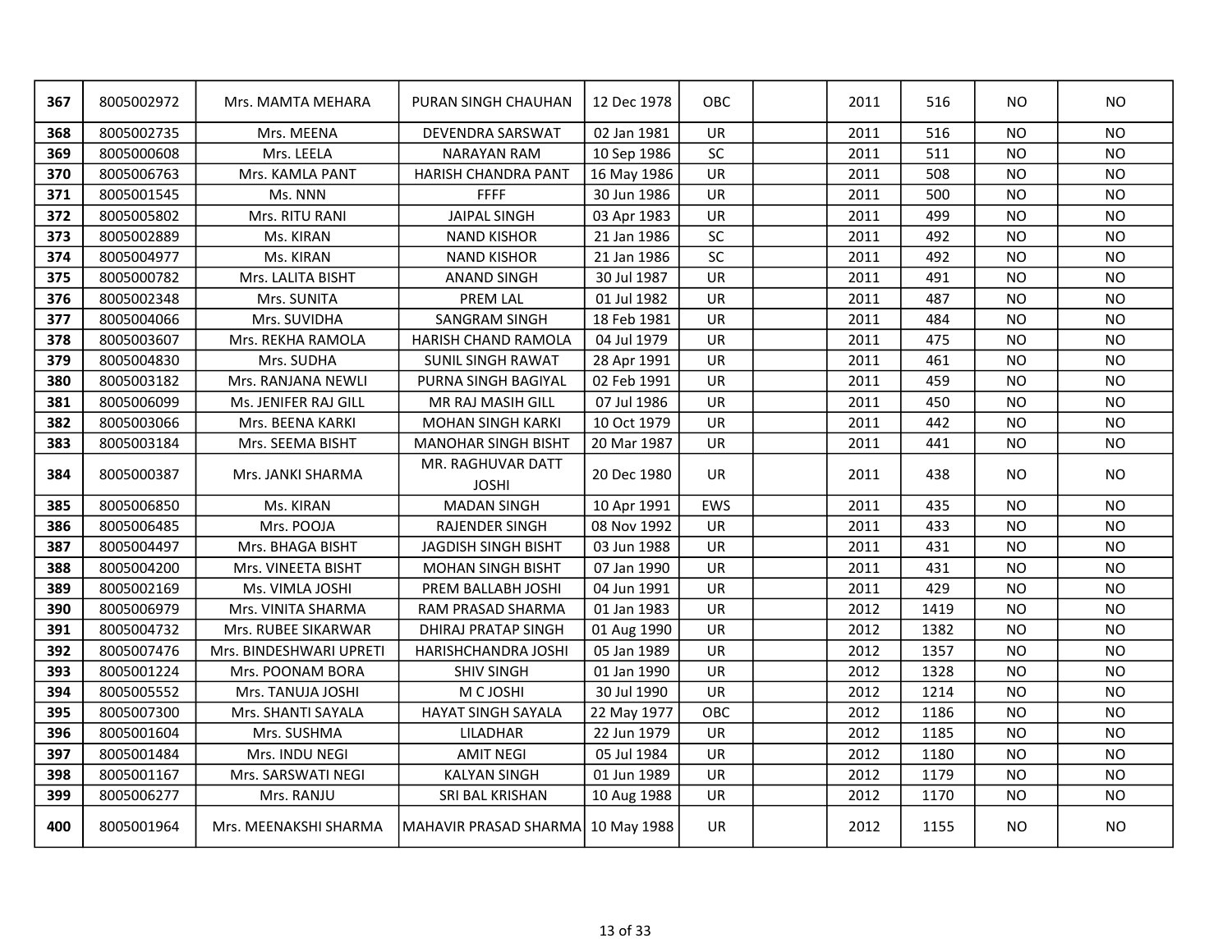| | | | | | | | | | | |
|---|---|---|---|---|---|---|---|---|---|---|
| **367** | 8005002972 | Mrs. MAMTA MEHARA | PURAN SINGH CHAUHAN | 12 Dec 1978 | OBC | | 2011 | 516 | NO | NO |
| **368** | 8005002735 | Mrs. MEENA | DEVENDRA SARSWAT | 02 Jan 1981 | UR | | 2011 | 516 | NO | NO |
| **369** | 8005000608 | Mrs. LEELA | NARAYAN RAM | 10 Sep 1986 | SC | | 2011 | 511 | NO | NO |
| **370** | 8005006763 | Mrs. KAMLA PANT | HARISH CHANDRA PANT | 16 May 1986 | UR | | 2011 | 508 | NO | NO |
| **371** | 8005001545 | Ms. NNN | FFFF | 30 Jun 1986 | UR | | 2011 | 500 | NO | NO |
| **372** | 8005005802 | Mrs. RITU RANI | JAIPAL SINGH | 03 Apr 1983 | UR | | 2011 | 499 | NO | NO |
| **373** | 8005002889 | Ms. KIRAN | NAND KISHOR | 21 Jan 1986 | SC | | 2011 | 492 | NO | NO |
| **374** | 8005004977 | Ms. KIRAN | NAND KISHOR | 21 Jan 1986 | SC | | 2011 | 492 | NO | NO |
| **375** | 8005000782 | Mrs. LALITA BISHT | ANAND SINGH | 30 Jul 1987 | UR | | 2011 | 491 | NO | NO |
| **376** | 8005002348 | Mrs. SUNITA | PREM LAL | 01 Jul 1982 | UR | | 2011 | 487 | NO | NO |
| **377** | 8005004066 | Mrs. SUVIDHA | SANGRAM SINGH | 18 Feb 1981 | UR | | 2011 | 484 | NO | NO |
| **378** | 8005003607 | Mrs. REKHA RAMOLA | HARISH CHAND RAMOLA | 04 Jul 1979 | UR | | 2011 | 475 | NO | NO |
| **379** | 8005004830 | Mrs. SUDHA | SUNIL SINGH RAWAT | 28 Apr 1991 | UR | | 2011 | 461 | NO | NO |
| **380** | 8005003182 | Mrs. RANJANA NEWLI | PURNA SINGH BAGIYAL | 02 Feb 1991 | UR | | 2011 | 459 | NO | NO |
| **381** | 8005006099 | Ms. JENIFER RAJ GILL | MR RAJ MASIH GILL | 07 Jul 1986 | UR | | 2011 | 450 | NO | NO |
| **382** | 8005003066 | Mrs. BEENA KARKI | MOHAN SINGH KARKI | 10 Oct 1979 | UR | | 2011 | 442 | NO | NO |
| **383** | 8005003184 | Mrs. SEEMA BISHT | MANOHAR SINGH BISHT | 20 Mar 1987 | UR | | 2011 | 441 | NO | NO |
| **384** | 8005000387 | Mrs. JANKI SHARMA | MR. RAGHUVAR DATT JOSHI | 20 Dec 1980 | UR | | 2011 | 438 | NO | NO |
| **385** | 8005006850 | Ms. KIRAN | MADAN SINGH | 10 Apr 1991 | EWS | | 2011 | 435 | NO | NO |
| **386** | 8005006485 | Mrs. POOJA | RAJENDER SINGH | 08 Nov 1992 | UR | | 2011 | 433 | NO | NO |
| **387** | 8005004497 | Mrs. BHAGA BISHT | JAGDISH SINGH BISHT | 03 Jun 1988 | UR | | 2011 | 431 | NO | NO |
| **388** | 8005004200 | Mrs. VINEETA BISHT | MOHAN SINGH BISHT | 07 Jan 1990 | UR | | 2011 | 431 | NO | NO |
| **389** | 8005002169 | Ms. VIMLA JOSHI | PREM BALLABH JOSHI | 04 Jun 1991 | UR | | 2011 | 429 | NO | NO |
| **390** | 8005006979 | Mrs. VINITA SHARMA | RAM PRASAD SHARMA | 01 Jan 1983 | UR | | 2012 | 1419 | NO | NO |
| **391** | 8005004732 | Mrs. RUBEE SIKARWAR | DHIRAJ PRATAP SINGH | 01 Aug 1990 | UR | | 2012 | 1382 | NO | NO |
| **392** | 8005007476 | Mrs. BINDESHWARI UPRETI | HARISHCHANDRA JOSHI | 05 Jan 1989 | UR | | 2012 | 1357 | NO | NO |
| **393** | 8005001224 | Mrs. POONAM BORA | SHIV SINGH | 01 Jan 1990 | UR | | 2012 | 1328 | NO | NO |
| **394** | 8005005552 | Mrs. TANUJA JOSHI | M C JOSHI | 30 Jul 1990 | UR | | 2012 | 1214 | NO | NO |
| **395** | 8005007300 | Mrs. SHANTI SAYALA | HAYAT SINGH SAYALA | 22 May 1977 | OBC | | 2012 | 1186 | NO | NO |
| **396** | 8005001604 | Mrs. SUSHMA | LILADHAR | 22 Jun 1979 | UR | | 2012 | 1185 | NO | NO |
| **397** | 8005001484 | Mrs. INDU NEGI | AMIT NEGI | 05 Jul 1984 | UR | | 2012 | 1180 | NO | NO |
| **398** | 8005001167 | Mrs. SARSWATI NEGI | KALYAN SINGH | 01 Jun 1989 | UR | | 2012 | 1179 | NO | NO |
| **399** | 8005006277 | Mrs. RANJU | SRI BAL KRISHAN | 10 Aug 1988 | UR | | 2012 | 1170 | NO | NO |
| **400** | 8005001964 | Mrs. MEENAKSHI SHARMA | MAHAVIR PRASAD SHARMA | 10 May 1988 | UR | | 2012 | 1155 | NO | NO |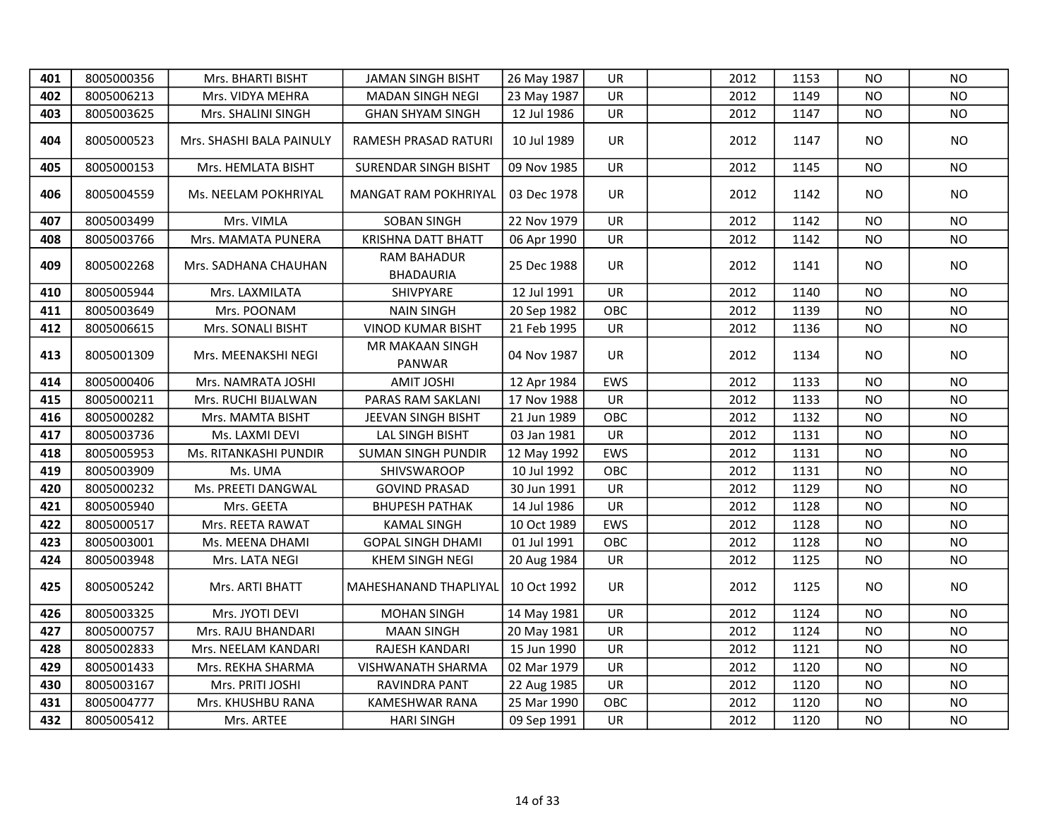| | | | | | | | | | | |
|---|---|---|---|---|---|---|---|---|---|---|
| **401** | 8005000356 | Mrs. BHARTI BISHT | JAMAN SINGH BISHT | 26 May 1987 | UR | | 2012 | 1153 | NO | NO |
| **402** | 8005006213 | Mrs. VIDYA MEHRA | MADAN SINGH NEGI | 23 May 1987 | UR | | 2012 | 1149 | NO | NO |
| **403** | 8005003625 | Mrs. SHALINI SINGH | GHAN SHYAM SINGH | 12 Jul 1986 | UR | | 2012 | 1147 | NO | NO |
| **404** | 8005000523 | Mrs. SHASHI BALA PAINULY | RAMESH PRASAD RATURI | 10 Jul 1989 | UR | | 2012 | 1147 | NO | NO |
| **405** | 8005000153 | Mrs. HEMLATA BISHT | SURENDAR SINGH BISHT | 09 Nov 1985 | UR | | 2012 | 1145 | NO | NO |
| **406** | 8005004559 | Ms. NEELAM POKHRIYAL | MANGAT RAM POKHRIYAL | 03 Dec 1978 | UR | | 2012 | 1142 | NO | NO |
| **407** | 8005003499 | Mrs. VIMLA | SOBAN SINGH | 22 Nov 1979 | UR | | 2012 | 1142 | NO | NO |
| **408** | 8005003766 | Mrs. MAMATA PUNERA | KRISHNA DATT BHATT | 06 Apr 1990 | UR | | 2012 | 1142 | NO | NO |
| **409** | 8005002268 | Mrs. SADHANA CHAUHAN | RAM BAHADUR BHADAURIA | 25 Dec 1988 | UR | | 2012 | 1141 | NO | NO |
| **410** | 8005005944 | Mrs. LAXMILATA | SHIVPYARE | 12 Jul 1991 | UR | | 2012 | 1140 | NO | NO |
| **411** | 8005003649 | Mrs. POONAM | NAIN SINGH | 20 Sep 1982 | OBC | | 2012 | 1139 | NO | NO |
| **412** | 8005006615 | Mrs. SONALI BISHT | VINOD KUMAR BISHT | 21 Feb 1995 | UR | | 2012 | 1136 | NO | NO |
| **413** | 8005001309 | Mrs. MEENAKSHI NEGI | MR MAKAAN SINGH PANWAR | 04 Nov 1987 | UR | | 2012 | 1134 | NO | NO |
| **414** | 8005000406 | Mrs. NAMRATA JOSHI | AMIT JOSHI | 12 Apr 1984 | EWS | | 2012 | 1133 | NO | NO |
| **415** | 8005000211 | Mrs. RUCHI BIJALWAN | PARAS RAM SAKLANI | 17 Nov 1988 | UR | | 2012 | 1133 | NO | NO |
| **416** | 8005000282 | Mrs. MAMTA BISHT | JEEVAN SINGH BISHT | 21 Jun 1989 | OBC | | 2012 | 1132 | NO | NO |
| **417** | 8005003736 | Ms. LAXMI DEVI | LAL SINGH BISHT | 03 Jan 1981 | UR | | 2012 | 1131 | NO | NO |
| **418** | 8005005953 | Ms. RITANKASHI PUNDIR | SUMAN SINGH PUNDIR | 12 May 1992 | EWS | | 2012 | 1131 | NO | NO |
| **419** | 8005003909 | Ms. UMA | SHIVSWAROOP | 10 Jul 1992 | OBC | | 2012 | 1131 | NO | NO |
| **420** | 8005000232 | Ms. PREETI DANGWAL | GOVIND PRASAD | 30 Jun 1991 | UR | | 2012 | 1129 | NO | NO |
| **421** | 8005005940 | Mrs. GEETA | BHUPESH PATHAK | 14 Jul 1986 | UR | | 2012 | 1128 | NO | NO |
| **422** | 8005000517 | Mrs. REETA RAWAT | KAMAL SINGH | 10 Oct 1989 | EWS | | 2012 | 1128 | NO | NO |
| **423** | 8005003001 | Ms. MEENA DHAMI | GOPAL SINGH DHAMI | 01 Jul 1991 | OBC | | 2012 | 1128 | NO | NO |
| **424** | 8005003948 | Mrs. LATA NEGI | KHEM SINGH NEGI | 20 Aug 1984 | UR | | 2012 | 1125 | NO | NO |
| **425** | 8005005242 | Mrs. ARTI BHATT | MAHESHANAND THAPLIYAL | 10 Oct 1992 | UR | | 2012 | 1125 | NO | NO |
| **426** | 8005003325 | Mrs. JYOTI DEVI | MOHAN SINGH | 14 May 1981 | UR | | 2012 | 1124 | NO | NO |
| **427** | 8005000757 | Mrs. RAJU BHANDARI | MAAN SINGH | 20 May 1981 | UR | | 2012 | 1124 | NO | NO |
| **428** | 8005002833 | Mrs. NEELAM KANDARI | RAJESH KANDARI | 15 Jun 1990 | UR | | 2012 | 1121 | NO | NO |
| **429** | 8005001433 | Mrs. REKHA SHARMA | VISHWANATH SHARMA | 02 Mar 1979 | UR | | 2012 | 1120 | NO | NO |
| **430** | 8005003167 | Mrs. PRITI JOSHI | RAVINDRA PANT | 22 Aug 1985 | UR | | 2012 | 1120 | NO | NO |
| **431** | 8005004777 | Mrs. KHUSHBU RANA | KAMESHWAR RANA | 25 Mar 1990 | OBC | | 2012 | 1120 | NO | NO |
| **432** | 8005005412 | Mrs. ARTEE | HARI SINGH | 09 Sep 1991 | UR | | 2012 | 1120 | NO | NO |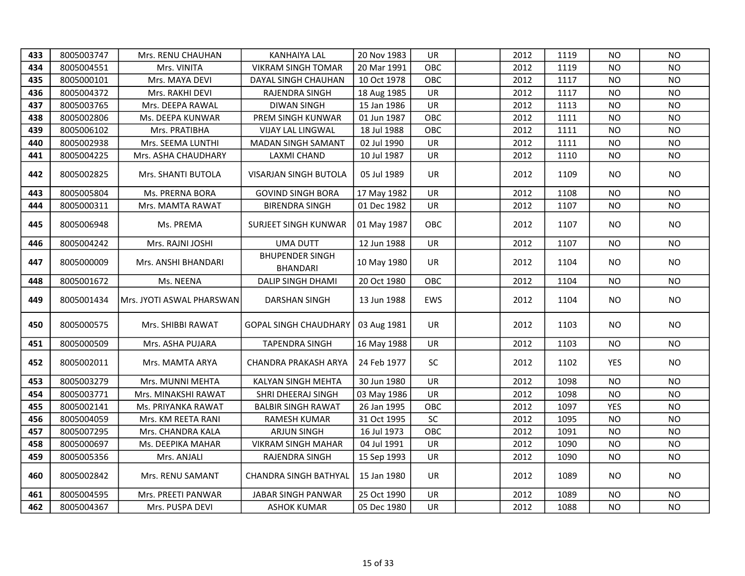| 433 | 8005003747 | Mrs. RENU CHAUHAN | KANHAIYA LAL | 20 Nov 1983 | UR | | 2012 | 1119 | NO | NO |
|---|---|---|---|---|---|---|---|---|---|---|
| 434 | 8005004551 | Mrs. VINITA | VIKRAM SINGH TOMAR | 20 Mar 1991 | OBC | | 2012 | 1119 | NO | NO |
| 435 | 8005000101 | Mrs. MAYA DEVI | DAYAL SINGH CHAUHAN | 10 Oct 1978 | OBC | | 2012 | 1117 | NO | NO |
| 436 | 8005004372 | Mrs. RAKHI DEVI | RAJENDRA SINGH | 18 Aug 1985 | UR | | 2012 | 1117 | NO | NO |
| 437 | 8005003765 | Mrs. DEEPA RAWAL | DIWAN SINGH | 15 Jan 1986 | UR | | 2012 | 1113 | NO | NO |
| 438 | 8005002806 | Ms. DEEPA KUNWAR | PREM SINGH KUNWAR | 01 Jun 1987 | OBC | | 2012 | 1111 | NO | NO |
| 439 | 8005006102 | Mrs. PRATIBHA | VIJAY LAL LINGWAL | 18 Jul 1988 | OBC | | 2012 | 1111 | NO | NO |
| 440 | 8005002938 | Mrs. SEEMA LUNTHI | MADAN SINGH SAMANT | 02 Jul 1990 | UR | | 2012 | 1111 | NO | NO |
| 441 | 8005004225 | Mrs. ASHA CHAUDHARY | LAXMI CHAND | 10 Jul 1987 | UR | | 2012 | 1110 | NO | NO |
| 442 | 8005002825 | Mrs. SHANTI BUTOLA | VISARJAN SINGH BUTOLA | 05 Jul 1989 | UR | | 2012 | 1109 | NO | NO |
| 443 | 8005005804 | Ms. PRERNA BORA | GOVIND SINGH BORA | 17 May 1982 | UR | | 2012 | 1108 | NO | NO |
| 444 | 8005000311 | Mrs. MAMTA RAWAT | BIRENDRA SINGH | 01 Dec 1982 | UR | | 2012 | 1107 | NO | NO |
| 445 | 8005006948 | Ms. PREMA | SURJEET SINGH KUNWAR | 01 May 1987 | OBC | | 2012 | 1107 | NO | NO |
| 446 | 8005004242 | Mrs. RAJNI JOSHI | UMA DUTT | 12 Jun 1988 | UR | | 2012 | 1107 | NO | NO |
| 447 | 8005000009 | Mrs. ANSHI BHANDARI | BHUPENDER SINGH BHANDARI | 10 May 1980 | UR | | 2012 | 1104 | NO | NO |
| 448 | 8005001672 | Ms. NEENA | DALIP SINGH DHAMI | 20 Oct 1980 | OBC | | 2012 | 1104 | NO | NO |
| 449 | 8005001434 | Mrs. JYOTI ASWAL PHARSWAN | DARSHAN SINGH | 13 Jun 1988 | EWS | | 2012 | 1104 | NO | NO |
| 450 | 8005000575 | Mrs. SHIBBI RAWAT | GOPAL SINGH CHAUDHARY | 03 Aug 1981 | UR | | 2012 | 1103 | NO | NO |
| 451 | 8005000509 | Mrs. ASHA PUJARA | TAPENDRA SINGH | 16 May 1988 | UR | | 2012 | 1103 | NO | NO |
| 452 | 8005002011 | Mrs. MAMTA ARYA | CHANDRA PRAKASH ARYA | 24 Feb 1977 | SC | | 2012 | 1102 | YES | NO |
| 453 | 8005003279 | Mrs. MUNNI MEHTA | KALYAN SINGH MEHTA | 30 Jun 1980 | UR | | 2012 | 1098 | NO | NO |
| 454 | 8005003771 | Mrs. MINAKSHI RAWAT | SHRI DHEERAJ SINGH | 03 May 1986 | UR | | 2012 | 1098 | NO | NO |
| 455 | 8005002141 | Ms. PRIYANKA RAWAT | BALBIR SINGH RAWAT | 26 Jan 1995 | OBC | | 2012 | 1097 | YES | NO |
| 456 | 8005004059 | Mrs. KM REETA RANI | RAMESH KUMAR | 31 Oct 1995 | SC | | 2012 | 1095 | NO | NO |
| 457 | 8005007295 | Mrs. CHANDRA KALA | ARJUN SINGH | 16 Jul 1973 | OBC | | 2012 | 1091 | NO | NO |
| 458 | 8005000697 | Ms. DEEPIKA MAHAR | VIKRAM SINGH MAHAR | 04 Jul 1991 | UR | | 2012 | 1090 | NO | NO |
| 459 | 8005005356 | Mrs. ANJALI | RAJENDRA SINGH | 15 Sep 1993 | UR | | 2012 | 1090 | NO | NO |
| 460 | 8005002842 | Mrs. RENU SAMANT | CHANDRA SINGH BATHYAL | 15 Jan 1980 | UR | | 2012 | 1089 | NO | NO |
| 461 | 8005004595 | Mrs. PREETI PANWAR | JABAR SINGH PANWAR | 25 Oct 1990 | UR | | 2012 | 1089 | NO | NO |
| 462 | 8005004367 | Mrs. PUSPA DEVI | ASHOK KUMAR | 05 Dec 1980 | UR | | 2012 | 1088 | NO | NO |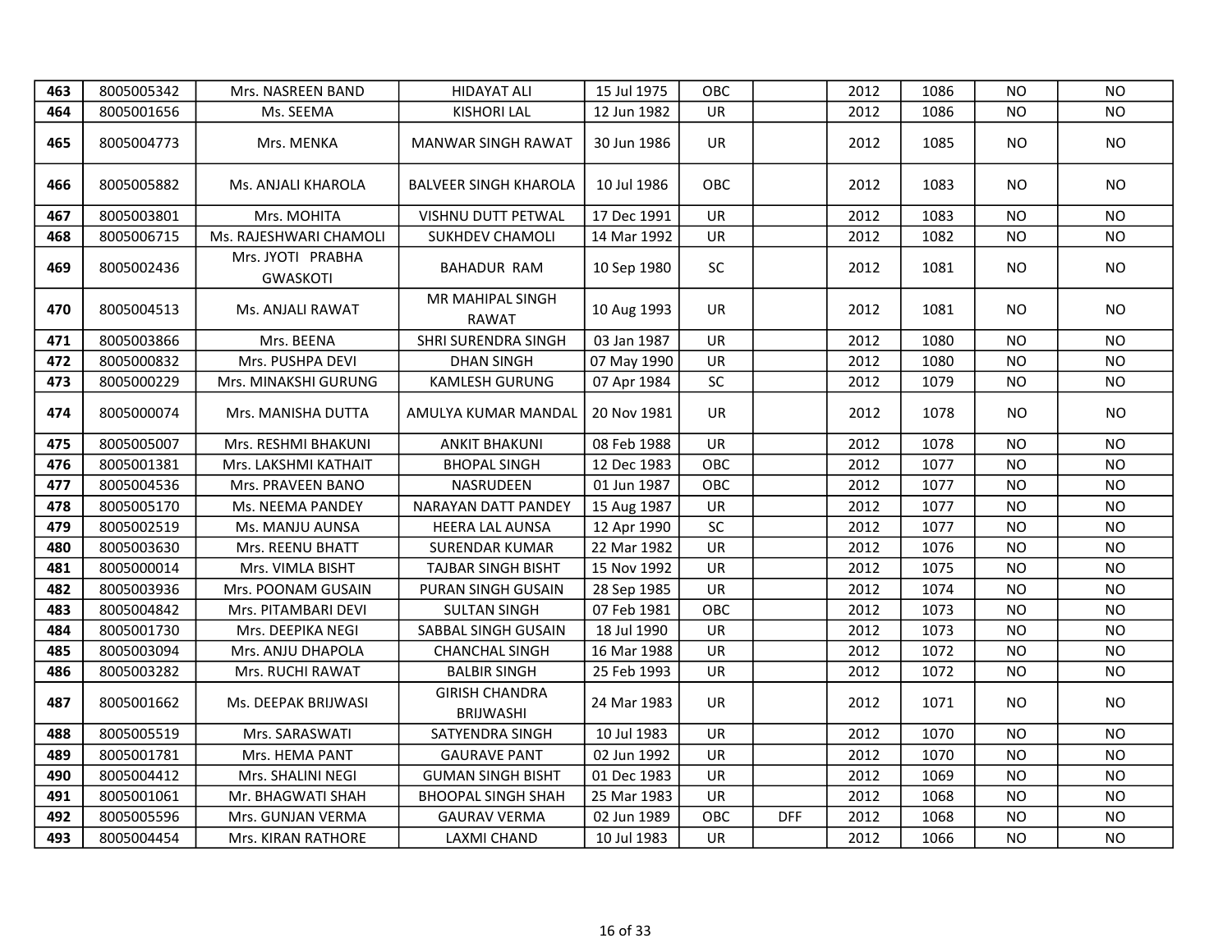| | | | | | | | | | | |
|---|---|---|---|---|---|---|---|---|---|---|
| **463** | 8005005342 | Mrs. NASREEN BAND | HIDAYAT ALI | 15 Jul 1975 | OBC | | 2012 | 1086 | NO | NO |
| **464** | 8005001656 | Ms. SEEMA | KISHORI LAL | 12 Jun 1982 | UR | | 2012 | 1086 | NO | NO |
| **465** | 8005004773 | Mrs. MENKA | MANWAR SINGH RAWAT | 30 Jun 1986 | UR | | 2012 | 1085 | NO | NO |
| **466** | 8005005882 | Ms. ANJALI KHAROLA | BALVEER SINGH KHAROLA | 10 Jul 1986 | OBC | | 2012 | 1083 | NO | NO |
| **467** | 8005003801 | Mrs. MOHITA | VISHNU DUTT PETWAL | 17 Dec 1991 | UR | | 2012 | 1083 | NO | NO |
| **468** | 8005006715 | Ms. RAJESHWARI CHAMOLI | SUKHDEV CHAMOLI | 14 Mar 1992 | UR | | 2012 | 1082 | NO | NO |
| **469** | 8005002436 | Mrs. JYOTI PRABHA GWASKOTI | BAHADUR RAM | 10 Sep 1980 | SC | | 2012 | 1081 | NO | NO |
| **470** | 8005004513 | Ms. ANJALI RAWAT | MR MAHIPAL SINGH RAWAT | 10 Aug 1993 | UR | | 2012 | 1081 | NO | NO |
| **471** | 8005003866 | Mrs. BEENA | SHRI SURENDRA SINGH | 03 Jan 1987 | UR | | 2012 | 1080 | NO | NO |
| **472** | 8005000832 | Mrs. PUSHPA DEVI | DHAN SINGH | 07 May 1990 | UR | | 2012 | 1080 | NO | NO |
| **473** | 8005000229 | Mrs. MINAKSHI GURUNG | KAMLESH GURUNG | 07 Apr 1984 | SC | | 2012 | 1079 | NO | NO |
| **474** | 8005000074 | Mrs. MANISHA DUTTA | AMULYA KUMAR MANDAL | 20 Nov 1981 | UR | | 2012 | 1078 | NO | NO |
| **475** | 8005005007 | Mrs. RESHMI BHAKUNI | ANKIT BHAKUNI | 08 Feb 1988 | UR | | 2012 | 1078 | NO | NO |
| **476** | 8005001381 | Mrs. LAKSHMI KATHAIT | BHOPAL SINGH | 12 Dec 1983 | OBC | | 2012 | 1077 | NO | NO |
| **477** | 8005004536 | Mrs. PRAVEEN BANO | NASRUDEEN | 01 Jun 1987 | OBC | | 2012 | 1077 | NO | NO |
| **478** | 8005005170 | Ms. NEEMA PANDEY | NARAYAN DATT PANDEY | 15 Aug 1987 | UR | | 2012 | 1077 | NO | NO |
| **479** | 8005002519 | Ms. MANJU AUNSA | HEERA LAL AUNSA | 12 Apr 1990 | SC | | 2012 | 1077 | NO | NO |
| **480** | 8005003630 | Mrs. REENU BHATT | SURENDAR KUMAR | 22 Mar 1982 | UR | | 2012 | 1076 | NO | NO |
| **481** | 8005000014 | Mrs. VIMLA BISHT | TAJBAR SINGH BISHT | 15 Nov 1992 | UR | | 2012 | 1075 | NO | NO |
| **482** | 8005003936 | Mrs. POONAM GUSAIN | PURAN SINGH GUSAIN | 28 Sep 1985 | UR | | 2012 | 1074 | NO | NO |
| **483** | 8005004842 | Mrs. PITAMBARI DEVI | SULTAN SINGH | 07 Feb 1981 | OBC | | 2012 | 1073 | NO | NO |
| **484** | 8005001730 | Mrs. DEEPIKA NEGI | SABBAL SINGH GUSAIN | 18 Jul 1990 | UR | | 2012 | 1073 | NO | NO |
| **485** | 8005003094 | Mrs. ANJU DHAPOLA | CHANCHAL SINGH | 16 Mar 1988 | UR | | 2012 | 1072 | NO | NO |
| **486** | 8005003282 | Mrs. RUCHI RAWAT | BALBIR SINGH | 25 Feb 1993 | UR | | 2012 | 1072 | NO | NO |
| **487** | 8005001662 | Ms. DEEPAK BRIJWASI | GIRISH CHANDRA BRIJWASHI | 24 Mar 1983 | UR | | 2012 | 1071 | NO | NO |
| **488** | 8005005519 | Mrs. SARASWATI | SATYENDRA SINGH | 10 Jul 1983 | UR | | 2012 | 1070 | NO | NO |
| **489** | 8005001781 | Mrs. HEMA PANT | GAURAVE PANT | 02 Jun 1992 | UR | | 2012 | 1070 | NO | NO |
| **490** | 8005004412 | Mrs. SHALINI NEGI | GUMAN SINGH BISHT | 01 Dec 1983 | UR | | 2012 | 1069 | NO | NO |
| **491** | 8005001061 | Mr. BHAGWATI SHAH | BHOOPAL SINGH SHAH | 25 Mar 1983 | UR | | 2012 | 1068 | NO | NO |
| **492** | 8005005596 | Mrs. GUNJAN VERMA | GAURAV VERMA | 02 Jun 1989 | OBC | DFF | 2012 | 1068 | NO | NO |
| **493** | 8005004454 | Mrs. KIRAN RATHORE | LAXMI CHAND | 10 Jul 1983 | UR | | 2012 | 1066 | NO | NO |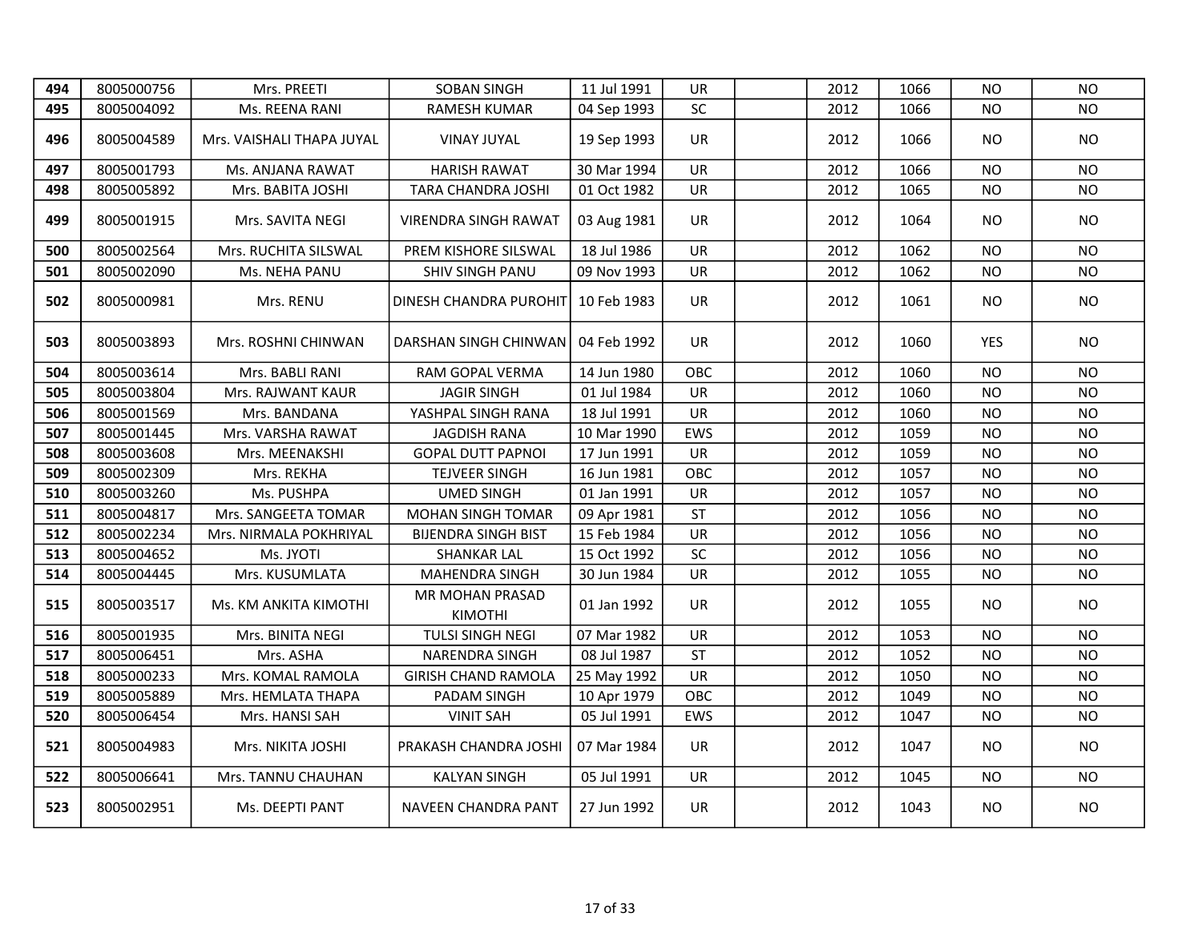| 494 | 8005000756 | Mrs. PREETI | SOBAN SINGH | 11 Jul 1991 | UR | | 2012 | 1066 | NO | NO |
|---|---|---|---|---|---|---|---|---|---|---|
| 495 | 8005004092 | Ms. REENA RANI | RAMESH KUMAR | 04 Sep 1993 | SC | | 2012 | 1066 | NO | NO |
| 496 | 8005004589 | Mrs. VAISHALI THAPA JUYAL | VINAY JUYAL | 19 Sep 1993 | UR | | 2012 | 1066 | NO | NO |
| 497 | 8005001793 | Ms. ANJANA RAWAT | HARISH RAWAT | 30 Mar 1994 | UR | | 2012 | 1066 | NO | NO |
| 498 | 8005005892 | Mrs. BABITA JOSHI | TARA CHANDRA JOSHI | 01 Oct 1982 | UR | | 2012 | 1065 | NO | NO |
| 499 | 8005001915 | Mrs. SAVITA NEGI | VIRENDRA SINGH RAWAT | 03 Aug 1981 | UR | | 2012 | 1064 | NO | NO |
| 500 | 8005002564 | Mrs. RUCHITA SILSWAL | PREM KISHORE SILSWAL | 18 Jul 1986 | UR | | 2012 | 1062 | NO | NO |
| 501 | 8005002090 | Ms. NEHA PANU | SHIV SINGH PANU | 09 Nov 1993 | UR | | 2012 | 1062 | NO | NO |
| 502 | 8005000981 | Mrs. RENU | DINESH CHANDRA PUROHIT | 10 Feb 1983 | UR | | 2012 | 1061 | NO | NO |
| 503 | 8005003893 | Mrs. ROSHNI CHINWAN | DARSHAN SINGH CHINWAN | 04 Feb 1992 | UR | | 2012 | 1060 | YES | NO |
| 504 | 8005003614 | Mrs. BABLI RANI | RAM GOPAL VERMA | 14 Jun 1980 | OBC | | 2012 | 1060 | NO | NO |
| 505 | 8005003804 | Mrs. RAJWANT KAUR | JAGIR SINGH | 01 Jul 1984 | UR | | 2012 | 1060 | NO | NO |
| 506 | 8005001569 | Mrs. BANDANA | YASHPAL SINGH RANA | 18 Jul 1991 | UR | | 2012 | 1060 | NO | NO |
| 507 | 8005001445 | Mrs. VARSHA RAWAT | JAGDISH RANA | 10 Mar 1990 | EWS | | 2012 | 1059 | NO | NO |
| 508 | 8005003608 | Mrs. MEENAKSHI | GOPAL DUTT PAPNOI | 17 Jun 1991 | UR | | 2012 | 1059 | NO | NO |
| 509 | 8005002309 | Mrs. REKHA | TEJVEER SINGH | 16 Jun 1981 | OBC | | 2012 | 1057 | NO | NO |
| 510 | 8005003260 | Ms. PUSHPA | UMED SINGH | 01 Jan 1991 | UR | | 2012 | 1057 | NO | NO |
| 511 | 8005004817 | Mrs. SANGEETA TOMAR | MOHAN SINGH TOMAR | 09 Apr 1981 | ST | | 2012 | 1056 | NO | NO |
| 512 | 8005002234 | Mrs. NIRMALA POKHRIYAL | BIJENDRA SINGH BIST | 15 Feb 1984 | UR | | 2012 | 1056 | NO | NO |
| 513 | 8005004652 | Ms. JYOTI | SHANKAR LAL | 15 Oct 1992 | SC | | 2012 | 1056 | NO | NO |
| 514 | 8005004445 | Mrs. KUSUMLATA | MAHENDRA SINGH | 30 Jun 1984 | UR | | 2012 | 1055 | NO | NO |
| 515 | 8005003517 | Ms. KM ANKITA KIMOTHI | MR MOHAN PRASAD KIMOTHI | 01 Jan 1992 | UR | | 2012 | 1055 | NO | NO |
| 516 | 8005001935 | Mrs. BINITA NEGI | TULSI SINGH NEGI | 07 Mar 1982 | UR | | 2012 | 1053 | NO | NO |
| 517 | 8005006451 | Mrs. ASHA | NARENDRA SINGH | 08 Jul 1987 | ST | | 2012 | 1052 | NO | NO |
| 518 | 8005000233 | Mrs. KOMAL RAMOLA | GIRISH CHAND RAMOLA | 25 May 1992 | UR | | 2012 | 1050 | NO | NO |
| 519 | 8005005889 | Mrs. HEMLATA THAPA | PADAM SINGH | 10 Apr 1979 | OBC | | 2012 | 1049 | NO | NO |
| 520 | 8005006454 | Mrs. HANSI SAH | VINIT SAH | 05 Jul 1991 | EWS | | 2012 | 1047 | NO | NO |
| 521 | 8005004983 | Mrs. NIKITA JOSHI | PRAKASH CHANDRA JOSHI | 07 Mar 1984 | UR | | 2012 | 1047 | NO | NO |
| 522 | 8005006641 | Mrs. TANNU CHAUHAN | KALYAN SINGH | 05 Jul 1991 | UR | | 2012 | 1045 | NO | NO |
| 523 | 8005002951 | Ms. DEEPTI PANT | NAVEEN CHANDRA PANT | 27 Jun 1992 | UR | | 2012 | 1043 | NO | NO |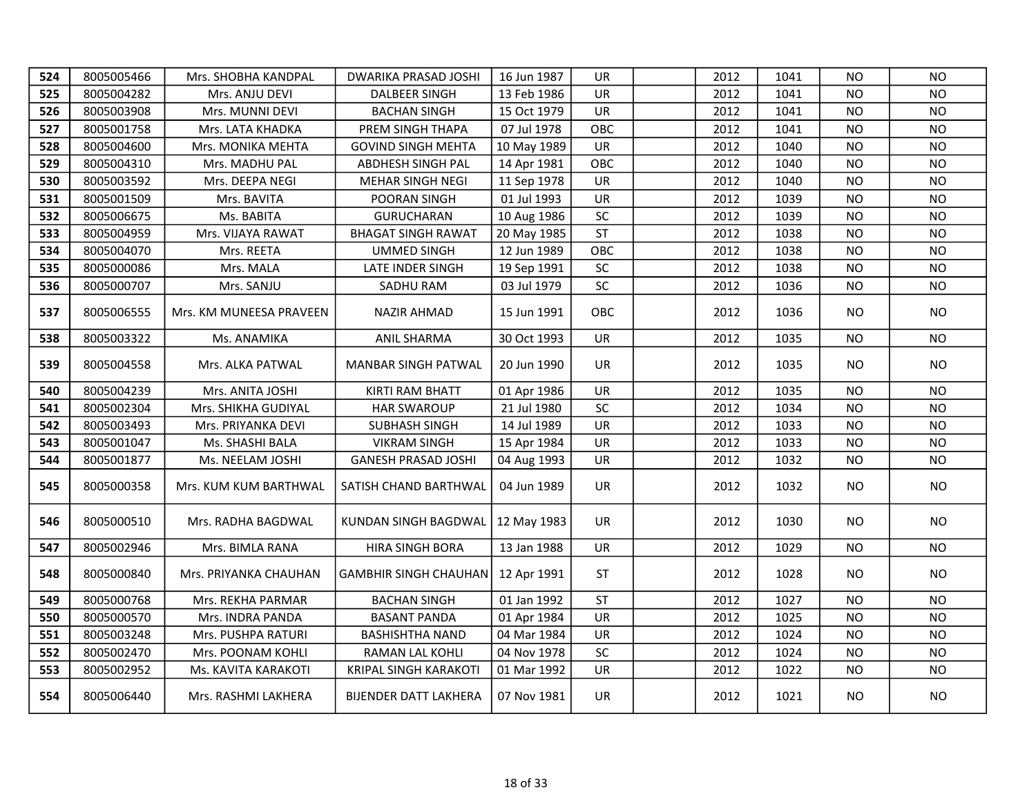| 524 | 8005005466 | Mrs. SHOBHA KANDPAL | DWARIKA PRASAD JOSHI | 16 Jun 1987 | UR | | 2012 | 1041 | NO | NO |
|---|---|---|---|---|---|---|---|---|---|---|
| 525 | 8005004282 | Mrs. ANJU DEVI | DALBEER SINGH | 13 Feb 1986 | UR | | 2012 | 1041 | NO | NO |
| 526 | 8005003908 | Mrs. MUNNI DEVI | BACHAN SINGH | 15 Oct 1979 | UR | | 2012 | 1041 | NO | NO |
| 527 | 8005001758 | Mrs. LATA KHADKA | PREM SINGH THAPA | 07 Jul 1978 | OBC | | 2012 | 1041 | NO | NO |
| 528 | 8005004600 | Mrs. MONIKA MEHTA | GOVIND SINGH MEHTA | 10 May 1989 | UR | | 2012 | 1040 | NO | NO |
| 529 | 8005004310 | Mrs. MADHU PAL | ABDHESH SINGH PAL | 14 Apr 1981 | OBC | | 2012 | 1040 | NO | NO |
| 530 | 8005003592 | Mrs. DEEPA NEGI | MEHAR SINGH NEGI | 11 Sep 1978 | UR | | 2012 | 1040 | NO | NO |
| 531 | 8005001509 | Mrs. BAVITA | POORAN SINGH | 01 Jul 1993 | UR | | 2012 | 1039 | NO | NO |
| 532 | 8005006675 | Ms. BABITA | GURUCHARAN | 10 Aug 1986 | SC | | 2012 | 1039 | NO | NO |
| 533 | 8005004959 | Mrs. VIJAYA RAWAT | BHAGAT SINGH RAWAT | 20 May 1985 | ST | | 2012 | 1038 | NO | NO |
| 534 | 8005004070 | Mrs. REETA | UMMED SINGH | 12 Jun 1989 | OBC | | 2012 | 1038 | NO | NO |
| 535 | 8005000086 | Mrs. MALA | LATE INDER SINGH | 19 Sep 1991 | SC | | 2012 | 1038 | NO | NO |
| 536 | 8005000707 | Mrs. SANJU | SADHU RAM | 03 Jul 1979 | SC | | 2012 | 1036 | NO | NO |
| 537 | 8005006555 | Mrs. KM MUNEESA PRAVEEN | NAZIR AHMAD | 15 Jun 1991 | OBC | | 2012 | 1036 | NO | NO |
| 538 | 8005003322 | Ms. ANAMIKA | ANIL SHARMA | 30 Oct 1993 | UR | | 2012 | 1035 | NO | NO |
| 539 | 8005004558 | Mrs. ALKA PATWAL | MANBAR SINGH PATWAL | 20 Jun 1990 | UR | | 2012 | 1035 | NO | NO |
| 540 | 8005004239 | Mrs. ANITA JOSHI | KIRTI RAM BHATT | 01 Apr 1986 | UR | | 2012 | 1035 | NO | NO |
| 541 | 8005002304 | Mrs. SHIKHA GUDIYAL | HAR SWAROUP | 21 Jul 1980 | SC | | 2012 | 1034 | NO | NO |
| 542 | 8005003493 | Mrs. PRIYANKA DEVI | SUBHASH SINGH | 14 Jul 1989 | UR | | 2012 | 1033 | NO | NO |
| 543 | 8005001047 | Ms. SHASHI BALA | VIKRAM SINGH | 15 Apr 1984 | UR | | 2012 | 1033 | NO | NO |
| 544 | 8005001877 | Ms. NEELAM JOSHI | GANESH PRASAD JOSHI | 04 Aug 1993 | UR | | 2012 | 1032 | NO | NO |
| 545 | 8005000358 | Mrs. KUM KUM BARTHWAL | SATISH CHAND BARTHWAL | 04 Jun 1989 | UR | | 2012 | 1032 | NO | NO |
| 546 | 8005000510 | Mrs. RADHA BAGDWAL | KUNDAN SINGH BAGDWAL | 12 May 1983 | UR | | 2012 | 1030 | NO | NO |
| 547 | 8005002946 | Mrs. BIMLA RANA | HIRA SINGH BORA | 13 Jan 1988 | UR | | 2012 | 1029 | NO | NO |
| 548 | 8005000840 | Mrs. PRIYANKA CHAUHAN | GAMBHIR SINGH CHAUHAN | 12 Apr 1991 | ST | | 2012 | 1028 | NO | NO |
| 549 | 8005000768 | Mrs. REKHA PARMAR | BACHAN SINGH | 01 Jan 1992 | ST | | 2012 | 1027 | NO | NO |
| 550 | 8005000570 | Mrs. INDRA PANDA | BASANT PANDA | 01 Apr 1984 | UR | | 2012 | 1025 | NO | NO |
| 551 | 8005003248 | Mrs. PUSHPA RATURI | BASHISHTHA NAND | 04 Mar 1984 | UR | | 2012 | 1024 | NO | NO |
| 552 | 8005002470 | Mrs. POONAM KOHLI | RAMAN LAL KOHLI | 04 Nov 1978 | SC | | 2012 | 1024 | NO | NO |
| 553 | 8005002952 | Ms. KAVITA KARAKOTI | KRIPAL SINGH KARAKOTI | 01 Mar 1992 | UR | | 2012 | 1022 | NO | NO |
| 554 | 8005006440 | Mrs. RASHMI LAKHERA | BIJENDER DATT LAKHERA | 07 Nov 1981 | UR | | 2012 | 1021 | NO | NO |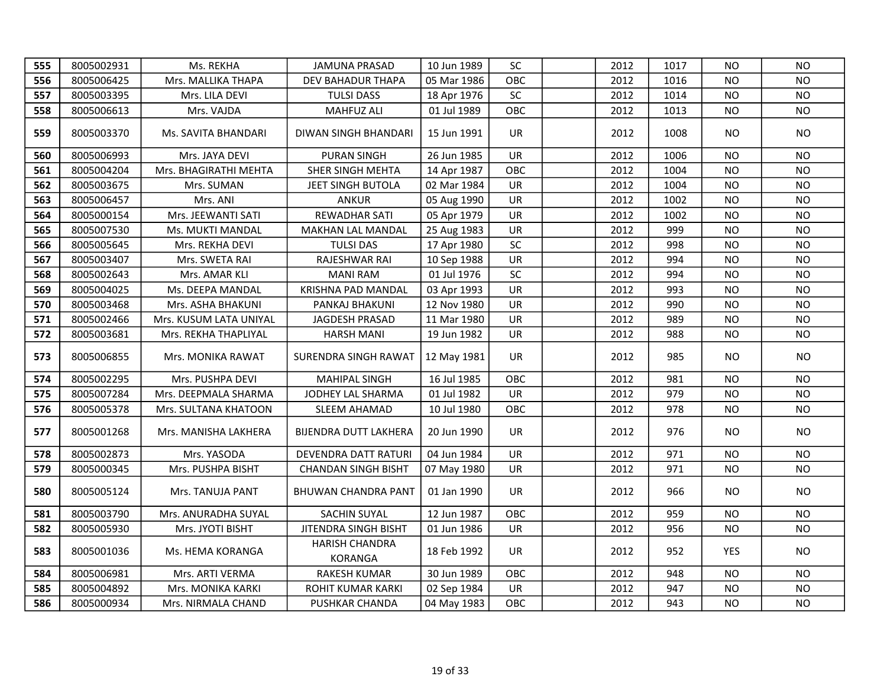| 555 | 8005002931 | Ms. REKHA | JAMUNA PRASAD | 10 Jun 1989 | SC | | 2012 | 1017 | NO | NO |
|---|---|---|---|---|---|---|---|---|---|---|
| 556 | 8005006425 | Mrs. MALLIKA THAPA | DEV BAHADUR THAPA | 05 Mar 1986 | OBC | | 2012 | 1016 | NO | NO |
| 557 | 8005003395 | Mrs. LILA DEVI | TULSI DASS | 18 Apr 1976 | SC | | 2012 | 1014 | NO | NO |
| 558 | 8005006613 | Mrs. VAJDA | MAHFUZ ALI | 01 Jul 1989 | OBC | | 2012 | 1013 | NO | NO |
| 559 | 8005003370 | Ms. SAVITA BHANDARI | DIWAN SINGH BHANDARI | 15 Jun 1991 | UR | | 2012 | 1008 | NO | NO |
| 560 | 8005006993 | Mrs. JAYA DEVI | PURAN SINGH | 26 Jun 1985 | UR | | 2012 | 1006 | NO | NO |
| 561 | 8005004204 | Mrs. BHAGIRATHI MEHTA | SHER SINGH MEHTA | 14 Apr 1987 | OBC | | 2012 | 1004 | NO | NO |
| 562 | 8005003675 | Mrs. SUMAN | JEET SINGH BUTOLA | 02 Mar 1984 | UR | | 2012 | 1004 | NO | NO |
| 563 | 8005006457 | Mrs. ANI | ANKUR | 05 Aug 1990 | UR | | 2012 | 1002 | NO | NO |
| 564 | 8005000154 | Mrs. JEEWANTI SATI | REWADHAR SATI | 05 Apr 1979 | UR | | 2012 | 1002 | NO | NO |
| 565 | 8005007530 | Ms. MUKTI MANDAL | MAKHAN LAL MANDAL | 25 Aug 1983 | UR | | 2012 | 999 | NO | NO |
| 566 | 8005005645 | Mrs. REKHA DEVI | TULSI DAS | 17 Apr 1980 | SC | | 2012 | 998 | NO | NO |
| 567 | 8005003407 | Mrs. SWETA RAI | RAJESHWAR RAI | 10 Sep 1988 | UR | | 2012 | 994 | NO | NO |
| 568 | 8005002643 | Mrs. AMAR KLI | MANI RAM | 01 Jul 1976 | SC | | 2012 | 994 | NO | NO |
| 569 | 8005004025 | Ms. DEEPA MANDAL | KRISHNA PAD MANDAL | 03 Apr 1993 | UR | | 2012 | 993 | NO | NO |
| 570 | 8005003468 | Mrs. ASHA BHAKUNI | PANKAJ BHAKUNI | 12 Nov 1980 | UR | | 2012 | 990 | NO | NO |
| 571 | 8005002466 | Mrs. KUSUM LATA UNIYAL | JAGDESH PRASAD | 11 Mar 1980 | UR | | 2012 | 989 | NO | NO |
| 572 | 8005003681 | Mrs. REKHA THAPLIYAL | HARSH MANI | 19 Jun 1982 | UR | | 2012 | 988 | NO | NO |
| 573 | 8005006855 | Mrs. MONIKA RAWAT | SURENDRA SINGH RAWAT | 12 May 1981 | UR | | 2012 | 985 | NO | NO |
| 574 | 8005002295 | Mrs. PUSHPA DEVI | MAHIPAL SINGH | 16 Jul 1985 | OBC | | 2012 | 981 | NO | NO |
| 575 | 8005007284 | Mrs. DEEPMALA SHARMA | JODHEY LAL SHARMA | 01 Jul 1982 | UR | | 2012 | 979 | NO | NO |
| 576 | 8005005378 | Mrs. SULTANA KHATOON | SLEEM AHAMAD | 10 Jul 1980 | OBC | | 2012 | 978 | NO | NO |
| 577 | 8005001268 | Mrs. MANISHA LAKHERA | BIJENDRA DUTT LAKHERA | 20 Jun 1990 | UR | | 2012 | 976 | NO | NO |
| 578 | 8005002873 | Mrs. YASODA | DEVENDRA DATT RATURI | 04 Jun 1984 | UR | | 2012 | 971 | NO | NO |
| 579 | 8005000345 | Mrs. PUSHPA BISHT | CHANDAN SINGH BISHT | 07 May 1980 | UR | | 2012 | 971 | NO | NO |
| 580 | 8005005124 | Mrs. TANUJA PANT | BHUWAN CHANDRA PANT | 01 Jan 1990 | UR | | 2012 | 966 | NO | NO |
| 581 | 8005003790 | Mrs. ANURADHA SUYAL | SACHIN SUYAL | 12 Jun 1987 | OBC | | 2012 | 959 | NO | NO |
| 582 | 8005005930 | Mrs. JYOTI BISHT | JITENDRA SINGH BISHT | 01 Jun 1986 | UR | | 2012 | 956 | NO | NO |
| 583 | 8005001036 | Ms. HEMA KORANGA | HARISH CHANDRA KORANGA | 18 Feb 1992 | UR | | 2012 | 952 | YES | NO |
| 584 | 8005006981 | Mrs. ARTI VERMA | RAKESH KUMAR | 30 Jun 1989 | OBC | | 2012 | 948 | NO | NO |
| 585 | 8005004892 | Mrs. MONIKA KARKI | ROHIT KUMAR KARKI | 02 Sep 1984 | UR | | 2012 | 947 | NO | NO |
| 586 | 8005000934 | Mrs. NIRMALA CHAND | PUSHKAR CHANDA | 04 May 1983 | OBC | | 2012 | 943 | NO | NO |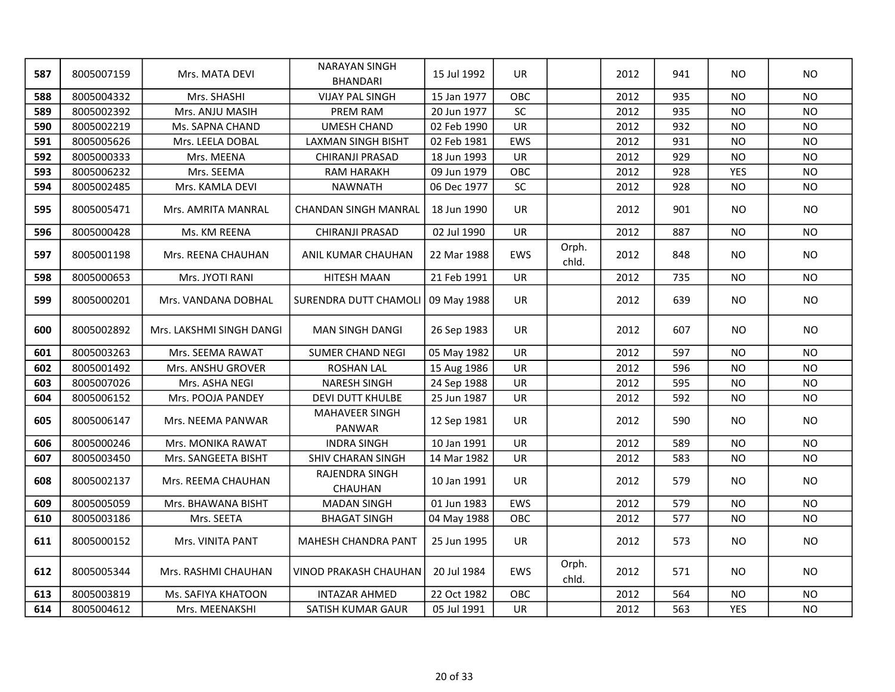| 587 | 8005007159 | Mrs. MATA DEVI | NARAYAN SINGH BHANDARI | 15 Jul 1992 | UR | | 2012 | 941 | NO | NO |
|---|---|---|---|---|---|---|---|---|---|---|
| 588 | 8005004332 | Mrs. SHASHI | VIJAY PAL SINGH | 15 Jan 1977 | OBC | | 2012 | 935 | NO | NO |
| 589 | 8005002392 | Mrs. ANJU MASIH | PREM RAM | 20 Jun 1977 | SC | | 2012 | 935 | NO | NO |
| 590 | 8005002219 | Ms. SAPNA CHAND | UMESH CHAND | 02 Feb 1990 | UR | | 2012 | 932 | NO | NO |
| 591 | 8005005626 | Mrs. LEELA DOBAL | LAXMAN SINGH BISHT | 02 Feb 1981 | EWS | | 2012 | 931 | NO | NO |
| 592 | 8005000333 | Mrs. MEENA | CHIRANJI PRASAD | 18 Jun 1993 | UR | | 2012 | 929 | NO | NO |
| 593 | 8005006232 | Mrs. SEEMA | RAM HARAKH | 09 Jun 1979 | OBC | | 2012 | 928 | YES | NO |
| 594 | 8005002485 | Mrs. KAMLA DEVI | NAWNATH | 06 Dec 1977 | SC | | 2012 | 928 | NO | NO |
| 595 | 8005005471 | Mrs. AMRITA MANRAL | CHANDAN SINGH MANRAL | 18 Jun 1990 | UR | | 2012 | 901 | NO | NO |
| 596 | 8005000428 | Ms. KM REENA | CHIRANJI PRASAD | 02 Jul 1990 | UR | | 2012 | 887 | NO | NO |
| 597 | 8005001198 | Mrs. REENA CHAUHAN | ANIL KUMAR CHAUHAN | 22 Mar 1988 | EWS | Orph. chld. | 2012 | 848 | NO | NO |
| 598 | 8005000653 | Mrs. JYOTI RANI | HITESH MAAN | 21 Feb 1991 | UR | | 2012 | 735 | NO | NO |
| 599 | 8005000201 | Mrs. VANDANA DOBHAL | SURENDRA DUTT CHAMOLI | 09 May 1988 | UR | | 2012 | 639 | NO | NO |
| 600 | 8005002892 | Mrs. LAKSHMI SINGH DANGI | MAN SINGH DANGI | 26 Sep 1983 | UR | | 2012 | 607 | NO | NO |
| 601 | 8005003263 | Mrs. SEEMA RAWAT | SUMER CHAND NEGI | 05 May 1982 | UR | | 2012 | 597 | NO | NO |
| 602 | 8005001492 | Mrs. ANSHU GROVER | ROSHAN LAL | 15 Aug 1986 | UR | | 2012 | 596 | NO | NO |
| 603 | 8005007026 | Mrs. ASHA NEGI | NARESH SINGH | 24 Sep 1988 | UR | | 2012 | 595 | NO | NO |
| 604 | 8005006152 | Mrs. POOJA PANDEY | DEVI DUTT KHULBE | 25 Jun 1987 | UR | | 2012 | 592 | NO | NO |
| 605 | 8005006147 | Mrs. NEEMA PANWAR | MAHAVEER SINGH PANWAR | 12 Sep 1981 | UR | | 2012 | 590 | NO | NO |
| 606 | 8005000246 | Mrs. MONIKA RAWAT | INDRA SINGH | 10 Jan 1991 | UR | | 2012 | 589 | NO | NO |
| 607 | 8005003450 | Mrs. SANGEETA BISHT | SHIV CHARAN SINGH | 14 Mar 1982 | UR | | 2012 | 583 | NO | NO |
| 608 | 8005002137 | Mrs. REEMA CHAUHAN | RAJENDRA SINGH CHAUHAN | 10 Jan 1991 | UR | | 2012 | 579 | NO | NO |
| 609 | 8005005059 | Mrs. BHAWANA BISHT | MADAN SINGH | 01 Jun 1983 | EWS | | 2012 | 579 | NO | NO |
| 610 | 8005003186 | Mrs. SEETA | BHAGAT SINGH | 04 May 1988 | OBC | | 2012 | 577 | NO | NO |
| 611 | 8005000152 | Mrs. VINITA PANT | MAHESH CHANDRA PANT | 25 Jun 1995 | UR | | 2012 | 573 | NO | NO |
| 612 | 8005005344 | Mrs. RASHMI CHAUHAN | VINOD PRAKASH CHAUHAN | 20 Jul 1984 | EWS | Orph. chld. | 2012 | 571 | NO | NO |
| 613 | 8005003819 | Ms. SAFIYA KHATOON | INTAZAR AHMED | 22 Oct 1982 | OBC | | 2012 | 564 | NO | NO |
| 614 | 8005004612 | Mrs. MEENAKSHI | SATISH KUMAR GAUR | 05 Jul 1991 | UR | | 2012 | 563 | YES | NO |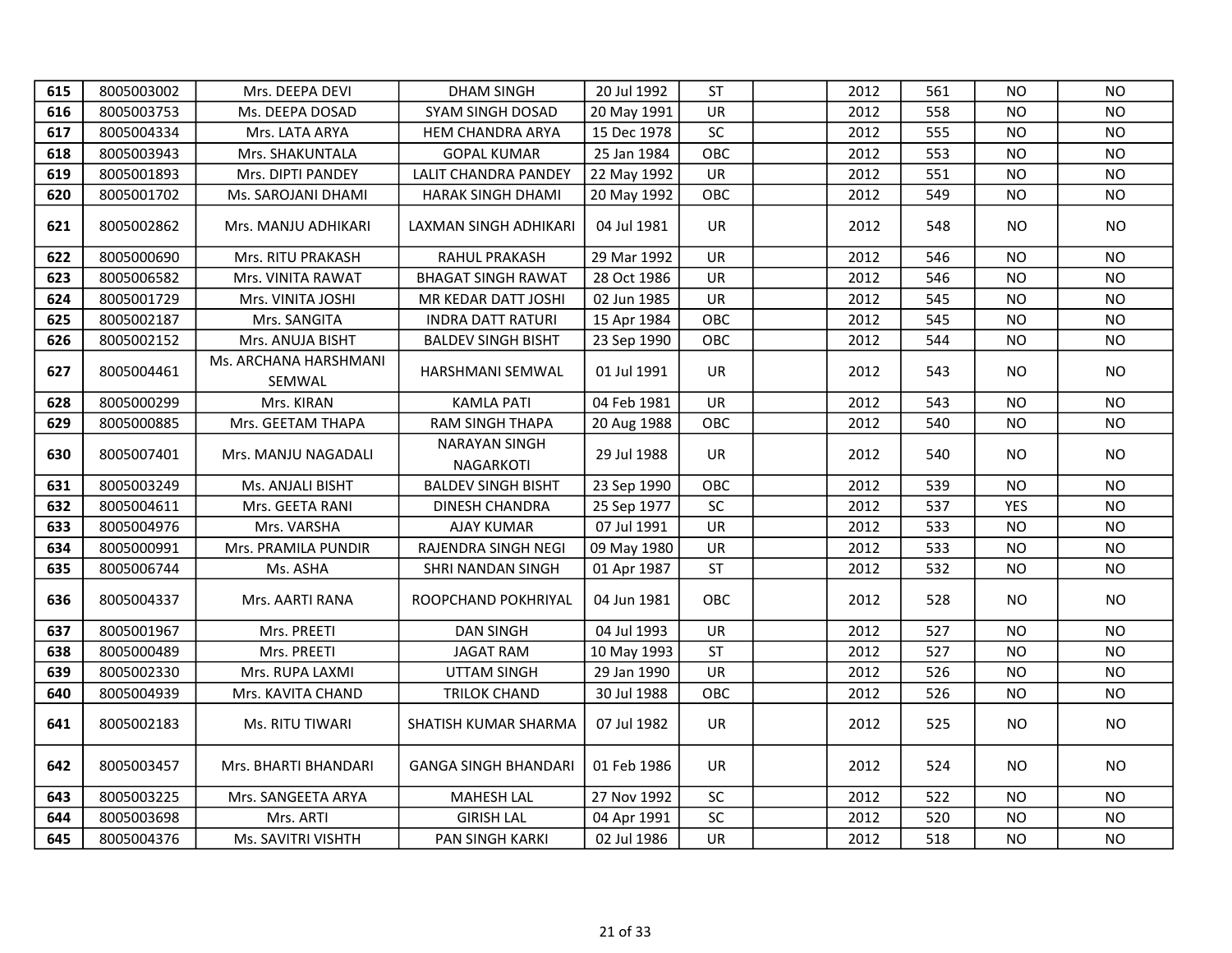| | | | | | | | | | | |
|---|---|---|---|---|---|---|---|---|---|---|
| **615** | 8005003002 | Mrs. DEEPA DEVI | DHAM SINGH | 20 Jul 1992 | ST | | 2012 | 561 | NO | NO |
| **616** | 8005003753 | Ms. DEEPA DOSAD | SYAM SINGH DOSAD | 20 May 1991 | UR | | 2012 | 558 | NO | NO |
| **617** | 8005004334 | Mrs. LATA ARYA | HEM CHANDRA ARYA | 15 Dec 1978 | SC | | 2012 | 555 | NO | NO |
| **618** | 8005003943 | Mrs. SHAKUNTALA | GOPAL KUMAR | 25 Jan 1984 | OBC | | 2012 | 553 | NO | NO |
| **619** | 8005001893 | Mrs. DIPTI PANDEY | LALIT CHANDRA PANDEY | 22 May 1992 | UR | | 2012 | 551 | NO | NO |
| **620** | 8005001702 | Ms. SAROJANI DHAMI | HARAK SINGH DHAMI | 20 May 1992 | OBC | | 2012 | 549 | NO | NO |
| **621** | 8005002862 | Mrs. MANJU ADHIKARI | LAXMAN SINGH ADHIKARI | 04 Jul 1981 | UR | | 2012 | 548 | NO | NO |
| **622** | 8005000690 | Mrs. RITU PRAKASH | RAHUL PRAKASH | 29 Mar 1992 | UR | | 2012 | 546 | NO | NO |
| **623** | 8005006582 | Mrs. VINITA RAWAT | BHAGAT SINGH RAWAT | 28 Oct 1986 | UR | | 2012 | 546 | NO | NO |
| **624** | 8005001729 | Mrs. VINITA JOSHI | MR KEDAR DATT JOSHI | 02 Jun 1985 | UR | | 2012 | 545 | NO | NO |
| **625** | 8005002187 | Mrs. SANGITA | INDRA DATT RATURI | 15 Apr 1984 | OBC | | 2012 | 545 | NO | NO |
| **626** | 8005002152 | Mrs. ANUJA BISHT | BALDEV SINGH BISHT | 23 Sep 1990 | OBC | | 2012 | 544 | NO | NO |
| **627** | 8005004461 | Ms. ARCHANA HARSHMANI SEMWAL | HARSHMANI SEMWAL | 01 Jul 1991 | UR | | 2012 | 543 | NO | NO |
| **628** | 8005000299 | Mrs. KIRAN | KAMLA PATI | 04 Feb 1981 | UR | | 2012 | 543 | NO | NO |
| **629** | 8005000885 | Mrs. GEETAM THAPA | RAM SINGH THAPA | 20 Aug 1988 | OBC | | 2012 | 540 | NO | NO |
| **630** | 8005007401 | Mrs. MANJU NAGADALI | NARAYAN SINGH NAGARKOTI | 29 Jul 1988 | UR | | 2012 | 540 | NO | NO |
| **631** | 8005003249 | Ms. ANJALI BISHT | BALDEV SINGH BISHT | 23 Sep 1990 | OBC | | 2012 | 539 | NO | NO |
| **632** | 8005004611 | Mrs. GEETA RANI | DINESH CHANDRA | 25 Sep 1977 | SC | | 2012 | 537 | YES | NO |
| **633** | 8005004976 | Mrs. VARSHA | AJAY KUMAR | 07 Jul 1991 | UR | | 2012 | 533 | NO | NO |
| **634** | 8005000991 | Mrs. PRAMILA PUNDIR | RAJENDRA SINGH NEGI | 09 May 1980 | UR | | 2012 | 533 | NO | NO |
| **635** | 8005006744 | Ms. ASHA | SHRI NANDAN SINGH | 01 Apr 1987 | ST | | 2012 | 532 | NO | NO |
| **636** | 8005004337 | Mrs. AARTI RANA | ROOPCHAND POKHRIYAL | 04 Jun 1981 | OBC | | 2012 | 528 | NO | NO |
| **637** | 8005001967 | Mrs. PREETI | DAN SINGH | 04 Jul 1993 | UR | | 2012 | 527 | NO | NO |
| **638** | 8005000489 | Mrs. PREETI | JAGAT RAM | 10 May 1993 | ST | | 2012 | 527 | NO | NO |
| **639** | 8005002330 | Mrs. RUPA LAXMI | UTTAM SINGH | 29 Jan 1990 | UR | | 2012 | 526 | NO | NO |
| **640** | 8005004939 | Mrs. KAVITA CHAND | TRILOK CHAND | 30 Jul 1988 | OBC | | 2012 | 526 | NO | NO |
| **641** | 8005002183 | Ms. RITU TIWARI | SHATISH KUMAR SHARMA | 07 Jul 1982 | UR | | 2012 | 525 | NO | NO |
| **642** | 8005003457 | Mrs. BHARTI BHANDARI | GANGA SINGH BHANDARI | 01 Feb 1986 | UR | | 2012 | 524 | NO | NO |
| **643** | 8005003225 | Mrs. SANGEETA ARYA | MAHESH LAL | 27 Nov 1992 | SC | | 2012 | 522 | NO | NO |
| **644** | 8005003698 | Mrs. ARTI | GIRISH LAL | 04 Apr 1991 | SC | | 2012 | 520 | NO | NO |
| **645** | 8005004376 | Ms. SAVITRI VISHTH | PAN SINGH KARKI | 02 Jul 1986 | UR | | 2012 | 518 | NO | NO |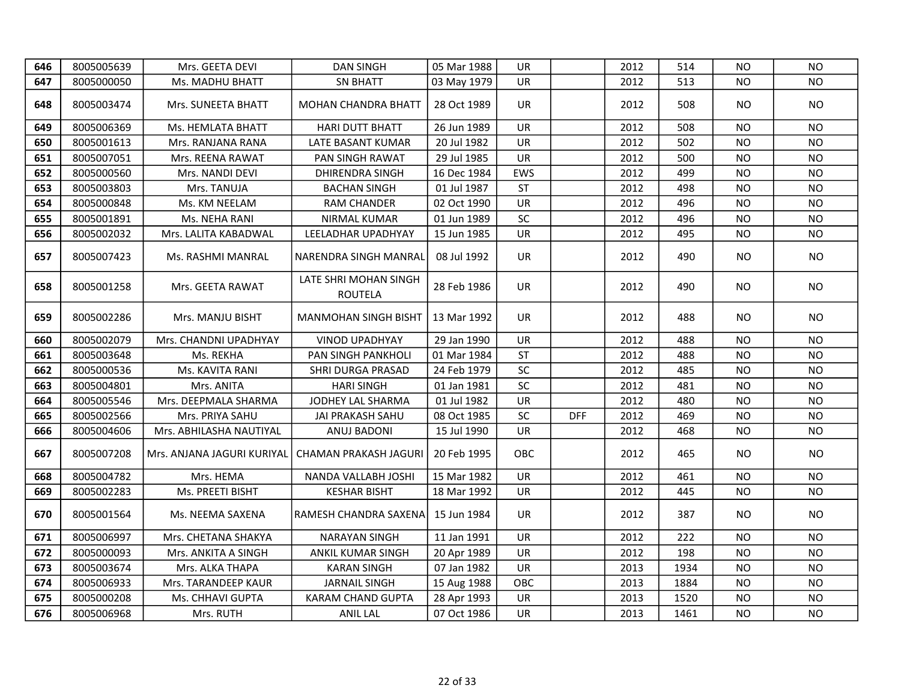| 646 | 8005005639 | Mrs. GEETA DEVI | DAN SINGH | 05 Mar 1988 | UR | | 2012 | 514 | NO | NO |
|---|---|---|---|---|---|---|---|---|---|---|
| 647 | 8005000050 | Ms. MADHU BHATT | SN BHATT | 03 May 1979 | UR | | 2012 | 513 | NO | NO |
| 648 | 8005003474 | Mrs. SUNEETA BHATT | MOHAN CHANDRA BHATT | 28 Oct 1989 | UR | | 2012 | 508 | NO | NO |
| 649 | 8005006369 | Ms. HEMLATA BHATT | HARI DUTT BHATT | 26 Jun 1989 | UR | | 2012 | 508 | NO | NO |
| 650 | 8005001613 | Mrs. RANJANA RANA | LATE BASANT KUMAR | 20 Jul 1982 | UR | | 2012 | 502 | NO | NO |
| 651 | 8005007051 | Mrs. REENA RAWAT | PAN SINGH RAWAT | 29 Jul 1985 | UR | | 2012 | 500 | NO | NO |
| 652 | 8005000560 | Mrs. NANDI DEVI | DHIRENDRA SINGH | 16 Dec 1984 | EWS | | 2012 | 499 | NO | NO |
| 653 | 8005003803 | Mrs. TANUJA | BACHAN SINGH | 01 Jul 1987 | ST | | 2012 | 498 | NO | NO |
| 654 | 8005000848 | Ms. KM NEELAM | RAM CHANDER | 02 Oct 1990 | UR | | 2012 | 496 | NO | NO |
| 655 | 8005001891 | Ms. NEHA RANI | NIRMAL KUMAR | 01 Jun 1989 | SC | | 2012 | 496 | NO | NO |
| 656 | 8005002032 | Mrs. LALITA KABADWAL | LEELADHAR UPADHYAY | 15 Jun 1985 | UR | | 2012 | 495 | NO | NO |
| 657 | 8005007423 | Ms. RASHMI MANRAL | NARENDRA SINGH MANRAL | 08 Jul 1992 | UR | | 2012 | 490 | NO | NO |
| 658 | 8005001258 | Mrs. GEETA RAWAT | LATE SHRI MOHAN SINGH ROUTELA | 28 Feb 1986 | UR | | 2012 | 490 | NO | NO |
| 659 | 8005002286 | Mrs. MANJU BISHT | MANMOHAN SINGH BISHT | 13 Mar 1992 | UR | | 2012 | 488 | NO | NO |
| 660 | 8005002079 | Mrs. CHANDNI UPADHYAY | VINOD UPADHYAY | 29 Jan 1990 | UR | | 2012 | 488 | NO | NO |
| 661 | 8005003648 | Ms. REKHA | PAN SINGH PANKHOLI | 01 Mar 1984 | ST | | 2012 | 488 | NO | NO |
| 662 | 8005000536 | Ms. KAVITA RANI | SHRI DURGA PRASAD | 24 Feb 1979 | SC | | 2012 | 485 | NO | NO |
| 663 | 8005004801 | Mrs. ANITA | HARI SINGH | 01 Jan 1981 | SC | | 2012 | 481 | NO | NO |
| 664 | 8005005546 | Mrs. DEEPMALA SHARMA | JODHEY LAL SHARMA | 01 Jul 1982 | UR | | 2012 | 480 | NO | NO |
| 665 | 8005002566 | Mrs. PRIYA SAHU | JAI PRAKASH SAHU | 08 Oct 1985 | SC | DFF | 2012 | 469 | NO | NO |
| 666 | 8005004606 | Mrs. ABHILASHA NAUTIYAL | ANUJ BADONI | 15 Jul 1990 | UR | | 2012 | 468 | NO | NO |
| 667 | 8005007208 | Mrs. ANJANA JAGURI KURIYAL | CHAMAN PRAKASH JAGURI | 20 Feb 1995 | OBC | | 2012 | 465 | NO | NO |
| 668 | 8005004782 | Mrs. HEMA | NANDA VALLABH JOSHI | 15 Mar 1982 | UR | | 2012 | 461 | NO | NO |
| 669 | 8005002283 | Ms. PREETI BISHT | KESHAR BISHT | 18 Mar 1992 | UR | | 2012 | 445 | NO | NO |
| 670 | 8005001564 | Ms. NEEMA SAXENA | RAMESH CHANDRA SAXENA | 15 Jun 1984 | UR | | 2012 | 387 | NO | NO |
| 671 | 8005006997 | Mrs. CHETANA SHAKYA | NARAYAN SINGH | 11 Jan 1991 | UR | | 2012 | 222 | NO | NO |
| 672 | 8005000093 | Mrs. ANKITA A SINGH | ANKIL KUMAR SINGH | 20 Apr 1989 | UR | | 2012 | 198 | NO | NO |
| 673 | 8005003674 | Mrs. ALKA THAPA | KARAN SINGH | 07 Jan 1982 | UR | | 2013 | 1934 | NO | NO |
| 674 | 8005006933 | Mrs. TARANDEEP KAUR | JARNAIL SINGH | 15 Aug 1988 | OBC | | 2013 | 1884 | NO | NO |
| 675 | 8005000208 | Ms. CHHAVI GUPTA | KARAM CHAND GUPTA | 28 Apr 1993 | UR | | 2013 | 1520 | NO | NO |
| 676 | 8005006968 | Mrs. RUTH | ANIL LAL | 07 Oct 1986 | UR | | 2013 | 1461 | NO | NO |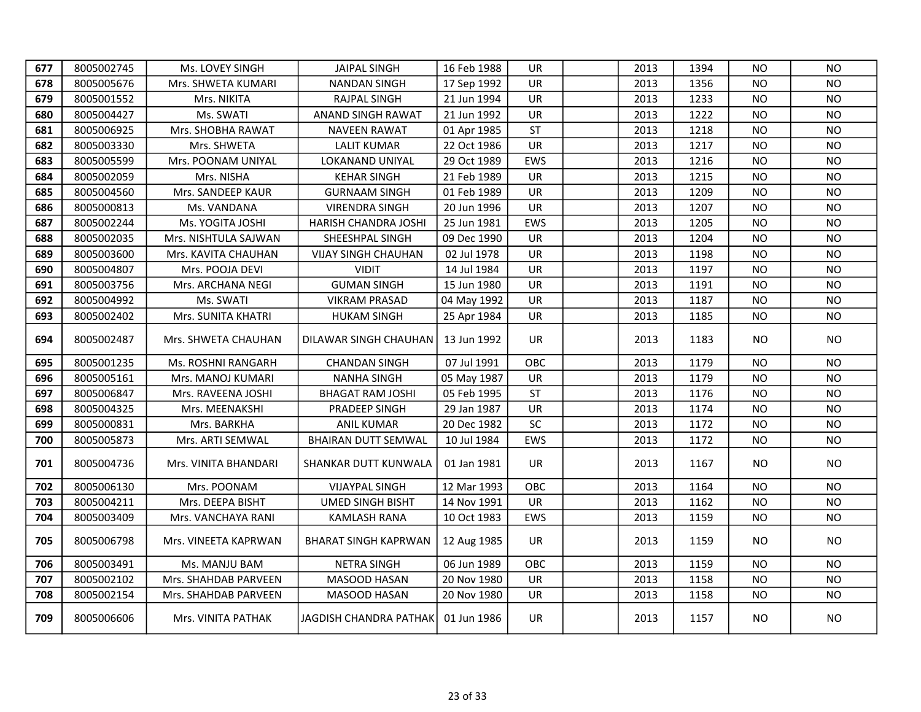| | | | | | | | | | | |
|---|---|---|---|---|---|---|---|---|---|---|
| 677 | 8005002745 | Ms. LOVEY SINGH | JAIPAL SINGH | 16 Feb 1988 | UR | | 2013 | 1394 | NO | NO |
| 678 | 8005005676 | Mrs. SHWETA KUMARI | NANDAN SINGH | 17 Sep 1992 | UR | | 2013 | 1356 | NO | NO |
| 679 | 8005001552 | Mrs. NIKITA | RAJPAL SINGH | 21 Jun 1994 | UR | | 2013 | 1233 | NO | NO |
| 680 | 8005004427 | Ms. SWATI | ANAND SINGH RAWAT | 21 Jun 1992 | UR | | 2013 | 1222 | NO | NO |
| 681 | 8005006925 | Mrs. SHOBHA RAWAT | NAVEEN RAWAT | 01 Apr 1985 | ST | | 2013 | 1218 | NO | NO |
| 682 | 8005003330 | Mrs. SHWETA | LALIT KUMAR | 22 Oct 1986 | UR | | 2013 | 1217 | NO | NO |
| 683 | 8005005599 | Mrs. POONAM UNIYAL | LOKANAND UNIYAL | 29 Oct 1989 | EWS | | 2013 | 1216 | NO | NO |
| 684 | 8005002059 | Mrs. NISHA | KEHAR SINGH | 21 Feb 1989 | UR | | 2013 | 1215 | NO | NO |
| 685 | 8005004560 | Mrs. SANDEEP KAUR | GURNAAM SINGH | 01 Feb 1989 | UR | | 2013 | 1209 | NO | NO |
| 686 | 8005000813 | Ms. VANDANA | VIRENDRA SINGH | 20 Jun 1996 | UR | | 2013 | 1207 | NO | NO |
| 687 | 8005002244 | Ms. YOGITA JOSHI | HARISH CHANDRA JOSHI | 25 Jun 1981 | EWS | | 2013 | 1205 | NO | NO |
| 688 | 8005002035 | Mrs. NISHTULA SAJWAN | SHEESHPAL SINGH | 09 Dec 1990 | UR | | 2013 | 1204 | NO | NO |
| 689 | 8005003600 | Mrs. KAVITA CHAUHAN | VIJAY SINGH CHAUHAN | 02 Jul 1978 | UR | | 2013 | 1198 | NO | NO |
| 690 | 8005004807 | Mrs. POOJA DEVI | VIDIT | 14 Jul 1984 | UR | | 2013 | 1197 | NO | NO |
| 691 | 8005003756 | Mrs. ARCHANA NEGI | GUMAN SINGH | 15 Jun 1980 | UR | | 2013 | 1191 | NO | NO |
| 692 | 8005004992 | Ms. SWATI | VIKRAM PRASAD | 04 May 1992 | UR | | 2013 | 1187 | NO | NO |
| 693 | 8005002402 | Mrs. SUNITA KHATRI | HUKAM SINGH | 25 Apr 1984 | UR | | 2013 | 1185 | NO | NO |
| 694 | 8005002487 | Mrs. SHWETA CHAUHAN | DILAWAR SINGH CHAUHAN | 13 Jun 1992 | UR | | 2013 | 1183 | NO | NO |
| 695 | 8005001235 | Ms. ROSHNI RANGARH | CHANDAN SINGH | 07 Jul 1991 | OBC | | 2013 | 1179 | NO | NO |
| 696 | 8005005161 | Mrs. MANOJ KUMARI | NANHA SINGH | 05 May 1987 | UR | | 2013 | 1179 | NO | NO |
| 697 | 8005006847 | Mrs. RAVEENA JOSHI | BHAGAT RAM JOSHI | 05 Feb 1995 | ST | | 2013 | 1176 | NO | NO |
| 698 | 8005004325 | Mrs. MEENAKSHI | PRADEEP SINGH | 29 Jan 1987 | UR | | 2013 | 1174 | NO | NO |
| 699 | 8005000831 | Mrs. BARKHA | ANIL KUMAR | 20 Dec 1982 | SC | | 2013 | 1172 | NO | NO |
| 700 | 8005005873 | Mrs. ARTI SEMWAL | BHAIRAN DUTT SEMWAL | 10 Jul 1984 | EWS | | 2013 | 1172 | NO | NO |
| 701 | 8005004736 | Mrs. VINITA BHANDARI | SHANKAR DUTT KUNWALA | 01 Jan 1981 | UR | | 2013 | 1167 | NO | NO |
| 702 | 8005006130 | Mrs. POONAM | VIJAYPAL SINGH | 12 Mar 1993 | OBC | | 2013 | 1164 | NO | NO |
| 703 | 8005004211 | Mrs. DEEPA BISHT | UMED SINGH BISHT | 14 Nov 1991 | UR | | 2013 | 1162 | NO | NO |
| 704 | 8005003409 | Mrs. VANCHAYA RANI | KAMLASH RANA | 10 Oct 1983 | EWS | | 2013 | 1159 | NO | NO |
| 705 | 8005006798 | Mrs. VINEETA KAPRWAN | BHARAT SINGH KAPRWAN | 12 Aug 1985 | UR | | 2013 | 1159 | NO | NO |
| 706 | 8005003491 | Ms. MANJU BAM | NETRA SINGH | 06 Jun 1989 | OBC | | 2013 | 1159 | NO | NO |
| 707 | 8005002102 | Mrs. SHAHDAB PARVEEN | MASOOD HASAN | 20 Nov 1980 | UR | | 2013 | 1158 | NO | NO |
| 708 | 8005002154 | Mrs. SHAHDAB PARVEEN | MASOOD HASAN | 20 Nov 1980 | UR | | 2013 | 1158 | NO | NO |
| 709 | 8005006606 | Mrs. VINITA PATHAK | JAGDISH CHANDRA PATHAK | 01 Jun 1986 | UR | | 2013 | 1157 | NO | NO |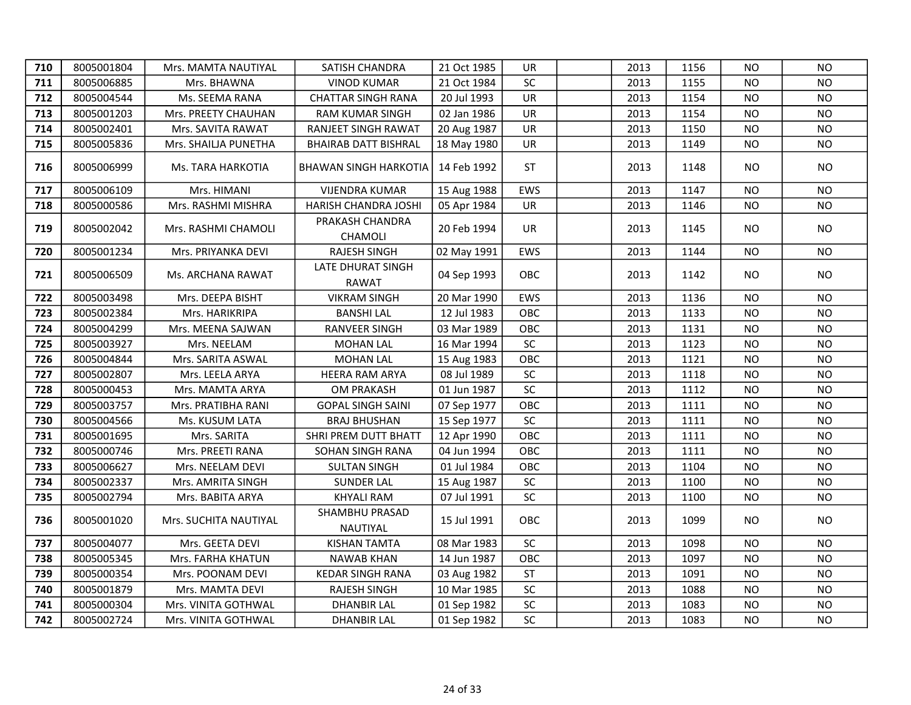| | | | | | | | | | | |
|---|---|---|---|---|---|---|---|---|---|---|
| **710** | 8005001804 | Mrs. MAMTA NAUTIYAL | SATISH CHANDRA | 21 Oct 1985 | UR | | 2013 | 1156 | NO | NO |
| **711** | 8005006885 | Mrs. BHAWNA | VINOD KUMAR | 21 Oct 1984 | SC | | 2013 | 1155 | NO | NO |
| **712** | 8005004544 | Ms. SEEMA RANA | CHATTAR SINGH RANA | 20 Jul 1993 | UR | | 2013 | 1154 | NO | NO |
| **713** | 8005001203 | Mrs. PREETY CHAUHAN | RAM KUMAR SINGH | 02 Jan 1986 | UR | | 2013 | 1154 | NO | NO |
| **714** | 8005002401 | Mrs. SAVITA RAWAT | RANJEET SINGH RAWAT | 20 Aug 1987 | UR | | 2013 | 1150 | NO | NO |
| **715** | 8005005836 | Mrs. SHAILJA PUNETHA | BHAIRAB DATT BISHRAL | 18 May 1980 | UR | | 2013 | 1149 | NO | NO |
| **716** | 8005006999 | Ms. TARA HARKOTIA | BHAWAN SINGH HARKOTIA | 14 Feb 1992 | ST | | 2013 | 1148 | NO | NO |
| **717** | 8005006109 | Mrs. HIMANI | VIJENDRA KUMAR | 15 Aug 1988 | EWS | | 2013 | 1147 | NO | NO |
| **718** | 8005000586 | Mrs. RASHMI MISHRA | HARISH CHANDRA JOSHI | 05 Apr 1984 | UR | | 2013 | 1146 | NO | NO |
| **719** | 8005002042 | Mrs. RASHMI CHAMOLI | PRAKASH CHANDRA CHAMOLI | 20 Feb 1994 | UR | | 2013 | 1145 | NO | NO |
| **720** | 8005001234 | Mrs. PRIYANKA DEVI | RAJESH SINGH | 02 May 1991 | EWS | | 2013 | 1144 | NO | NO |
| **721** | 8005006509 | Ms. ARCHANA RAWAT | LATE DHURAT SINGH RAWAT | 04 Sep 1993 | OBC | | 2013 | 1142 | NO | NO |
| **722** | 8005003498 | Mrs. DEEPA BISHT | VIKRAM SINGH | 20 Mar 1990 | EWS | | 2013 | 1136 | NO | NO |
| **723** | 8005002384 | Mrs. HARIKRIPA | BANSHI LAL | 12 Jul 1983 | OBC | | 2013 | 1133 | NO | NO |
| **724** | 8005004299 | Mrs. MEENA SAJWAN | RANVEER SINGH | 03 Mar 1989 | OBC | | 2013 | 1131 | NO | NO |
| **725** | 8005003927 | Mrs. NEELAM | MOHAN LAL | 16 Mar 1994 | SC | | 2013 | 1123 | NO | NO |
| **726** | 8005004844 | Mrs. SARITA ASWAL | MOHAN LAL | 15 Aug 1983 | OBC | | 2013 | 1121 | NO | NO |
| **727** | 8005002807 | Mrs. LEELA ARYA | HEERA RAM ARYA | 08 Jul 1989 | SC | | 2013 | 1118 | NO | NO |
| **728** | 8005000453 | Mrs. MAMTA ARYA | OM PRAKASH | 01 Jun 1987 | SC | | 2013 | 1112 | NO | NO |
| **729** | 8005003757 | Mrs. PRATIBHA RANI | GOPAL SINGH SAINI | 07 Sep 1977 | OBC | | 2013 | 1111 | NO | NO |
| **730** | 8005004566 | Ms. KUSUM LATA | BRAJ BHUSHAN | 15 Sep 1977 | SC | | 2013 | 1111 | NO | NO |
| **731** | 8005001695 | Mrs. SARITA | SHRI PREM DUTT BHATT | 12 Apr 1990 | OBC | | 2013 | 1111 | NO | NO |
| **732** | 8005000746 | Mrs. PREETI RANA | SOHAN SINGH RANA | 04 Jun 1994 | OBC | | 2013 | 1111 | NO | NO |
| **733** | 8005006627 | Mrs. NEELAM DEVI | SULTAN SINGH | 01 Jul 1984 | OBC | | 2013 | 1104 | NO | NO |
| **734** | 8005002337 | Mrs. AMRITA SINGH | SUNDER LAL | 15 Aug 1987 | SC | | 2013 | 1100 | NO | NO |
| **735** | 8005002794 | Mrs. BABITA ARYA | KHYALI RAM | 07 Jul 1991 | SC | | 2013 | 1100 | NO | NO |
| **736** | 8005001020 | Mrs. SUCHITA NAUTIYAL | SHAMBHU PRASAD NAUTIYAL | 15 Jul 1991 | OBC | | 2013 | 1099 | NO | NO |
| **737** | 8005004077 | Mrs. GEETA DEVI | KISHAN TAMTA | 08 Mar 1983 | SC | | 2013 | 1098 | NO | NO |
| **738** | 8005005345 | Mrs. FARHA KHATUN | NAWAB KHAN | 14 Jun 1987 | OBC | | 2013 | 1097 | NO | NO |
| **739** | 8005000354 | Mrs. POONAM DEVI | KEDAR SINGH RANA | 03 Aug 1982 | ST | | 2013 | 1091 | NO | NO |
| **740** | 8005001879 | Mrs. MAMTA DEVI | RAJESH SINGH | 10 Mar 1985 | SC | | 2013 | 1088 | NO | NO |
| **741** | 8005000304 | Mrs. VINITA GOTHWAL | DHANBIR LAL | 01 Sep 1982 | SC | | 2013 | 1083 | NO | NO |
| **742** | 8005002724 | Mrs. VINITA GOTHWAL | DHANBIR LAL | 01 Sep 1982 | SC | | 2013 | 1083 | NO | NO |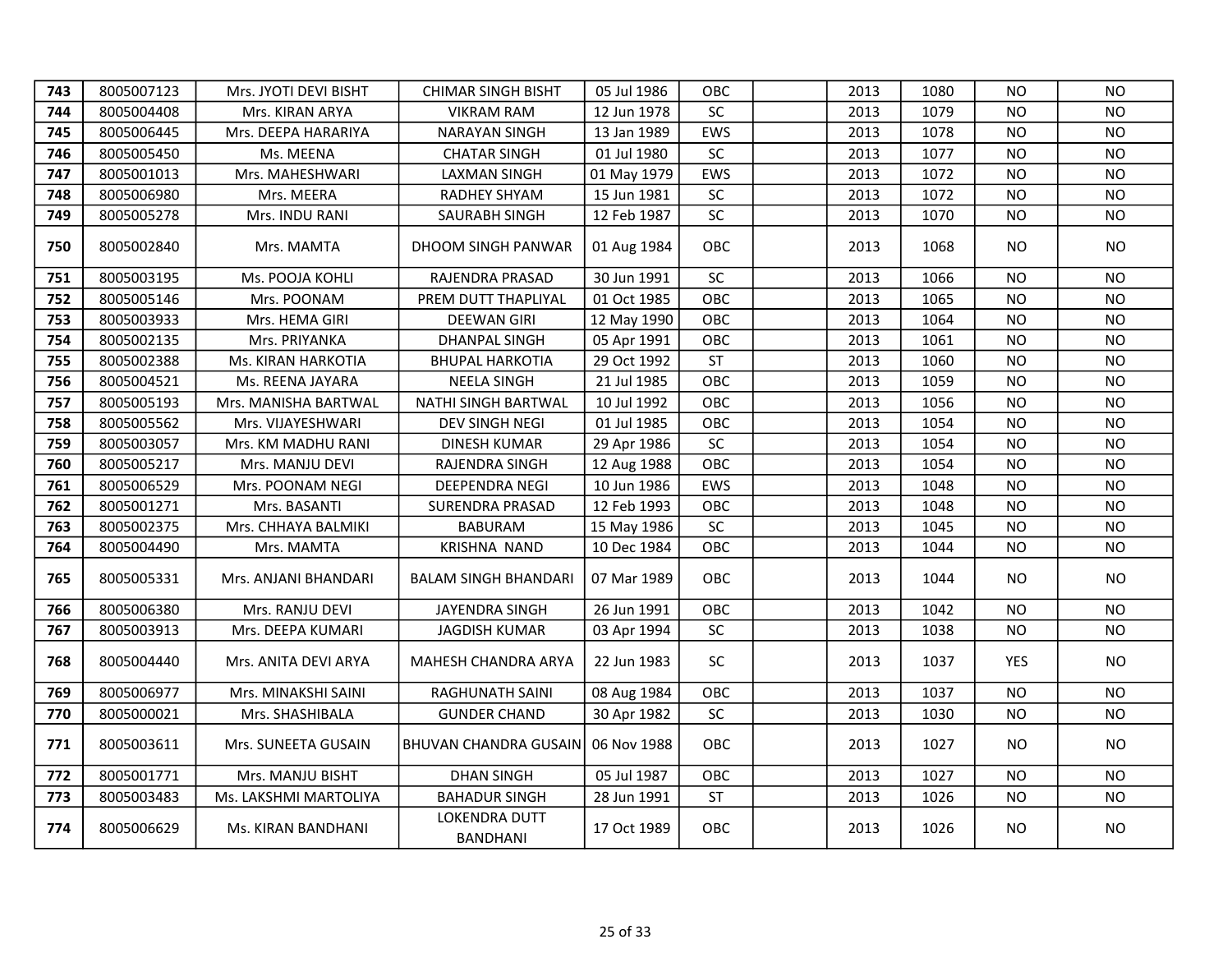| | | | | | | | | | | |
|---|---|---|---|---|---|---|---|---|---|---|
| **743** | 8005007123 | Mrs. JYOTI DEVI BISHT | CHIMAR SINGH BISHT | 05 Jul 1986 | OBC | | 2013 | 1080 | NO | NO |
| **744** | 8005004408 | Mrs. KIRAN ARYA | VIKRAM RAM | 12 Jun 1978 | SC | | 2013 | 1079 | NO | NO |
| **745** | 8005006445 | Mrs. DEEPA HARARIYA | NARAYAN SINGH | 13 Jan 1989 | EWS | | 2013 | 1078 | NO | NO |
| **746** | 8005005450 | Ms. MEENA | CHATAR SINGH | 01 Jul 1980 | SC | | 2013 | 1077 | NO | NO |
| **747** | 8005001013 | Mrs. MAHESHWARI | LAXMAN SINGH | 01 May 1979 | EWS | | 2013 | 1072 | NO | NO |
| **748** | 8005006980 | Mrs. MEERA | RADHEY SHYAM | 15 Jun 1981 | SC | | 2013 | 1072 | NO | NO |
| **749** | 8005005278 | Mrs. INDU RANI | SAURABH SINGH | 12 Feb 1987 | SC | | 2013 | 1070 | NO | NO |
| **750** | 8005002840 | Mrs. MAMTA | DHOOM SINGH PANWAR | 01 Aug 1984 | OBC | | 2013 | 1068 | NO | NO |
| **751** | 8005003195 | Ms. POOJA KOHLI | RAJENDRA PRASAD | 30 Jun 1991 | SC | | 2013 | 1066 | NO | NO |
| **752** | 8005005146 | Mrs. POONAM | PREM DUTT THAPLIYAL | 01 Oct 1985 | OBC | | 2013 | 1065 | NO | NO |
| **753** | 8005003933 | Mrs. HEMA GIRI | DEEWAN GIRI | 12 May 1990 | OBC | | 2013 | 1064 | NO | NO |
| **754** | 8005002135 | Mrs. PRIYANKA | DHANPAL SINGH | 05 Apr 1991 | OBC | | 2013 | 1061 | NO | NO |
| **755** | 8005002388 | Ms. KIRAN HARKOTIA | BHUPAL HARKOTIA | 29 Oct 1992 | ST | | 2013 | 1060 | NO | NO |
| **756** | 8005004521 | Ms. REENA JAYARA | NEELA SINGH | 21 Jul 1985 | OBC | | 2013 | 1059 | NO | NO |
| **757** | 8005005193 | Mrs. MANISHA BARTWAL | NATHI SINGH BARTWAL | 10 Jul 1992 | OBC | | 2013 | 1056 | NO | NO |
| **758** | 8005005562 | Mrs. VIJAYESHWARI | DEV SINGH NEGI | 01 Jul 1985 | OBC | | 2013 | 1054 | NO | NO |
| **759** | 8005003057 | Mrs. KM MADHU RANI | DINESH KUMAR | 29 Apr 1986 | SC | | 2013 | 1054 | NO | NO |
| **760** | 8005005217 | Mrs. MANJU DEVI | RAJENDRA SINGH | 12 Aug 1988 | OBC | | 2013 | 1054 | NO | NO |
| **761** | 8005006529 | Mrs. POONAM NEGI | DEEPENDRA NEGI | 10 Jun 1986 | EWS | | 2013 | 1048 | NO | NO |
| **762** | 8005001271 | Mrs. BASANTI | SURENDRA PRASAD | 12 Feb 1993 | OBC | | 2013 | 1048 | NO | NO |
| **763** | 8005002375 | Mrs. CHHAYA BALMIKI | BABURAM | 15 May 1986 | SC | | 2013 | 1045 | NO | NO |
| **764** | 8005004490 | Mrs. MAMTA | KRISHNA NAND | 10 Dec 1984 | OBC | | 2013 | 1044 | NO | NO |
| **765** | 8005005331 | Mrs. ANJANI BHANDARI | BALAM SINGH BHANDARI | 07 Mar 1989 | OBC | | 2013 | 1044 | NO | NO |
| **766** | 8005006380 | Mrs. RANJU DEVI | JAYENDRA SINGH | 26 Jun 1991 | OBC | | 2013 | 1042 | NO | NO |
| **767** | 8005003913 | Mrs. DEEPA KUMARI | JAGDISH KUMAR | 03 Apr 1994 | SC | | 2013 | 1038 | NO | NO |
| **768** | 8005004440 | Mrs. ANITA DEVI ARYA | MAHESH CHANDRA ARYA | 22 Jun 1983 | SC | | 2013 | 1037 | YES | NO |
| **769** | 8005006977 | Mrs. MINAKSHI SAINI | RAGHUNATH SAINI | 08 Aug 1984 | OBC | | 2013 | 1037 | NO | NO |
| **770** | 8005000021 | Mrs. SHASHIBALA | GUNDER CHAND | 30 Apr 1982 | SC | | 2013 | 1030 | NO | NO |
| **771** | 8005003611 | Mrs. SUNEETA GUSAIN | BHUVAN CHANDRA GUSAIN | 06 Nov 1988 | OBC | | 2013 | 1027 | NO | NO |
| **772** | 8005001771 | Mrs. MANJU BISHT | DHAN SINGH | 05 Jul 1987 | OBC | | 2013 | 1027 | NO | NO |
| **773** | 8005003483 | Ms. LAKSHMI MARTOLIYA | BAHADUR SINGH | 28 Jun 1991 | ST | | 2013 | 1026 | NO | NO |
| **774** | 8005006629 | Ms. KIRAN BANDHANI | LOKENDRA DUTT BANDHANI | 17 Oct 1989 | OBC | | 2013 | 1026 | NO | NO |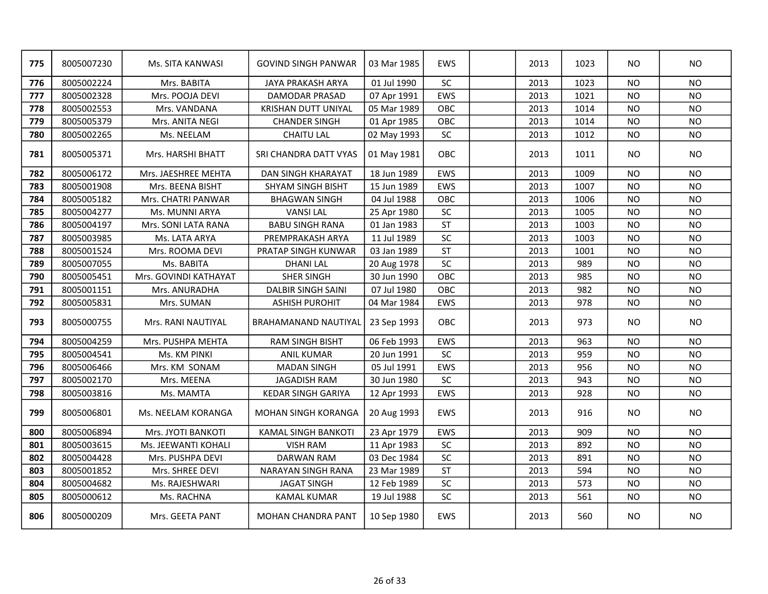| 775 | 8005007230 | Ms. SITA KANWASI | GOVIND SINGH PANWAR | 03 Mar 1985 | EWS | | 2013 | 1023 | NO | NO |
|---|---|---|---|---|---|---|---|---|---|---|
| 776 | 8005002224 | Mrs. BABITA | JAYA PRAKASH ARYA | 01 Jul 1990 | SC | | 2013 | 1023 | NO | NO |
| 777 | 8005002328 | Mrs. POOJA DEVI | DAMODAR PRASAD | 07 Apr 1991 | EWS | | 2013 | 1021 | NO | NO |
| 778 | 8005002553 | Mrs. VANDANA | KRISHAN DUTT UNIYAL | 05 Mar 1989 | OBC | | 2013 | 1014 | NO | NO |
| 779 | 8005005379 | Mrs. ANITA NEGI | CHANDER SINGH | 01 Apr 1985 | OBC | | 2013 | 1014 | NO | NO |
| 780 | 8005002265 | Ms. NEELAM | CHAITU LAL | 02 May 1993 | SC | | 2013 | 1012 | NO | NO |
| 781 | 8005005371 | Mrs. HARSHI BHATT | SRI CHANDRA DATT VYAS | 01 May 1981 | OBC | | 2013 | 1011 | NO | NO |
| 782 | 8005006172 | Mrs. JAESHREE MEHTA | DAN SINGH KHARAYAT | 18 Jun 1989 | EWS | | 2013 | 1009 | NO | NO |
| 783 | 8005001908 | Mrs. BEENA BISHT | SHYAM SINGH BISHT | 15 Jun 1989 | EWS | | 2013 | 1007 | NO | NO |
| 784 | 8005005182 | Mrs. CHATRI PANWAR | BHAGWAN SINGH | 04 Jul 1988 | OBC | | 2013 | 1006 | NO | NO |
| 785 | 8005004277 | Ms. MUNNI ARYA | VANSI LAL | 25 Apr 1980 | SC | | 2013 | 1005 | NO | NO |
| 786 | 8005004197 | Mrs. SONI LATA RANA | BABU SINGH RANA | 01 Jan 1983 | ST | | 2013 | 1003 | NO | NO |
| 787 | 8005003985 | Ms. LATA ARYA | PREMPRAKASH ARYA | 11 Jul 1989 | SC | | 2013 | 1003 | NO | NO |
| 788 | 8005001524 | Mrs. ROOMA DEVI | PRATAP SINGH KUNWAR | 03 Jan 1989 | ST | | 2013 | 1001 | NO | NO |
| 789 | 8005007055 | Ms. BABITA | DHANI LAL | 20 Aug 1978 | SC | | 2013 | 989 | NO | NO |
| 790 | 8005005451 | Mrs. GOVINDI KATHAYAT | SHER SINGH | 30 Jun 1990 | OBC | | 2013 | 985 | NO | NO |
| 791 | 8005001151 | Mrs. ANURADHA | DALBIR SINGH SAINI | 07 Jul 1980 | OBC | | 2013 | 982 | NO | NO |
| 792 | 8005005831 | Mrs. SUMAN | ASHISH PUROHIT | 04 Mar 1984 | EWS | | 2013 | 978 | NO | NO |
| 793 | 8005000755 | Mrs. RANI NAUTIYAL | BRAHAMANAND NAUTIYAL | 23 Sep 1993 | OBC | | 2013 | 973 | NO | NO |
| 794 | 8005004259 | Mrs. PUSHPA MEHTA | RAM SINGH BISHT | 06 Feb 1993 | EWS | | 2013 | 963 | NO | NO |
| 795 | 8005004541 | Ms. KM PINKI | ANIL KUMAR | 20 Jun 1991 | SC | | 2013 | 959 | NO | NO |
| 796 | 8005006466 | Mrs. KM SONAM | MADAN SINGH | 05 Jul 1991 | EWS | | 2013 | 956 | NO | NO |
| 797 | 8005002170 | Mrs. MEENA | JAGADISH RAM | 30 Jun 1980 | SC | | 2013 | 943 | NO | NO |
| 798 | 8005003816 | Ms. MAMTA | KEDAR SINGH GARIYA | 12 Apr 1993 | EWS | | 2013 | 928 | NO | NO |
| 799 | 8005006801 | Ms. NEELAM KORANGA | MOHAN SINGH KORANGA | 20 Aug 1993 | EWS | | 2013 | 916 | NO | NO |
| 800 | 8005006894 | Mrs. JYOTI BANKOTI | KAMAL SINGH BANKOTI | 23 Apr 1979 | EWS | | 2013 | 909 | NO | NO |
| 801 | 8005003615 | Ms. JEEWANTI KOHALI | VISH RAM | 11 Apr 1983 | SC | | 2013 | 892 | NO | NO |
| 802 | 8005004428 | Mrs. PUSHPA DEVI | DARWAN RAM | 03 Dec 1984 | SC | | 2013 | 891 | NO | NO |
| 803 | 8005001852 | Mrs. SHREE DEVI | NARAYAN SINGH RANA | 23 Mar 1989 | ST | | 2013 | 594 | NO | NO |
| 804 | 8005004682 | Ms. RAJESHWARI | JAGAT SINGH | 12 Feb 1989 | SC | | 2013 | 573 | NO | NO |
| 805 | 8005000612 | Ms. RACHNA | KAMAL KUMAR | 19 Jul 1988 | SC | | 2013 | 561 | NO | NO |
| 806 | 8005000209 | Mrs. GEETA PANT | MOHAN CHANDRA PANT | 10 Sep 1980 | EWS | | 2013 | 560 | NO | NO |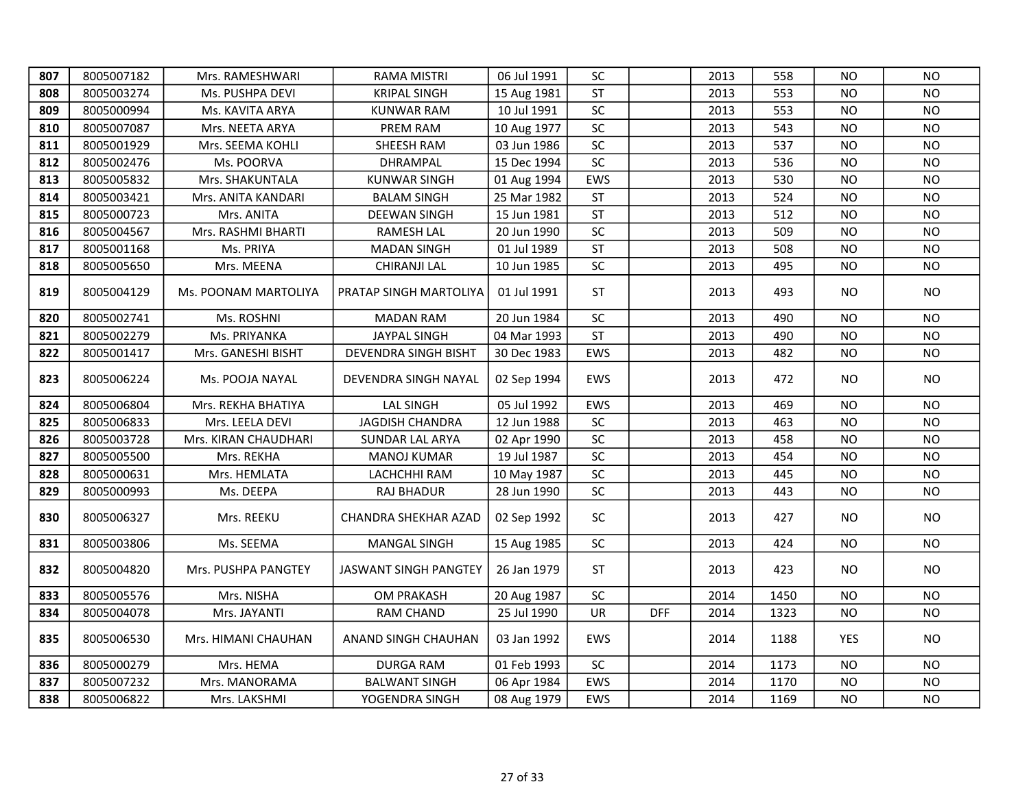| 807 | 8005007182 | Mrs. RAMESHWARI | RAMA MISTRI | 06 Jul 1991 | SC | | 2013 | 558 | NO | NO |
|---|---|---|---|---|---|---|---|---|---|---|
| 808 | 8005003274 | Ms. PUSHPA DEVI | KRIPAL SINGH | 15 Aug 1981 | ST | | 2013 | 553 | NO | NO |
| 809 | 8005000994 | Ms. KAVITA ARYA | KUNWAR RAM | 10 Jul 1991 | SC | | 2013 | 553 | NO | NO |
| 810 | 8005007087 | Mrs. NEETA ARYA | PREM RAM | 10 Aug 1977 | SC | | 2013 | 543 | NO | NO |
| 811 | 8005001929 | Mrs. SEEMA KOHLI | SHEESH RAM | 03 Jun 1986 | SC | | 2013 | 537 | NO | NO |
| 812 | 8005002476 | Ms. POORVA | DHRAMPAL | 15 Dec 1994 | SC | | 2013 | 536 | NO | NO |
| 813 | 8005005832 | Mrs. SHAKUNTALA | KUNWAR SINGH | 01 Aug 1994 | EWS | | 2013 | 530 | NO | NO |
| 814 | 8005003421 | Mrs. ANITA KANDARI | BALAM SINGH | 25 Mar 1982 | ST | | 2013 | 524 | NO | NO |
| 815 | 8005000723 | Mrs. ANITA | DEEWAN SINGH | 15 Jun 1981 | ST | | 2013 | 512 | NO | NO |
| 816 | 8005004567 | Mrs. RASHMI BHARTI | RAMESH LAL | 20 Jun 1990 | SC | | 2013 | 509 | NO | NO |
| 817 | 8005001168 | Ms. PRIYA | MADAN SINGH | 01 Jul 1989 | ST | | 2013 | 508 | NO | NO |
| 818 | 8005005650 | Mrs. MEENA | CHIRANJI LAL | 10 Jun 1985 | SC | | 2013 | 495 | NO | NO |
| 819 | 8005004129 | Ms. POONAM MARTOLIYA | PRATAP SINGH MARTOLIYA | 01 Jul 1991 | ST | | 2013 | 493 | NO | NO |
| 820 | 8005002741 | Ms. ROSHNI | MADAN RAM | 20 Jun 1984 | SC | | 2013 | 490 | NO | NO |
| 821 | 8005002279 | Ms. PRIYANKA | JAYPAL SINGH | 04 Mar 1993 | ST | | 2013 | 490 | NO | NO |
| 822 | 8005001417 | Mrs. GANESHI BISHT | DEVENDRA SINGH BISHT | 30 Dec 1983 | EWS | | 2013 | 482 | NO | NO |
| 823 | 8005006224 | Ms. POOJA NAYAL | DEVENDRA SINGH NAYAL | 02 Sep 1994 | EWS | | 2013 | 472 | NO | NO |
| 824 | 8005006804 | Mrs. REKHA BHATIYA | LAL SINGH | 05 Jul 1992 | EWS | | 2013 | 469 | NO | NO |
| 825 | 8005006833 | Mrs. LEELA DEVI | JAGDISH CHANDRA | 12 Jun 1988 | SC | | 2013 | 463 | NO | NO |
| 826 | 8005003728 | Mrs. KIRAN CHAUDHARI | SUNDAR LAL ARYA | 02 Apr 1990 | SC | | 2013 | 458 | NO | NO |
| 827 | 8005005500 | Mrs. REKHA | MANOJ KUMAR | 19 Jul 1987 | SC | | 2013 | 454 | NO | NO |
| 828 | 8005000631 | Mrs. HEMLATA | LACHCHHI RAM | 10 May 1987 | SC | | 2013 | 445 | NO | NO |
| 829 | 8005000993 | Ms. DEEPA | RAJ BHADUR | 28 Jun 1990 | SC | | 2013 | 443 | NO | NO |
| 830 | 8005006327 | Mrs. REEKU | CHANDRA SHEKHAR AZAD | 02 Sep 1992 | SC | | 2013 | 427 | NO | NO |
| 831 | 8005003806 | Ms. SEEMA | MANGAL SINGH | 15 Aug 1985 | SC | | 2013 | 424 | NO | NO |
| 832 | 8005004820 | Mrs. PUSHPA PANGTEY | JASWANT SINGH PANGTEY | 26 Jan 1979 | ST | | 2013 | 423 | NO | NO |
| 833 | 8005005576 | Mrs. NISHA | OM PRAKASH | 20 Aug 1987 | SC | | 2014 | 1450 | NO | NO |
| 834 | 8005004078 | Mrs. JAYANTI | RAM CHAND | 25 Jul 1990 | UR | DFF | 2014 | 1323 | NO | NO |
| 835 | 8005006530 | Mrs. HIMANI CHAUHAN | ANAND SINGH CHAUHAN | 03 Jan 1992 | EWS | | 2014 | 1188 | YES | NO |
| 836 | 8005000279 | Mrs. HEMA | DURGA RAM | 01 Feb 1993 | SC | | 2014 | 1173 | NO | NO |
| 837 | 8005007232 | Mrs. MANORAMA | BALWANT SINGH | 06 Apr 1984 | EWS | | 2014 | 1170 | NO | NO |
| 838 | 8005006822 | Mrs. LAKSHMI | YOGENDRA SINGH | 08 Aug 1979 | EWS | | 2014 | 1169 | NO | NO |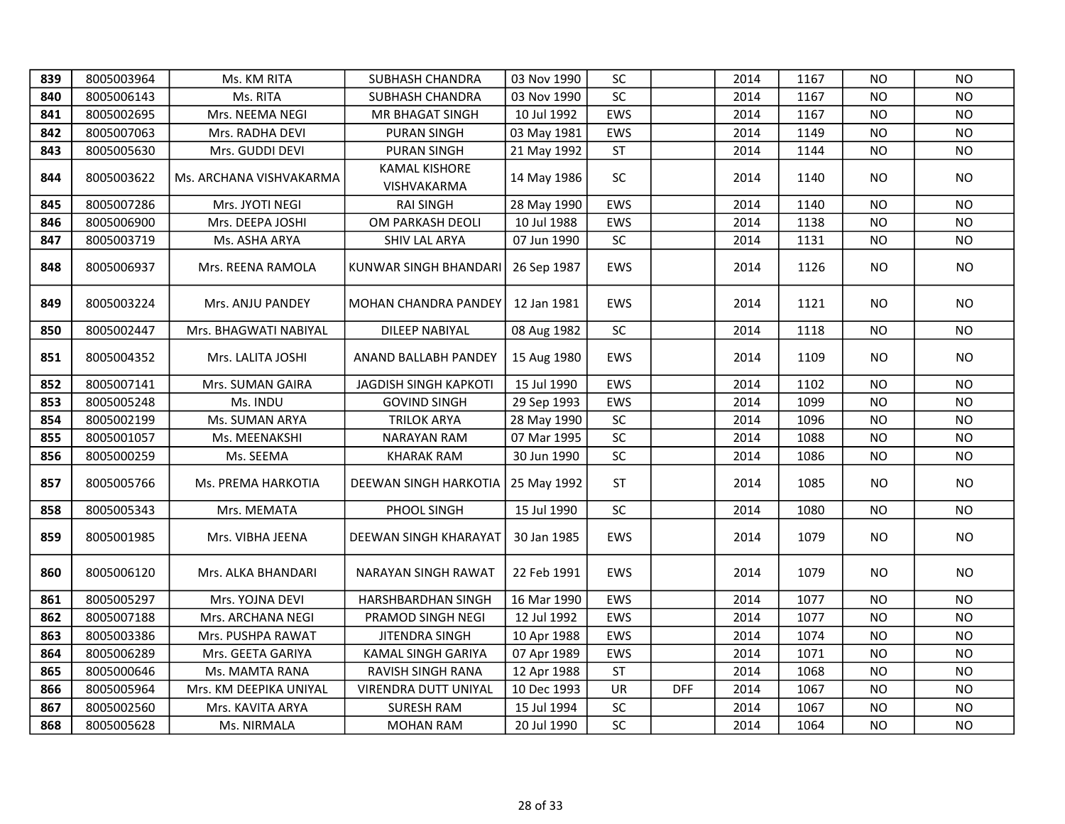| 839 | 8005003964 | Ms. KM RITA | SUBHASH CHANDRA | 03 Nov 1990 | SC | | 2014 | 1167 | NO | NO |
|---|---|---|---|---|---|---|---|---|---|---|
| 840 | 8005006143 | Ms. RITA | SUBHASH CHANDRA | 03 Nov 1990 | SC | | 2014 | 1167 | NO | NO |
| 841 | 8005002695 | Mrs. NEEMA NEGI | MR BHAGAT SINGH | 10 Jul 1992 | EWS | | 2014 | 1167 | NO | NO |
| 842 | 8005007063 | Mrs. RADHA DEVI | PURAN SINGH | 03 May 1981 | EWS | | 2014 | 1149 | NO | NO |
| 843 | 8005005630 | Mrs. GUDDI DEVI | PURAN SINGH | 21 May 1992 | ST | | 2014 | 1144 | NO | NO |
| 844 | 8005003622 | Ms. ARCHANA VISHVAKARMA | KAMAL KISHORE VISHVAKARMA | 14 May 1986 | SC | | 2014 | 1140 | NO | NO |
| 845 | 8005007286 | Mrs. JYOTI NEGI | RAI SINGH | 28 May 1990 | EWS | | 2014 | 1140 | NO | NO |
| 846 | 8005006900 | Mrs. DEEPA JOSHI | OM PARKASH DEOLI | 10 Jul 1988 | EWS | | 2014 | 1138 | NO | NO |
| 847 | 8005003719 | Ms. ASHA ARYA | SHIV LAL ARYA | 07 Jun 1990 | SC | | 2014 | 1131 | NO | NO |
| 848 | 8005006937 | Mrs. REENA RAMOLA | KUNWAR SINGH BHANDARI | 26 Sep 1987 | EWS | | 2014 | 1126 | NO | NO |
| 849 | 8005003224 | Mrs. ANJU PANDEY | MOHAN CHANDRA PANDEY | 12 Jan 1981 | EWS | | 2014 | 1121 | NO | NO |
| 850 | 8005002447 | Mrs. BHAGWATI NABIYAL | DILEEP NABIYAL | 08 Aug 1982 | SC | | 2014 | 1118 | NO | NO |
| 851 | 8005004352 | Mrs. LALITA JOSHI | ANAND BALLABH PANDEY | 15 Aug 1980 | EWS | | 2014 | 1109 | NO | NO |
| 852 | 8005007141 | Mrs. SUMAN GAIRA | JAGDISH SINGH KAPKOTI | 15 Jul 1990 | EWS | | 2014 | 1102 | NO | NO |
| 853 | 8005005248 | Ms. INDU | GOVIND SINGH | 29 Sep 1993 | EWS | | 2014 | 1099 | NO | NO |
| 854 | 8005002199 | Ms. SUMAN ARYA | TRILOK ARYA | 28 May 1990 | SC | | 2014 | 1096 | NO | NO |
| 855 | 8005001057 | Ms. MEENAKSHI | NARAYAN RAM | 07 Mar 1995 | SC | | 2014 | 1088 | NO | NO |
| 856 | 8005000259 | Ms. SEEMA | KHARAK RAM | 30 Jun 1990 | SC | | 2014 | 1086 | NO | NO |
| 857 | 8005005766 | Ms. PREMA HARKOTIA | DEEWAN SINGH HARKOTIA | 25 May 1992 | ST | | 2014 | 1085 | NO | NO |
| 858 | 8005005343 | Mrs. MEMATA | PHOOL SINGH | 15 Jul 1990 | SC | | 2014 | 1080 | NO | NO |
| 859 | 8005001985 | Mrs. VIBHA JEENA | DEEWAN SINGH KHARAYAT | 30 Jan 1985 | EWS | | 2014 | 1079 | NO | NO |
| 860 | 8005006120 | Mrs. ALKA BHANDARI | NARAYAN SINGH RAWAT | 22 Feb 1991 | EWS | | 2014 | 1079 | NO | NO |
| 861 | 8005005297 | Mrs. YOJNA DEVI | HARSHBARDHAN SINGH | 16 Mar 1990 | EWS | | 2014 | 1077 | NO | NO |
| 862 | 8005007188 | Mrs. ARCHANA NEGI | PRAMOD SINGH NEGI | 12 Jul 1992 | EWS | | 2014 | 1077 | NO | NO |
| 863 | 8005003386 | Mrs. PUSHPA RAWAT | JITENDRA SINGH | 10 Apr 1988 | EWS | | 2014 | 1074 | NO | NO |
| 864 | 8005006289 | Mrs. GEETA GARIYA | KAMAL SINGH GARIYA | 07 Apr 1989 | EWS | | 2014 | 1071 | NO | NO |
| 865 | 8005000646 | Ms. MAMTA RANA | RAVISH SINGH RANA | 12 Apr 1988 | ST | | 2014 | 1068 | NO | NO |
| 866 | 8005005964 | Mrs. KM DEEPIKA UNIYAL | VIRENDRA DUTT UNIYAL | 10 Dec 1993 | UR | DFF | 2014 | 1067 | NO | NO |
| 867 | 8005002560 | Mrs. KAVITA ARYA | SURESH RAM | 15 Jul 1994 | SC | | 2014 | 1067 | NO | NO |
| 868 | 8005005628 | Ms. NIRMALA | MOHAN RAM | 20 Jul 1990 | SC | | 2014 | 1064 | NO | NO |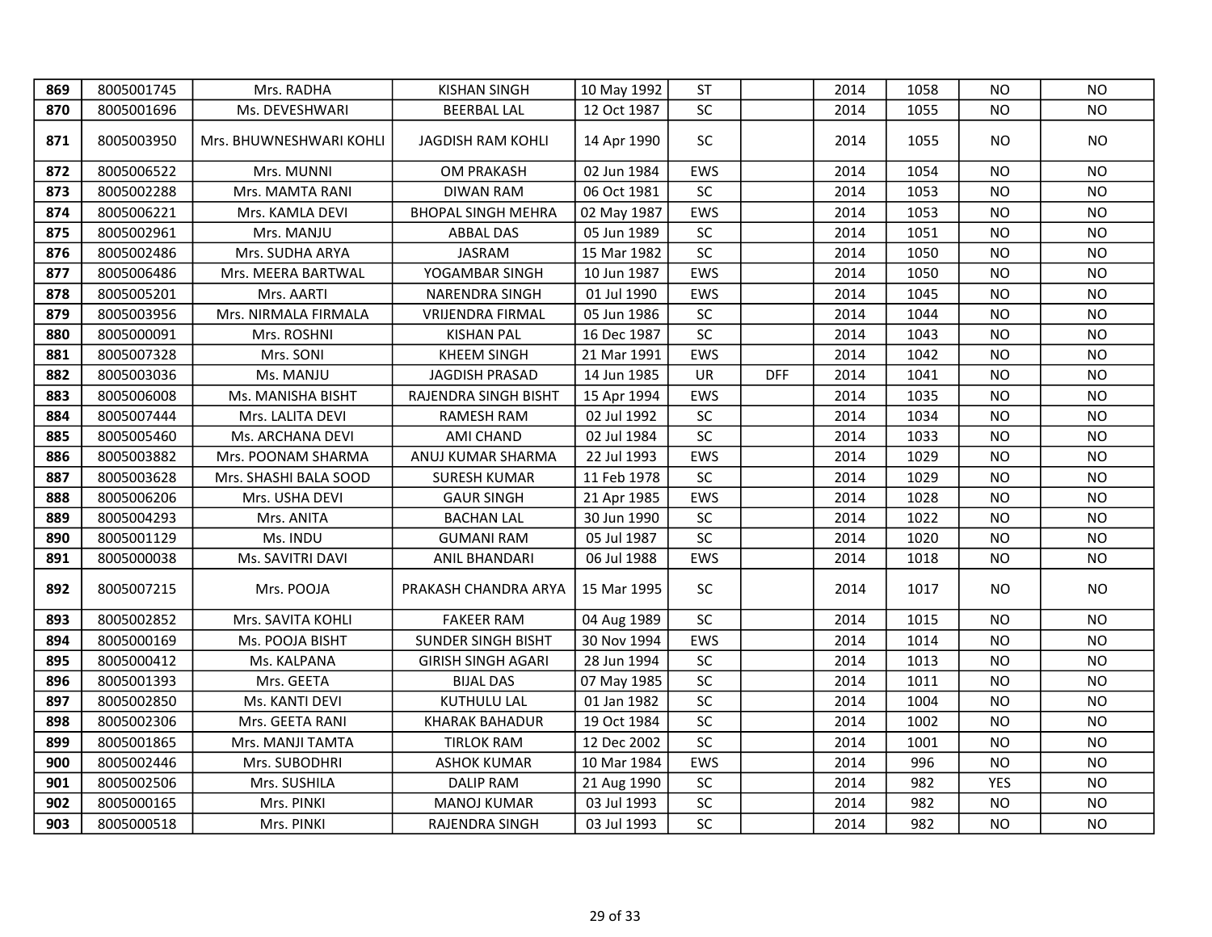| 869 | 8005001745 | Mrs. RADHA | KISHAN SINGH | 10 May 1992 | ST | | 2014 | 1058 | NO | NO |
|---|---|---|---|---|---|---|---|---|---|---|
| 870 | 8005001696 | Ms. DEVESHWARI | BEERBAL LAL | 12 Oct 1987 | SC | | 2014 | 1055 | NO | NO |
| 871 | 8005003950 | Mrs. BHUWNESHWARI KOHLI | JAGDISH RAM KOHLI | 14 Apr 1990 | SC | | 2014 | 1055 | NO | NO |
| 872 | 8005006522 | Mrs. MUNNI | OM PRAKASH | 02 Jun 1984 | EWS | | 2014 | 1054 | NO | NO |
| 873 | 8005002288 | Mrs. MAMTA RANI | DIWAN RAM | 06 Oct 1981 | SC | | 2014 | 1053 | NO | NO |
| 874 | 8005006221 | Mrs. KAMLA DEVI | BHOPAL SINGH MEHRA | 02 May 1987 | EWS | | 2014 | 1053 | NO | NO |
| 875 | 8005002961 | Mrs. MANJU | ABBAL DAS | 05 Jun 1989 | SC | | 2014 | 1051 | NO | NO |
| 876 | 8005002486 | Mrs. SUDHA ARYA | JASRAM | 15 Mar 1982 | SC | | 2014 | 1050 | NO | NO |
| 877 | 8005006486 | Mrs. MEERA BARTWAL | YOGAMBAR SINGH | 10 Jun 1987 | EWS | | 2014 | 1050 | NO | NO |
| 878 | 8005005201 | Mrs. AARTI | NARENDRA SINGH | 01 Jul 1990 | EWS | | 2014 | 1045 | NO | NO |
| 879 | 8005003956 | Mrs. NIRMALA FIRMALA | VRIJENDRA FIRMAL | 05 Jun 1986 | SC | | 2014 | 1044 | NO | NO |
| 880 | 8005000091 | Mrs. ROSHNI | KISHAN PAL | 16 Dec 1987 | SC | | 2014 | 1043 | NO | NO |
| 881 | 8005007328 | Mrs. SONI | KHEEM SINGH | 21 Mar 1991 | EWS | | 2014 | 1042 | NO | NO |
| 882 | 8005003036 | Ms. MANJU | JAGDISH PRASAD | 14 Jun 1985 | UR | DFF | 2014 | 1041 | NO | NO |
| 883 | 8005006008 | Ms. MANISHA BISHT | RAJENDRA SINGH BISHT | 15 Apr 1994 | EWS | | 2014 | 1035 | NO | NO |
| 884 | 8005007444 | Mrs. LALITA DEVI | RAMESH RAM | 02 Jul 1992 | SC | | 2014 | 1034 | NO | NO |
| 885 | 8005005460 | Ms. ARCHANA DEVI | AMI CHAND | 02 Jul 1984 | SC | | 2014 | 1033 | NO | NO |
| 886 | 8005003882 | Mrs. POONAM SHARMA | ANUJ KUMAR SHARMA | 22 Jul 1993 | EWS | | 2014 | 1029 | NO | NO |
| 887 | 8005003628 | Mrs. SHASHI BALA SOOD | SURESH KUMAR | 11 Feb 1978 | SC | | 2014 | 1029 | NO | NO |
| 888 | 8005006206 | Mrs. USHA DEVI | GAUR SINGH | 21 Apr 1985 | EWS | | 2014 | 1028 | NO | NO |
| 889 | 8005004293 | Mrs. ANITA | BACHAN LAL | 30 Jun 1990 | SC | | 2014 | 1022 | NO | NO |
| 890 | 8005001129 | Ms. INDU | GUMANI RAM | 05 Jul 1987 | SC | | 2014 | 1020 | NO | NO |
| 891 | 8005000038 | Ms. SAVITRI DAVI | ANIL BHANDARI | 06 Jul 1988 | EWS | | 2014 | 1018 | NO | NO |
| 892 | 8005007215 | Mrs. POOJA | PRAKASH CHANDRA ARYA | 15 Mar 1995 | SC | | 2014 | 1017 | NO | NO |
| 893 | 8005002852 | Mrs. SAVITA KOHLI | FAKEER RAM | 04 Aug 1989 | SC | | 2014 | 1015 | NO | NO |
| 894 | 8005000169 | Ms. POOJA BISHT | SUNDER SINGH BISHT | 30 Nov 1994 | EWS | | 2014 | 1014 | NO | NO |
| 895 | 8005000412 | Ms. KALPANA | GIRISH SINGH AGARI | 28 Jun 1994 | SC | | 2014 | 1013 | NO | NO |
| 896 | 8005001393 | Mrs. GEETA | BIJAL DAS | 07 May 1985 | SC | | 2014 | 1011 | NO | NO |
| 897 | 8005002850 | Ms. KANTI DEVI | KUTHULU LAL | 01 Jan 1982 | SC | | 2014 | 1004 | NO | NO |
| 898 | 8005002306 | Mrs. GEETA RANI | KHARAK BAHADUR | 19 Oct 1984 | SC | | 2014 | 1002 | NO | NO |
| 899 | 8005001865 | Mrs. MANJI TAMTA | TIRLOK RAM | 12 Dec 2002 | SC | | 2014 | 1001 | NO | NO |
| 900 | 8005002446 | Mrs. SUBODHRI | ASHOK KUMAR | 10 Mar 1984 | EWS | | 2014 | 996 | NO | NO |
| 901 | 8005002506 | Mrs. SUSHILA | DALIP RAM | 21 Aug 1990 | SC | | 2014 | 982 | YES | NO |
| 902 | 8005000165 | Mrs. PINKI | MANOJ KUMAR | 03 Jul 1993 | SC | | 2014 | 982 | NO | NO |
| 903 | 8005000518 | Mrs. PINKI | RAJENDRA SINGH | 03 Jul 1993 | SC | | 2014 | 982 | NO | NO |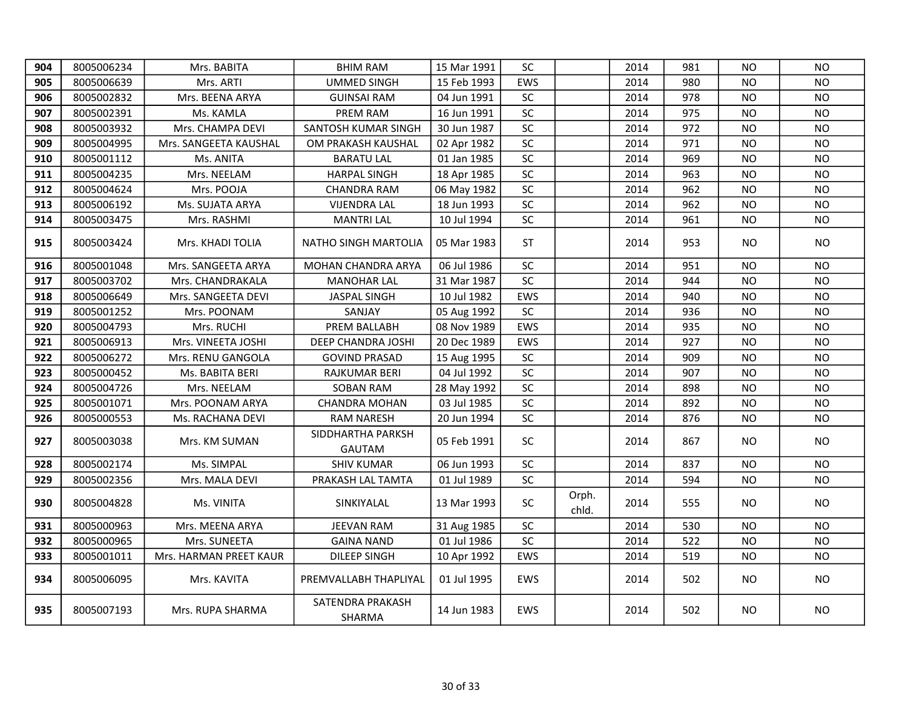| 904 | 8005006234 | Mrs. BABITA | BHIM RAM | 15 Mar 1991 | SC | | 2014 | 981 | NO | NO |
|---|---|---|---|---|---|---|---|---|---|---|
| 905 | 8005006639 | Mrs. ARTI | UMMED SINGH | 15 Feb 1993 | EWS | | 2014 | 980 | NO | NO |
| 906 | 8005002832 | Mrs. BEENA ARYA | GUINSAI RAM | 04 Jun 1991 | SC | | 2014 | 978 | NO | NO |
| 907 | 8005002391 | Ms. KAMLA | PREM RAM | 16 Jun 1991 | SC | | 2014 | 975 | NO | NO |
| 908 | 8005003932 | Mrs. CHAMPA DEVI | SANTOSH KUMAR SINGH | 30 Jun 1987 | SC | | 2014 | 972 | NO | NO |
| 909 | 8005004995 | Mrs. SANGEETA KAUSHAL | OM PRAKASH KAUSHAL | 02 Apr 1982 | SC | | 2014 | 971 | NO | NO |
| 910 | 8005001112 | Ms. ANITA | BARATU LAL | 01 Jan 1985 | SC | | 2014 | 969 | NO | NO |
| 911 | 8005004235 | Mrs. NEELAM | HARPAL SINGH | 18 Apr 1985 | SC | | 2014 | 963 | NO | NO |
| 912 | 8005004624 | Mrs. POOJA | CHANDRA RAM | 06 May 1982 | SC | | 2014 | 962 | NO | NO |
| 913 | 8005006192 | Ms. SUJATA ARYA | VIJENDRA LAL | 18 Jun 1993 | SC | | 2014 | 962 | NO | NO |
| 914 | 8005003475 | Mrs. RASHMI | MANTRI LAL | 10 Jul 1994 | SC | | 2014 | 961 | NO | NO |
| 915 | 8005003424 | Mrs. KHADI TOLIA | NATHO SINGH MARTOLIA | 05 Mar 1983 | ST | | 2014 | 953 | NO | NO |
| 916 | 8005001048 | Mrs. SANGEETA ARYA | MOHAN CHANDRA ARYA | 06 Jul 1986 | SC | | 2014 | 951 | NO | NO |
| 917 | 8005003702 | Mrs. CHANDRAKALA | MANOHAR LAL | 31 Mar 1987 | SC | | 2014 | 944 | NO | NO |
| 918 | 8005006649 | Mrs. SANGEETA DEVI | JASPAL SINGH | 10 Jul 1982 | EWS | | 2014 | 940 | NO | NO |
| 919 | 8005001252 | Mrs. POONAM | SANJAY | 05 Aug 1992 | SC | | 2014 | 936 | NO | NO |
| 920 | 8005004793 | Mrs. RUCHI | PREM BALLABH | 08 Nov 1989 | EWS | | 2014 | 935 | NO | NO |
| 921 | 8005006913 | Mrs. VINEETA JOSHI | DEEP CHANDRA JOSHI | 20 Dec 1989 | EWS | | 2014 | 927 | NO | NO |
| 922 | 8005006272 | Mrs. RENU GANGOLA | GOVIND PRASAD | 15 Aug 1995 | SC | | 2014 | 909 | NO | NO |
| 923 | 8005000452 | Ms. BABITA BERI | RAJKUMAR BERI | 04 Jul 1992 | SC | | 2014 | 907 | NO | NO |
| 924 | 8005004726 | Mrs. NEELAM | SOBAN RAM | 28 May 1992 | SC | | 2014 | 898 | NO | NO |
| 925 | 8005001071 | Mrs. POONAM ARYA | CHANDRA MOHAN | 03 Jul 1985 | SC | | 2014 | 892 | NO | NO |
| 926 | 8005000553 | Ms. RACHANA DEVI | RAM NARESH | 20 Jun 1994 | SC | | 2014 | 876 | NO | NO |
| 927 | 8005003038 | Mrs. KM SUMAN | SIDDHARTHA PARKSH GAUTAM | 05 Feb 1991 | SC | | 2014 | 867 | NO | NO |
| 928 | 8005002174 | Ms. SIMPAL | SHIV KUMAR | 06 Jun 1993 | SC | | 2014 | 837 | NO | NO |
| 929 | 8005002356 | Mrs. MALA DEVI | PRAKASH LAL TAMTA | 01 Jul 1989 | SC | | 2014 | 594 | NO | NO |
| 930 | 8005004828 | Ms. VINITA | SINKIYALAL | 13 Mar 1993 | SC | Orph. chld. | 2014 | 555 | NO | NO |
| 931 | 8005000963 | Mrs. MEENA ARYA | JEEVAN RAM | 31 Aug 1985 | SC | | 2014 | 530 | NO | NO |
| 932 | 8005000965 | Mrs. SUNEETA | GAINA NAND | 01 Jul 1986 | SC | | 2014 | 522 | NO | NO |
| 933 | 8005001011 | Mrs. HARMAN PREET KAUR | DILEEP SINGH | 10 Apr 1992 | EWS | | 2014 | 519 | NO | NO |
| 934 | 8005006095 | Mrs. KAVITA | PREMVALLABH THAPLIYAL | 01 Jul 1995 | EWS | | 2014 | 502 | NO | NO |
| 935 | 8005007193 | Mrs. RUPA SHARMA | SATENDRA PRAKASH SHARMA | 14 Jun 1983 | EWS | | 2014 | 502 | NO | NO |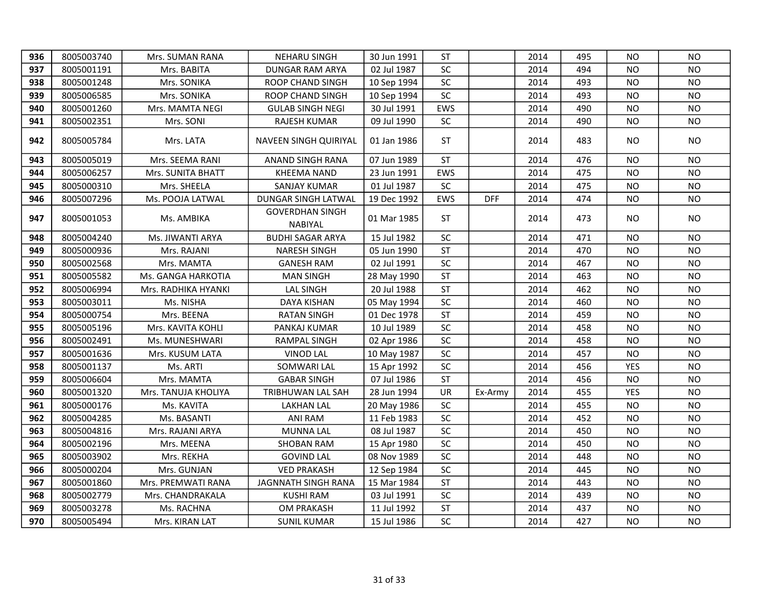| 936 | 8005003740 | Mrs. SUMAN RANA | NEHARU SINGH | 30 Jun 1991 | ST | | 2014 | 495 | NO | NO |
|---|---|---|---|---|---|---|---|---|---|---|
| 937 | 8005001191 | Mrs. BABITA | DUNGAR RAM ARYA | 02 Jul 1987 | SC | | 2014 | 494 | NO | NO |
| 938 | 8005001248 | Mrs. SONIKA | ROOP CHAND SINGH | 10 Sep 1994 | SC | | 2014 | 493 | NO | NO |
| 939 | 8005006585 | Mrs. SONIKA | ROOP CHAND SINGH | 10 Sep 1994 | SC | | 2014 | 493 | NO | NO |
| 940 | 8005001260 | Mrs. MAMTA NEGI | GULAB SINGH NEGI | 30 Jul 1991 | EWS | | 2014 | 490 | NO | NO |
| 941 | 8005002351 | Mrs. SONI | RAJESH KUMAR | 09 Jul 1990 | SC | | 2014 | 490 | NO | NO |
| 942 | 8005005784 | Mrs. LATA | NAVEEN SINGH QUIRIYAL | 01 Jan 1986 | ST | | 2014 | 483 | NO | NO |
| 943 | 8005005019 | Mrs. SEEMA RANI | ANAND SINGH RANA | 07 Jun 1989 | ST | | 2014 | 476 | NO | NO |
| 944 | 8005006257 | Mrs. SUNITA BHATT | KHEEMA NAND | 23 Jun 1991 | EWS | | 2014 | 475 | NO | NO |
| 945 | 8005000310 | Mrs. SHEELA | SANJAY KUMAR | 01 Jul 1987 | SC | | 2014 | 475 | NO | NO |
| 946 | 8005007296 | Ms. POOJA LATWAL | DUNGAR SINGH LATWAL | 19 Dec 1992 | EWS | DFF | 2014 | 474 | NO | NO |
| 947 | 8005001053 | Ms. AMBIKA | GOVERDHAN SINGH NABIYAL | 01 Mar 1985 | ST | | 2014 | 473 | NO | NO |
| 948 | 8005004240 | Ms. JIWANTI ARYA | BUDHI SAGAR ARYA | 15 Jul 1982 | SC | | 2014 | 471 | NO | NO |
| 949 | 8005000936 | Mrs. RAJANI | NARESH SINGH | 05 Jun 1990 | ST | | 2014 | 470 | NO | NO |
| 950 | 8005002568 | Mrs. MAMTA | GANESH RAM | 02 Jul 1991 | SC | | 2014 | 467 | NO | NO |
| 951 | 8005005582 | Ms. GANGA HARKOTIA | MAN SINGH | 28 May 1990 | ST | | 2014 | 463 | NO | NO |
| 952 | 8005006994 | Mrs. RADHIKA HYANKI | LAL SINGH | 20 Jul 1988 | ST | | 2014 | 462 | NO | NO |
| 953 | 8005003011 | Ms. NISHA | DAYA KISHAN | 05 May 1994 | SC | | 2014 | 460 | NO | NO |
| 954 | 8005000754 | Mrs. BEENA | RATAN SINGH | 01 Dec 1978 | ST | | 2014 | 459 | NO | NO |
| 955 | 8005005196 | Mrs. KAVITA KOHLI | PANKAJ KUMAR | 10 Jul 1989 | SC | | 2014 | 458 | NO | NO |
| 956 | 8005002491 | Ms. MUNESHWARI | RAMPAL SINGH | 02 Apr 1986 | SC | | 2014 | 458 | NO | NO |
| 957 | 8005001636 | Mrs. KUSUM LATA | VINOD LAL | 10 May 1987 | SC | | 2014 | 457 | NO | NO |
| 958 | 8005001137 | Ms. ARTI | SOMWARI LAL | 15 Apr 1992 | SC | | 2014 | 456 | YES | NO |
| 959 | 8005006604 | Mrs. MAMTA | GABAR SINGH | 07 Jul 1986 | ST | | 2014 | 456 | NO | NO |
| 960 | 8005001320 | Mrs. TANUJA KHOLIYA | TRIBHUWAN LAL SAH | 28 Jun 1994 | UR | Ex-Army | 2014 | 455 | YES | NO |
| 961 | 8005000176 | Ms. KAVITA | LAKHAN LAL | 20 May 1986 | SC | | 2014 | 455 | NO | NO |
| 962 | 8005004285 | Ms. BASANTI | ANI RAM | 11 Feb 1983 | SC | | 2014 | 452 | NO | NO |
| 963 | 8005004816 | Mrs. RAJANI ARYA | MUNNA LAL | 08 Jul 1987 | SC | | 2014 | 450 | NO | NO |
| 964 | 8005002196 | Mrs. MEENA | SHOBAN RAM | 15 Apr 1980 | SC | | 2014 | 450 | NO | NO |
| 965 | 8005003902 | Mrs. REKHA | GOVIND LAL | 08 Nov 1989 | SC | | 2014 | 448 | NO | NO |
| 966 | 8005000204 | Mrs. GUNJAN | VED PRAKASH | 12 Sep 1984 | SC | | 2014 | 445 | NO | NO |
| 967 | 8005001860 | Mrs. PREMWATI RANA | JAGNNATH SINGH RANA | 15 Mar 1984 | ST | | 2014 | 443 | NO | NO |
| 968 | 8005002779 | Mrs. CHANDRAKALA | KUSHI RAM | 03 Jul 1991 | SC | | 2014 | 439 | NO | NO |
| 969 | 8005003278 | Ms. RACHNA | OM PRAKASH | 11 Jul 1992 | ST | | 2014 | 437 | NO | NO |
| 970 | 8005005494 | Mrs. KIRAN LAT | SUNIL KUMAR | 15 Jul 1986 | SC | | 2014 | 427 | NO | NO |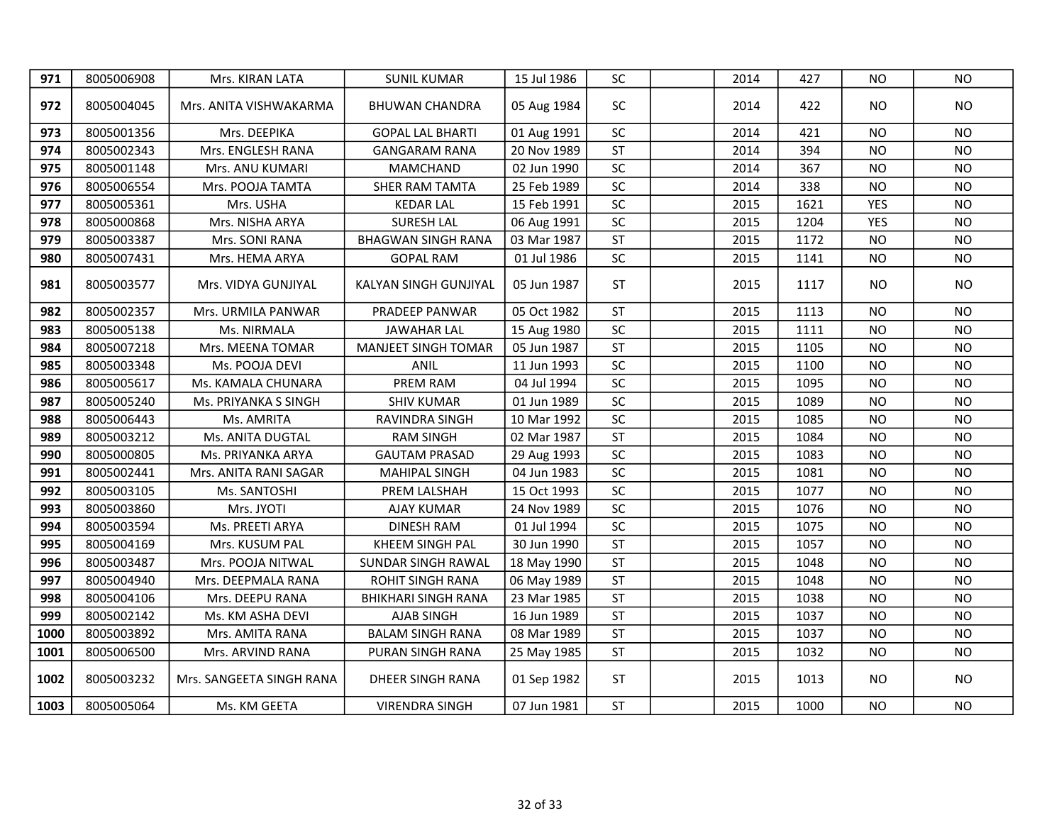| | | | | | | | | | | |
|---|---|---|---|---|---|---|---|---|---|---|
| **971** | 8005006908 | Mrs. KIRAN LATA | SUNIL KUMAR | 15 Jul 1986 | SC | | 2014 | 427 | NO | NO |
| **972** | 8005004045 | Mrs. ANITA VISHWAKARMA | BHUWAN CHANDRA | 05 Aug 1984 | SC | | 2014 | 422 | NO | NO |
| **973** | 8005001356 | Mrs. DEEPIKA | GOPAL LAL BHARTI | 01 Aug 1991 | SC | | 2014 | 421 | NO | NO |
| **974** | 8005002343 | Mrs. ENGLESH RANA | GANGARAM RANA | 20 Nov 1989 | ST | | 2014 | 394 | NO | NO |
| **975** | 8005001148 | Mrs. ANU KUMARI | MAMCHAND | 02 Jun 1990 | SC | | 2014 | 367 | NO | NO |
| **976** | 8005006554 | Mrs. POOJA TAMTA | SHER RAM TAMTA | 25 Feb 1989 | SC | | 2014 | 338 | NO | NO |
| **977** | 8005005361 | Mrs. USHA | KEDAR LAL | 15 Feb 1991 | SC | | 2015 | 1621 | YES | NO |
| **978** | 8005000868 | Mrs. NISHA ARYA | SURESH LAL | 06 Aug 1991 | SC | | 2015 | 1204 | YES | NO |
| **979** | 8005003387 | Mrs. SONI RANA | BHAGWAN SINGH RANA | 03 Mar 1987 | ST | | 2015 | 1172 | NO | NO |
| **980** | 8005007431 | Mrs. HEMA ARYA | GOPAL RAM | 01 Jul 1986 | SC | | 2015 | 1141 | NO | NO |
| **981** | 8005003577 | Mrs. VIDYA GUNJIYAL | KALYAN SINGH GUNJIYAL | 05 Jun 1987 | ST | | 2015 | 1117 | NO | NO |
| **982** | 8005002357 | Mrs. URMILA PANWAR | PRADEEP PANWAR | 05 Oct 1982 | ST | | 2015 | 1113 | NO | NO |
| **983** | 8005005138 | Ms. NIRMALA | JAWAHAR LAL | 15 Aug 1980 | SC | | 2015 | 1111 | NO | NO |
| **984** | 8005007218 | Mrs. MEENA TOMAR | MANJEET SINGH TOMAR | 05 Jun 1987 | ST | | 2015 | 1105 | NO | NO |
| **985** | 8005003348 | Ms. POOJA DEVI | ANIL | 11 Jun 1993 | SC | | 2015 | 1100 | NO | NO |
| **986** | 8005005617 | Ms. KAMALA CHUNARA | PREM RAM | 04 Jul 1994 | SC | | 2015 | 1095 | NO | NO |
| **987** | 8005005240 | Ms. PRIYANKA S SINGH | SHIV KUMAR | 01 Jun 1989 | SC | | 2015 | 1089 | NO | NO |
| **988** | 8005006443 | Ms. AMRITA | RAVINDRA SINGH | 10 Mar 1992 | SC | | 2015 | 1085 | NO | NO |
| **989** | 8005003212 | Ms. ANITA DUGTAL | RAM SINGH | 02 Mar 1987 | ST | | 2015 | 1084 | NO | NO |
| **990** | 8005000805 | Ms. PRIYANKA ARYA | GAUTAM PRASAD | 29 Aug 1993 | SC | | 2015 | 1083 | NO | NO |
| **991** | 8005002441 | Mrs. ANITA RANI SAGAR | MAHIPAL SINGH | 04 Jun 1983 | SC | | 2015 | 1081 | NO | NO |
| **992** | 8005003105 | Ms. SANTOSHI | PREM LALSHAH | 15 Oct 1993 | SC | | 2015 | 1077 | NO | NO |
| **993** | 8005003860 | Mrs. JYOTI | AJAY KUMAR | 24 Nov 1989 | SC | | 2015 | 1076 | NO | NO |
| **994** | 8005003594 | Ms. PREETI ARYA | DINESH RAM | 01 Jul 1994 | SC | | 2015 | 1075 | NO | NO |
| **995** | 8005004169 | Mrs. KUSUM PAL | KHEEM SINGH PAL | 30 Jun 1990 | ST | | 2015 | 1057 | NO | NO |
| **996** | 8005003487 | Mrs. POOJA NITWAL | SUNDAR SINGH RAWAL | 18 May 1990 | ST | | 2015 | 1048 | NO | NO |
| **997** | 8005004940 | Mrs. DEEPMALA RANA | ROHIT SINGH RANA | 06 May 1989 | ST | | 2015 | 1048 | NO | NO |
| **998** | 8005004106 | Mrs. DEEPU RANA | BHIKHARI SINGH RANA | 23 Mar 1985 | ST | | 2015 | 1038 | NO | NO |
| **999** | 8005002142 | Ms. KM ASHA DEVI | AJAB SINGH | 16 Jun 1989 | ST | | 2015 | 1037 | NO | NO |
| **1000** | 8005003892 | Mrs. AMITA RANA | BALAM SINGH RANA | 08 Mar 1989 | ST | | 2015 | 1037 | NO | NO |
| **1001** | 8005006500 | Mrs. ARVIND RANA | PURAN SINGH RANA | 25 May 1985 | ST | | 2015 | 1032 | NO | NO |
| **1002** | 8005003232 | Mrs. SANGEETA SINGH RANA | DHEER SINGH RANA | 01 Sep 1982 | ST | | 2015 | 1013 | NO | NO |
| **1003** | 8005005064 | Ms. KM GEETA | VIRENDRA SINGH | 07 Jun 1981 | ST | | 2015 | 1000 | NO | NO |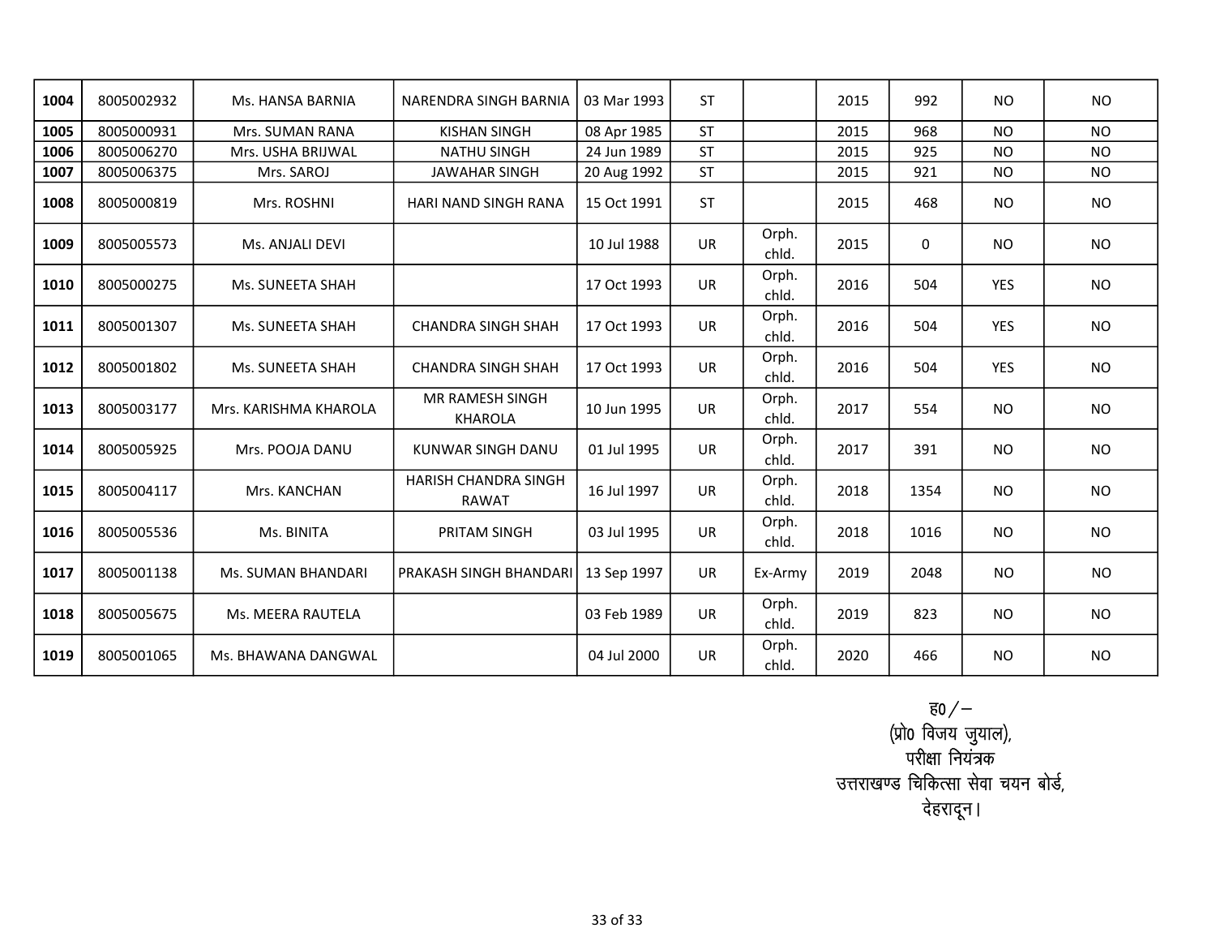| | | | | | | | | | | |
|---|---|---|---|---|---|---|---|---|---|---|
| **1004** | 8005002932 | Ms. HANSA BARNIA | NARENDRA SINGH BARNIA | 03 Mar 1993 | ST | | 2015 | 992 | NO | NO |
| **1005** | 8005000931 | Mrs. SUMAN RANA | KISHAN SINGH | 08 Apr 1985 | ST | | 2015 | 968 | NO | NO |
| **1006** | 8005006270 | Mrs. USHA BRIJWAL | NATHU SINGH | 24 Jun 1989 | ST | | 2015 | 925 | NO | NO |
| **1007** | 8005006375 | Mrs. SAROJ | JAWAHAR SINGH | 20 Aug 1992 | ST | | 2015 | 921 | NO | NO |
| **1008** | 8005000819 | Mrs. ROSHNI | HARI NAND SINGH RANA | 15 Oct 1991 | ST | | 2015 | 468 | NO | NO |
| **1009** | 8005005573 | Ms. ANJALI DEVI | | 10 Jul 1988 | UR | Orph. chld. | 2015 | 0 | NO | NO |
| **1010** | 8005000275 | Ms. SUNEETA SHAH | | 17 Oct 1993 | UR | Orph. chld. | 2016 | 504 | YES | NO |
| **1011** | 8005001307 | Ms. SUNEETA SHAH | CHANDRA SINGH SHAH | 17 Oct 1993 | UR | Orph. chld. | 2016 | 504 | YES | NO |
| **1012** | 8005001802 | Ms. SUNEETA SHAH | CHANDRA SINGH SHAH | 17 Oct 1993 | UR | Orph. chld. | 2016 | 504 | YES | NO |
| **1013** | 8005003177 | Mrs. KARISHMA KHAROLA | MR RAMESH SINGH KHAROLA | 10 Jun 1995 | UR | Orph. chld. | 2017 | 554 | NO | NO |
| **1014** | 8005005925 | Mrs. POOJA DANU | KUNWAR SINGH DANU | 01 Jul 1995 | UR | Orph. chld. | 2017 | 391 | NO | NO |
| **1015** | 8005004117 | Mrs. KANCHAN | HARISH CHANDRA SINGH RAWAT | 16 Jul 1997 | UR | Orph. chld. | 2018 | 1354 | NO | NO |
| **1016** | 8005005536 | Ms. BINITA | PRITAM SINGH | 03 Jul 1995 | UR | Orph. chld. | 2018 | 1016 | NO | NO |
| **1017** | 8005001138 | Ms. SUMAN BHANDARI | PRAKASH SINGH BHANDARI | 13 Sep 1997 | UR | Ex-Army | 2019 | 2048 | NO | NO |
| **1018** | 8005005675 | Ms. MEERA RAUTELA | | 03 Feb 1989 | UR | Orph. chld. | 2019 | 823 | NO | NO |
| **1019** | 8005001065 | Ms. BHAWANA DANGWAL | | 04 Jul 2000 | UR | Orph. chld. | 2020 | 466 | NO | NO |

ह0 / –
(प्रो0 विजय जुयाल),
परीक्षा नियंत्रक
उत्तराखण्ड चिकित्सा सेवा चयन बोर्ड,
देहरादून।